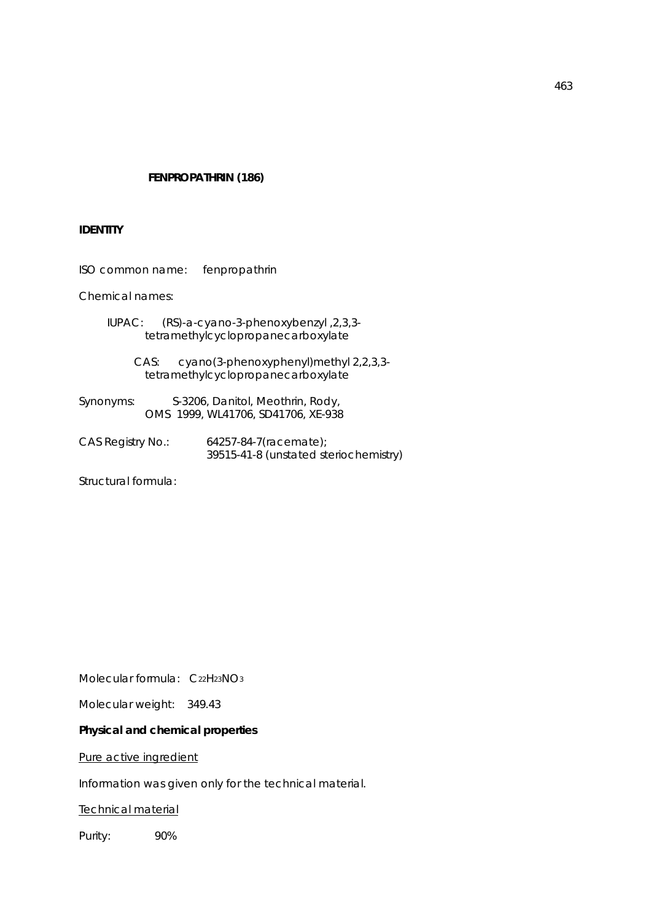# FENPROPATHRIN (186)

## IDENTITY

ISO common name: fenpropathrin

Chemical names:

IUPAC: (RS)-a-cyano-3-phenoxybenzyl ,2,3,3-tetramethylcyclopropanecarboxylate

CAS: cyano(3-phenoxyphenyl)methyl 2,2,3,3-tetramethylcyclopropanecarboxylate

Synonyms: S-3206, Danitol, Meothrin, Rody, OMS 1999, WL41706, SD41706, XE-938

CAS Registry No.: 64257-84-7(racemate); 39515-41-8 (unstated steriochemistry)

Structural formula:

Molecular formula: $C_{22}H_{23}NO_3$

Molecular weight: 349.43

**Physical and chemical properties**

Pure active ingredient

Information was given only for the technical material.

Technical material

Purity: 90%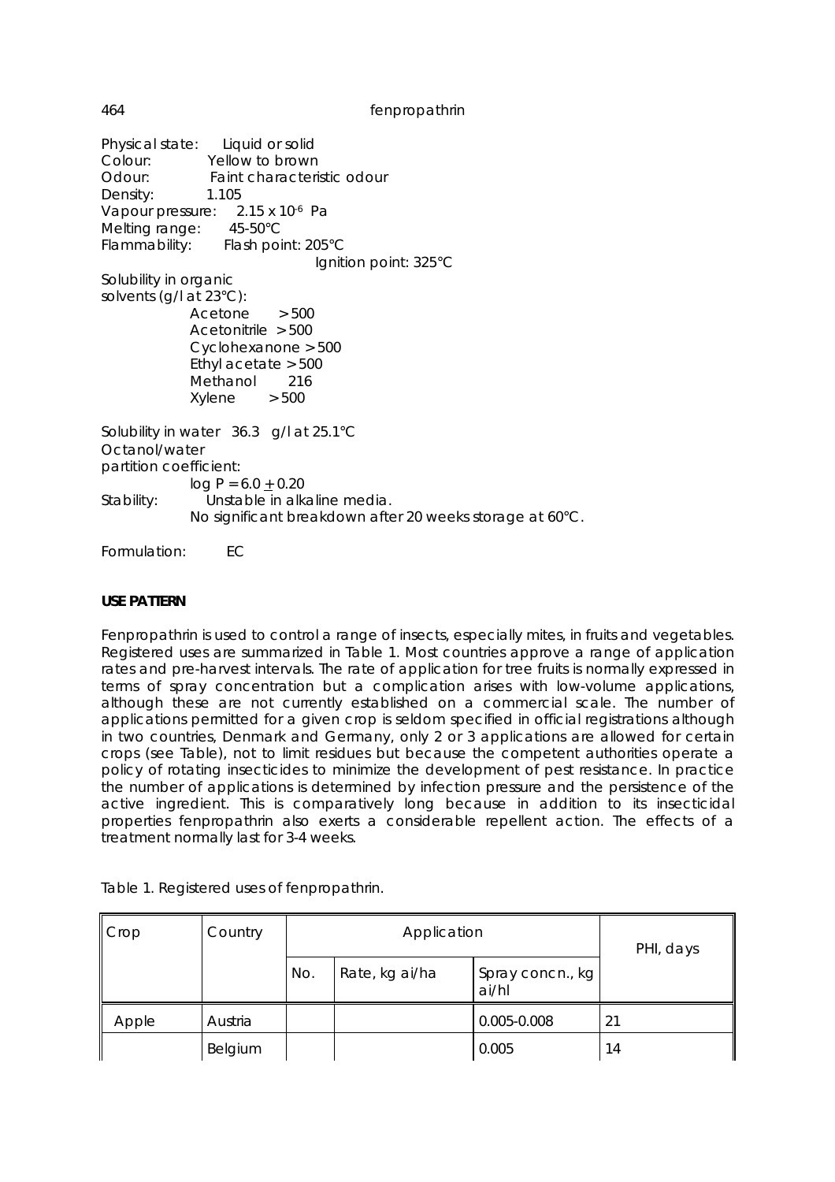Physical state: Liquid or solid
Colour: Yellow to brown
Odour: Faint characteristic odour
Density: 1.105
Vapour pressure: $2.15 \times 10^{-6}$ Pa
Melting range: 45-50°C
Flammability: Flash point: 205°C
Ignition point: 325°C

Solubility in organic solvents (g/l at 23°C):

- Acetone >500
- Acetonitrile >500
- Cyclohexanone >500
- Ethyl acetate >500
- Methanol 216
- Xylene >500

Solubility in water 36.3 g/l at 25.1°C

Octanol/water partition coefficient:
$\log P = 6.0 \pm 0.20$

Stability: Unstable in alkaline media.
No significant breakdown after 20 weeks storage at 60°C.

Formulation: EC

**USE PATTERN**

Fenpropathrin is used to control a range of insects, especially mites, in fruits and vegetables. Registered uses are summarized in Table 1. Most countries approve a range of application rates and pre-harvest intervals. The rate of application for tree fruits is normally expressed in terms of spray concentration but a complication arises with low-volume applications, although these are not currently established on a commercial scale. The number of applications permitted for a given crop is seldom specified in official registrations although in two countries, Denmark and Germany, only 2 or 3 applications are allowed for certain crops (see Table), not to limit residues but because the competent authorities operate a policy of rotating insecticides to minimize the development of pest resistance. In practice the number of applications is determined by infection pressure and the persistence of the active ingredient. This is comparatively long because in addition to its insecticidal properties fenpropathrin also exerts a considerable repellent action. The effects of a treatment normally last for 3-4 weeks.

Table 1. Registered uses of fenpropathrin.

| Crop | Country | Application | | | PHI, days |
|---|---|---|---|---|---|
| | | No. | Rate, kg ai/ha | Spray concn., kg ai/hl | |
| Apple | Austria | | | 0.005-0.008 | 21 |
| | Belgium | | | 0.005 | 14 |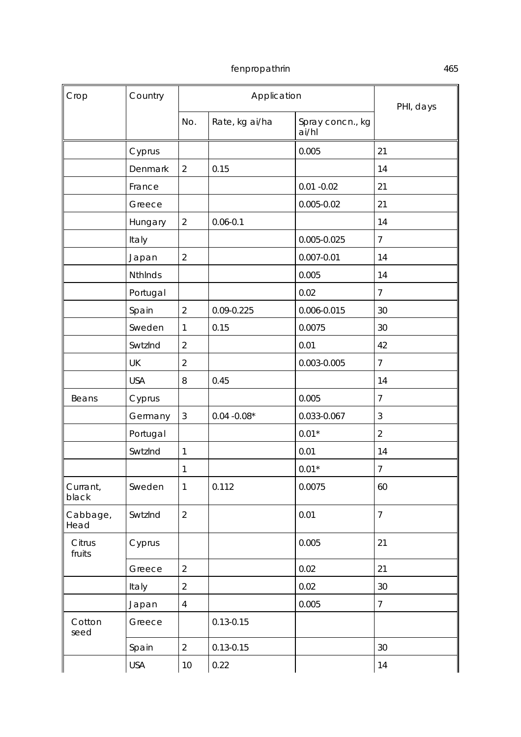| Crop | Country | Application | | | PHI, days |
|---|---|---|---|---|---|
| | | No. | Rate, kg ai/ha | Spray concn., kg ai/hl | |
| | Cyprus | | | 0.005 | 21 |
| | Denmark | 2 | 0.15 | | 14 |
| | France | | | 0.01 -0.02 | 21 |
| | Greece | | | 0.005-0.02 | 21 |
| | Hungary | 2 | 0.06-0.1 | | 14 |
| | Italy | | | 0.005-0.025 | 7 |
| | Japan | 2 | | 0.007-0.01 | 14 |
| | Nthlnds | | | 0.005 | 14 |
| | Portugal | | | 0.02 | 7 |
| | Spain | 2 | 0.09-0.225 | 0.006-0.015 | 30 |
| | Sweden | 1 | 0.15 | 0.0075 | 30 |
| | Swtzlnd | 2 | | 0.01 | 42 |
| | UK | 2 | | 0.003-0.005 | 7 |
| | USA | 8 | 0.45 | | 14 |
| Beans | Cyprus | | | 0.005 | 7 |
| | Germany | 3 | 0.04 -0.08* | 0.033-0.067 | 3 |
| | Portugal | | | 0.01* | 2 |
| | Swtzlnd | 1 | | 0.01 | 14 |
| | | 1 | | 0.01* | 7 |
| Currant, black | Sweden | 1 | 0.112 | 0.0075 | 60 |
| Cabbage, Head | Swtzlnd | 2 | | 0.01 | 7 |
| Citrus fruits | Cyprus | | | 0.005 | 21 |
| | Greece | 2 | | 0.02 | 21 |
| | Italy | 2 | | 0.02 | 30 |
| | Japan | 4 | | 0.005 | 7 |
| Cotton seed | Greece | | 0.13-0.15 | | |
| | Spain | 2 | 0.13-0.15 | | 30 |
| | USA | 10 | 0.22 | | 14 |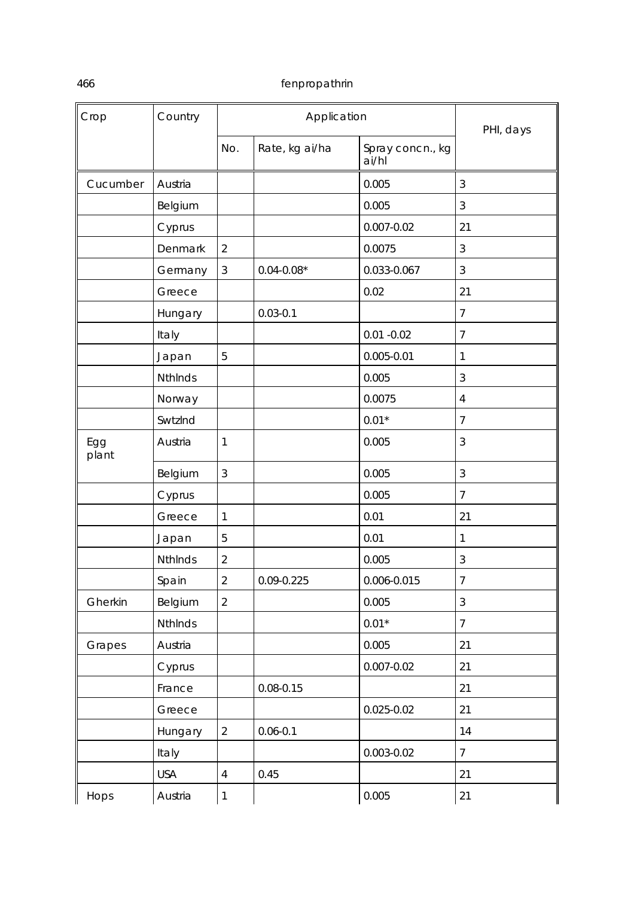| Crop | Country | Application | | | PHI, days |
|---|---|---|---|---|---|
| | | No. | Rate, kg ai/ha | Spray concn., kg ai/hl | |
| Cucumber | Austria | | | 0.005 | 3 |
| | Belgium | | | 0.005 | 3 |
| | Cyprus | | | 0.007-0.02 | 21 |
| | Denmark | 2 | | 0.0075 | 3 |
| | Germany | 3 | 0.04-0.08* | 0.033-0.067 | 3 |
| | Greece | | | 0.02 | 21 |
| | Hungary | | 0.03-0.1 | | 7 |
| | Italy | | | 0.01 -0.02 | 7 |
| | Japan | 5 | | 0.005-0.01 | 1 |
| | Nthlnds | | | 0.005 | 3 |
| | Norway | | | 0.0075 | 4 |
| | Swtzlnd | | | 0.01* | 7 |
| Egg plant | Austria | 1 | | 0.005 | 3 |
| | Belgium | 3 | | 0.005 | 3 |
| | Cyprus | | | 0.005 | 7 |
| | Greece | 1 | | 0.01 | 21 |
| | Japan | 5 | | 0.01 | 1 |
| | Nthlnds | 2 | | 0.005 | 3 |
| | Spain | 2 | 0.09-0.225 | 0.006-0.015 | 7 |
| Gherkin | Belgium | 2 | | 0.005 | 3 |
| | Nthlnds | | | 0.01* | 7 |
| Grapes | Austria | | | 0.005 | 21 |
| | Cyprus | | | 0.007-0.02 | 21 |
| | France | | 0.08-0.15 | | 21 |
| | Greece | | | 0.025-0.02 | 21 |
| | Hungary | 2 | 0.06-0.1 | | 14 |
| | Italy | | | 0.003-0.02 | 7 |
| | USA | 4 | 0.45 | | 21 |
| Hops | Austria | 1 | | 0.005 | 21 |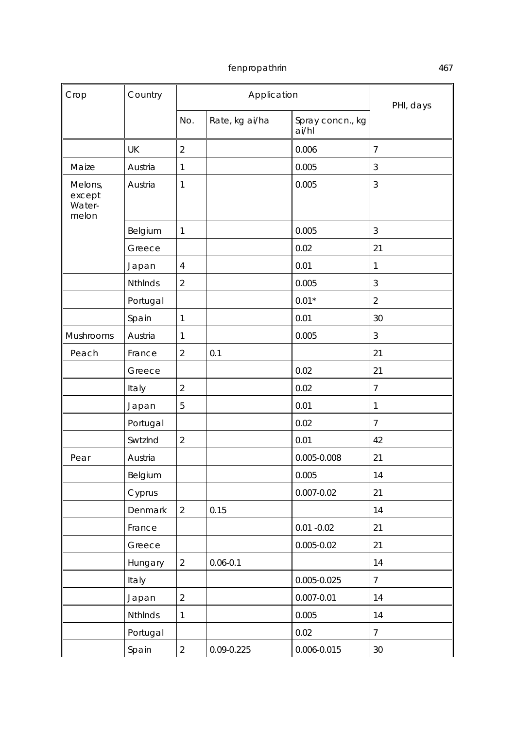| Crop | Country | Application | | | PHI, days |
|---|---|---|---|---|---|
| | | No. | Rate, kg ai/ha | Spray concn., kg ai/hl | |
| | UK | 2 | | 0.006 | 7 |
| Maize | Austria | 1 | | 0.005 | 3 |
| Melons, except Water-melon | Austria | 1 | | 0.005 | 3 |
| | Belgium | 1 | | 0.005 | 3 |
| | Greece | | | 0.02 | 21 |
| | Japan | 4 | | 0.01 | 1 |
| | Nthlnds | 2 | | 0.005 | 3 |
| | Portugal | | | 0.01* | 2 |
| | Spain | 1 | | 0.01 | 30 |
| Mushrooms | Austria | 1 | | 0.005 | 3 |
| Peach | France | 2 | 0.1 | | 21 |
| | Greece | | | 0.02 | 21 |
| | Italy | 2 | | 0.02 | 7 |
| | Japan | 5 | | 0.01 | 1 |
| | Portugal | | | 0.02 | 7 |
| | Swtzlnd | 2 | | 0.01 | 42 |
| Pear | Austria | | | 0.005-0.008 | 21 |
| | Belgium | | | 0.005 | 14 |
| | Cyprus | | | 0.007-0.02 | 21 |
| | Denmark | 2 | 0.15 | | 14 |
| | France | | | 0.01 -0.02 | 21 |
| | Greece | | | 0.005-0.02 | 21 |
| | Hungary | 2 | 0.06-0.1 | | 14 |
| | Italy | | | 0.005-0.025 | 7 |
| | Japan | 2 | | 0.007-0.01 | 14 |
| | Nthlnds | 1 | | 0.005 | 14 |
| | Portugal | | | 0.02 | 7 |
| | Spain | 2 | 0.09-0.225 | 0.006-0.015 | 30 |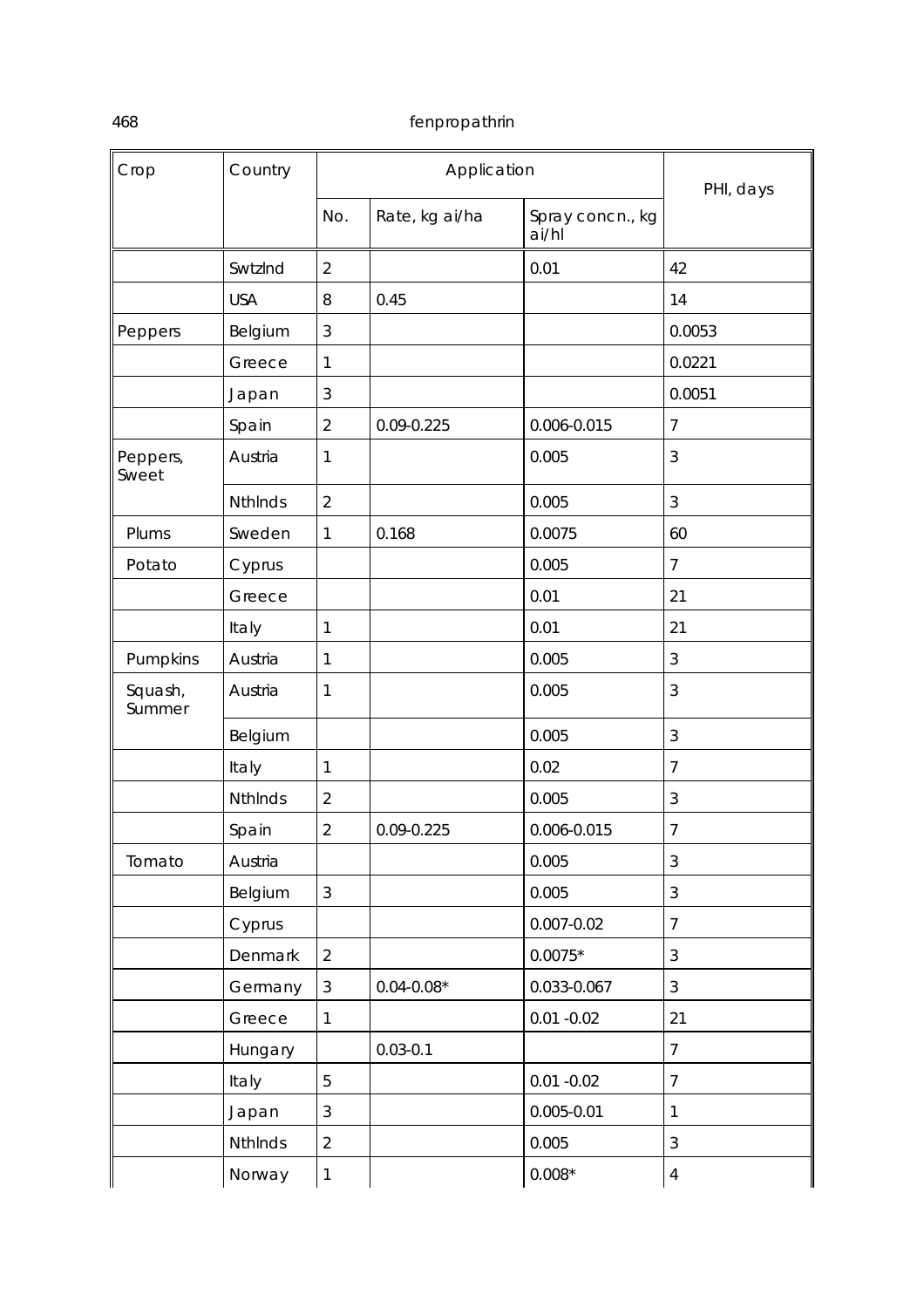| Crop | Country | Application | | | PHI, days |
|---|---|---|---|---|---|
| | | No. | Rate, kg ai/ha | Spray concn., kg ai/hl | |
| | Swtzlnd | 2 | | 0.01 | 42 |
| | USA | 8 | 0.45 | | 14 |
| Peppers | Belgium | 3 | | | 0.0053 |
| | Greece | 1 | | | 0.0221 |
| | Japan | 3 | | | 0.0051 |
| | Spain | 2 | 0.09-0.225 | 0.006-0.015 | 7 |
| Peppers, Sweet | Austria | 1 | | 0.005 | 3 |
| | Nthlnds | 2 | | 0.005 | 3 |
| Plums | Sweden | 1 | 0.168 | 0.0075 | 60 |
| Potato | Cyprus | | | 0.005 | 7 |
| | Greece | | | 0.01 | 21 |
| | Italy | 1 | | 0.01 | 21 |
| Pumpkins | Austria | 1 | | 0.005 | 3 |
| Squash, Summer | Austria | 1 | | 0.005 | 3 |
| | Belgium | | | 0.005 | 3 |
| | Italy | 1 | | 0.02 | 7 |
| | Nthlnds | 2 | | 0.005 | 3 |
| | Spain | 2 | 0.09-0.225 | 0.006-0.015 | 7 |
| Tomato | Austria | | | 0.005 | 3 |
| | Belgium | 3 | | 0.005 | 3 |
| | Cyprus | | | 0.007-0.02 | 7 |
| | Denmark | 2 | | 0.0075* | 3 |
| | Germany | 3 | 0.04-0.08* | 0.033-0.067 | 3 |
| | Greece | 1 | | 0.01 -0.02 | 21 |
| | Hungary | | 0.03-0.1 | | 7 |
| | Italy | 5 | | 0.01 -0.02 | 7 |
| | Japan | 3 | | 0.005-0.01 | 1 |
| | Nthlnds | 2 | | 0.005 | 3 |
| | Norway | 1 | | 0.008* | 4 |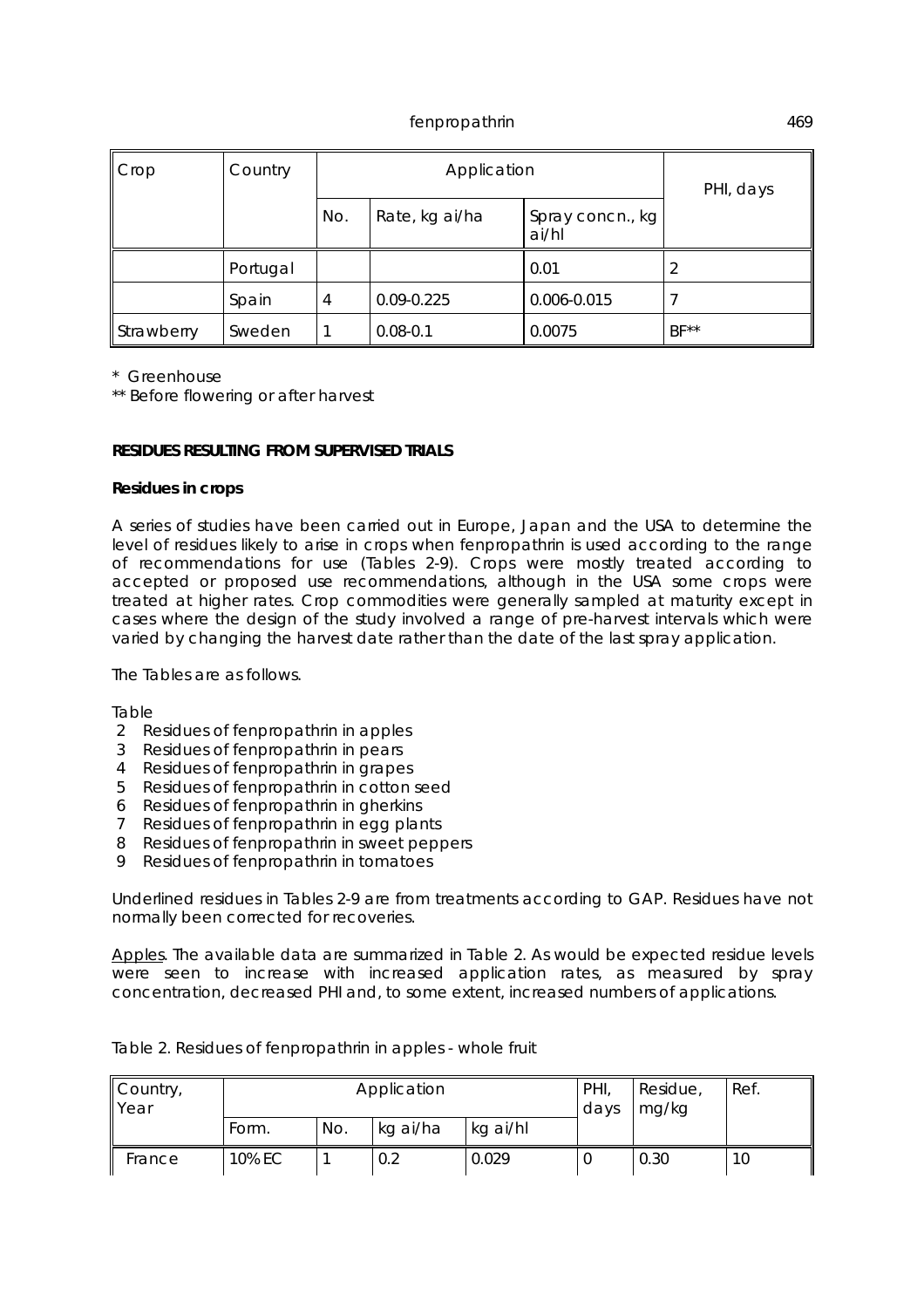| Crop | Country | Application | | | PHI, days |
|---|---|---|---|---|---|
| | | No. | Rate, kg ai/ha | Spray concn., kg ai/hl | |
| | Portugal | | | 0.01 | 2 |
| | Spain | 4 | 0.09-0.225 | 0.006-0.015 | 7 |
| Strawberry | Sweden | 1 | 0.08-0.1 | 0.0075 | BF** |

\* Greenhouse

** Before flowering or after harvest

**RESIDUES RESULTING FROM SUPERVISED TRIALS**

**Residues in crops**

A series of studies have been carried out in Europe, Japan and the USA to determine the level of residues likely to arise in crops when fenpropathrin is used according to the range of recommendations for use (Tables 2-9). Crops were mostly treated according to accepted or proposed use recommendations, although in the USA some crops were treated at higher rates. Crop commodities were generally sampled at maturity except in cases where the design of the study involved a range of pre-harvest intervals which were varied by changing the harvest date rather than the date of the last spray application.

The Tables are as follows.

Table
2 Residues of fenpropathrin in apples
3 Residues of fenpropathrin in pears
4 Residues of fenpropathrin in grapes
5 Residues of fenpropathrin in cotton seed
6 Residues of fenpropathrin in gherkins
7 Residues of fenpropathrin in egg plants
8 Residues of fenpropathrin in sweet peppers
9 Residues of fenpropathrin in tomatoes

Underlined residues in Tables 2-9 are from treatments according to GAP. Residues have not normally been corrected for recoveries.

Apples. The available data are summarized in Table 2. As would be expected residue levels were seen to increase with increased application rates, as measured by spray concentration, decreased PHI and, to some extent, increased numbers of applications.

Table 2. Residues of fenpropathrin in apples - whole fruit

| Country, Year | Application | | | | PHI, days | Residue, mg/kg | Ref. |
|---|---|---|---|---|---|---|---|
| | Form. | No. | kg ai/ha | kg ai/hl | | | |
| France | 10% EC | 1 | 0.2 | 0.029 | 0 | 0.30 | 10 |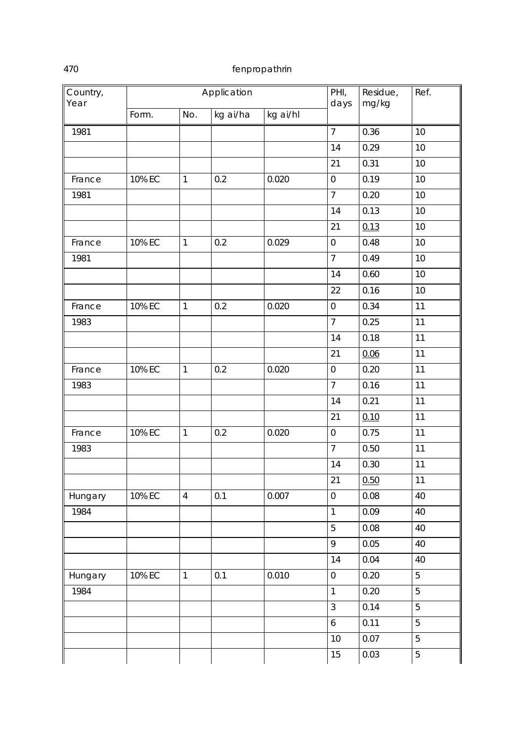| Country, Year | Application | | | | PHI, days | Residue, mg/kg | Ref. |
|---|---|---|---|---|---|---|---|
| | Form. | No. | kg ai/ha | kg ai/hl | | | |
| 1981 | | | | | 7 | 0.36 | 10 |
| | | | | | 14 | 0.29 | 10 |
| | | | | | 21 | 0.31 | 10 |
| France | 10% EC | 1 | 0.2 | 0.020 | 0 | 0.19 | 10 |
| 1981 | | | | | 7 | 0.20 | 10 |
| | | | | | 14 | 0.13 | 10 |
| | | | | | 21 | <u>0.13</u> | 10 |
| France | 10% EC | 1 | 0.2 | 0.029 | 0 | 0.48 | 10 |
| 1981 | | | | | 7 | 0.49 | 10 |
| | | | | | 14 | 0.60 | 10 |
| | | | | | 22 | 0.16 | 10 |
| France | 10% EC | 1 | 0.2 | 0.020 | 0 | 0.34 | 11 |
| 1983 | | | | | 7 | 0.25 | 11 |
| | | | | | 14 | 0.18 | 11 |
| | | | | | 21 | <u>0.06</u> | 11 |
| France | 10% EC | 1 | 0.2 | 0.020 | 0 | 0.20 | 11 |
| 1983 | | | | | 7 | 0.16 | 11 |
| | | | | | 14 | 0.21 | 11 |
| | | | | | 21 | <u>0.10</u> | 11 |
| France | 10% EC | 1 | 0.2 | 0.020 | 0 | 0.75 | 11 |
| 1983 | | | | | 7 | 0.50 | 11 |
| | | | | | 14 | 0.30 | 11 |
| | | | | | 21 | <u>0.50</u> | 11 |
| Hungary | 10% EC | 4 | 0.1 | 0.007 | 0 | 0.08 | 40 |
| 1984 | | | | | 1 | 0.09 | 40 |
| | | | | | 5 | 0.08 | 40 |
| | | | | | 9 | 0.05 | 40 |
| | | | | | 14 | 0.04 | 40 |
| Hungary | 10% EC | 1 | 0.1 | 0.010 | 0 | 0.20 | 5 |
| 1984 | | | | | 1 | 0.20 | 5 |
| | | | | | 3 | 0.14 | 5 |
| | | | | | 6 | 0.11 | 5 |
| | | | | | 10 | 0.07 | 5 |
| | | | | | 15 | 0.03 | 5 |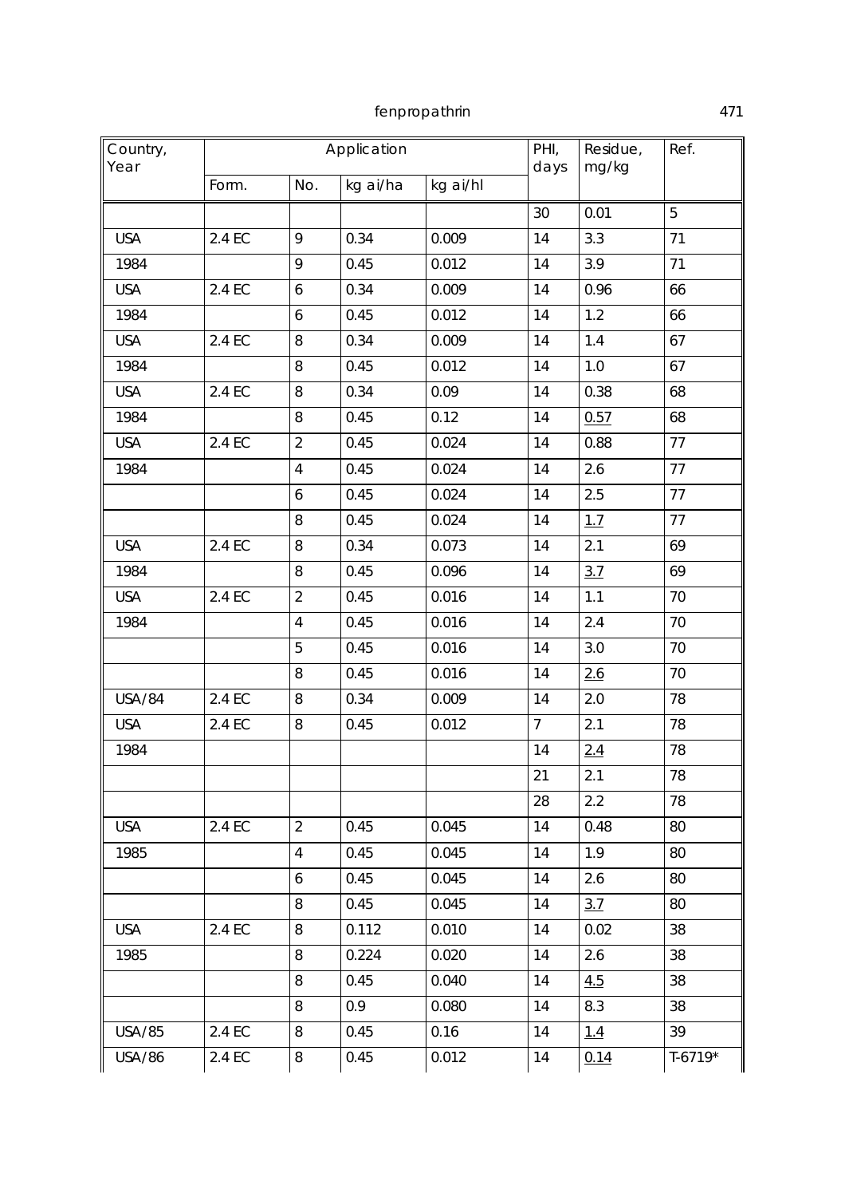| Country, Year | Application | | | | PHI, days | Residue, mg/kg | Ref. |
|---|---|---|---|---|---|---|---|
| | Form. | No. | kg ai/ha | kg ai/hl | | | |
| | | | | | 30 | 0.01 | 5 |
| USA | 2.4 EC | 9 | 0.34 | 0.009 | 14 | 3.3 | 71 |
| 1984 | | 9 | 0.45 | 0.012 | 14 | 3.9 | 71 |
| USA | 2.4 EC | 6 | 0.34 | 0.009 | 14 | 0.96 | 66 |
| 1984 | | 6 | 0.45 | 0.012 | 14 | 1.2 | 66 |
| USA | 2.4 EC | 8 | 0.34 | 0.009 | 14 | 1.4 | 67 |
| 1984 | | 8 | 0.45 | 0.012 | 14 | 1.0 | 67 |
| USA | 2.4 EC | 8 | 0.34 | 0.09 | 14 | 0.38 | 68 |
| 1984 | | 8 | 0.45 | 0.12 | 14 | <u>0.57</u> | 68 |
| USA | 2.4 EC | 2 | 0.45 | 0.024 | 14 | 0.88 | 77 |
| 1984 | | 4 | 0.45 | 0.024 | 14 | 2.6 | 77 |
| | | 6 | 0.45 | 0.024 | 14 | 2.5 | 77 |
| | | 8 | 0.45 | 0.024 | 14 | <u>1.7</u> | 77 |
| USA | 2.4 EC | 8 | 0.34 | 0.073 | 14 | 2.1 | 69 |
| 1984 | | 8 | 0.45 | 0.096 | 14 | <u>3.7</u> | 69 |
| USA | 2.4 EC | 2 | 0.45 | 0.016 | 14 | 1.1 | 70 |
| 1984 | | 4 | 0.45 | 0.016 | 14 | 2.4 | 70 |
| | | 5 | 0.45 | 0.016 | 14 | 3.0 | 70 |
| | | 8 | 0.45 | 0.016 | 14 | <u>2.6</u> | 70 |
| USA/84 | 2.4 EC | 8 | 0.34 | 0.009 | 14 | 2.0 | 78 |
| USA | 2.4 EC | 8 | 0.45 | 0.012 | 7 | 2.1 | 78 |
| 1984 | | | | | 14 | <u>2.4</u> | 78 |
| | | | | | 21 | 2.1 | 78 |
| | | | | | 28 | 2.2 | 78 |
| USA | 2.4 EC | 2 | 0.45 | 0.045 | 14 | 0.48 | 80 |
| 1985 | | 4 | 0.45 | 0.045 | 14 | 1.9 | 80 |
| | | 6 | 0.45 | 0.045 | 14 | 2.6 | 80 |
| | | 8 | 0.45 | 0.045 | 14 | <u>3.7</u> | 80 |
| USA | 2.4 EC | 8 | 0.112 | 0.010 | 14 | 0.02 | 38 |
| 1985 | | 8 | 0.224 | 0.020 | 14 | 2.6 | 38 |
| | | 8 | 0.45 | 0.040 | 14 | <u>4.5</u> | 38 |
| | | 8 | 0.9 | 0.080 | 14 | 8.3 | 38 |
| USA/85 | 2.4 EC | 8 | 0.45 | 0.16 | 14 | <u>1.4</u> | 39 |
| USA/86 | 2.4 EC | 8 | 0.45 | 0.012 | 14 | <u>0.14</u> | T-6719* |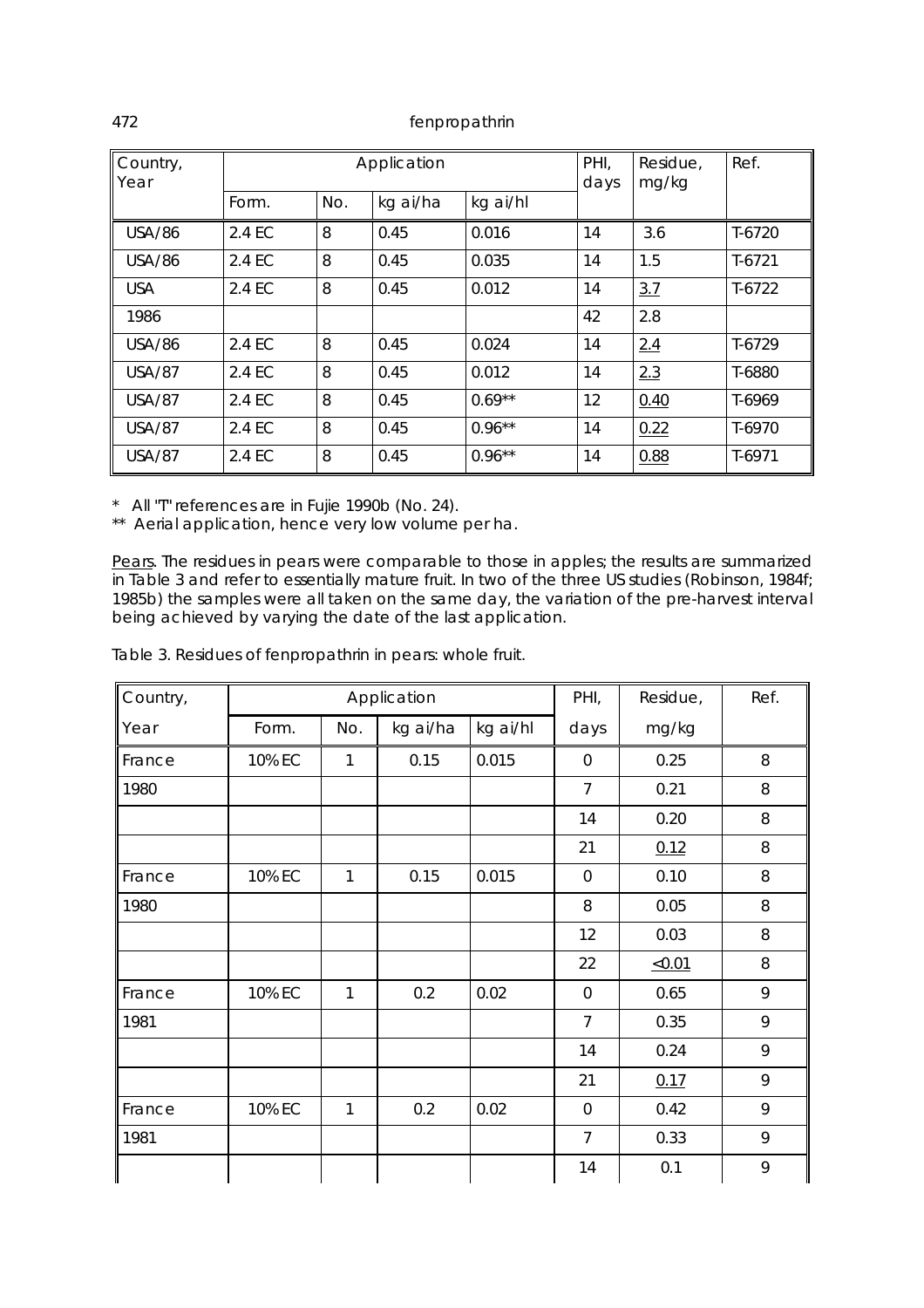| Country, Year | Application | | | | PHI, days | Residue, mg/kg | Ref. |
|---|---|---|---|---|---|---|---|
| | Form. | No. | kg ai/ha | kg ai/hl | | | |
| USA/86 | 2.4 EC | 8 | 0.45 | 0.016 | 14 | 3.6 | T-6720 |
| USA/86 | 2.4 EC | 8 | 0.45 | 0.035 | 14 | 1.5 | T-6721 |
| USA | 2.4 EC | 8 | 0.45 | 0.012 | 14 | <u>3.7</u> | T-6722 |
| 1986 | | | | | 42 | 2.8 | |
| USA/86 | 2.4 EC | 8 | 0.45 | 0.024 | 14 | <u>2.4</u> | T-6729 |
| USA/87 | 2.4 EC | 8 | 0.45 | 0.012 | 14 | <u>2.3</u> | T-6880 |
| USA/87 | 2.4 EC | 8 | 0.45 | 0.69** | 12 | <u>0.40</u> | T-6969 |
| USA/87 | 2.4 EC | 8 | 0.45 | 0.96** | 14 | <u>0.22</u> | T-6970 |
| USA/87 | 2.4 EC | 8 | 0.45 | 0.96** | 14 | <u>0.88</u> | T-6971 |

\* All "T" references are in Fujie 1990b (No. 24).

** Aerial application, hence very low volume per ha.

<u>Pears</u>. The residues in pears were comparable to those in apples; the results are summarized in Table 3 and refer to essentially mature fruit. In two of the three US studies (Robinson, 1984f; 1985b) the samples were all taken on the same day, the variation of the pre-harvest interval being achieved by varying the date of the last application.

Table 3. Residues of fenpropathrin in pears: whole fruit.

| Country, Year | Application | | | | PHI, days | Residue, mg/kg | Ref. |
|---|---|---|---|---|---|---|---|
| | Form. | No. | kg ai/ha | kg ai/hl | | | |
| France | 10% EC | 1 | 0.15 | 0.015 | 0 | 0.25 | 8 |
| 1980 | | | | | 7 | 0.21 | 8 |
| | | | | | 14 | 0.20 | 8 |
| | | | | | 21 | <u>0.12</u> | 8 |
| France | 10% EC | 1 | 0.15 | 0.015 | 0 | 0.10 | 8 |
| 1980 | | | | | 8 | 0.05 | 8 |
| | | | | | 12 | 0.03 | 8 |
| | | | | | 22 | <u><0.01</u> | 8 |
| France | 10% EC | 1 | 0.2 | 0.02 | 0 | 0.65 | 9 |
| 1981 | | | | | 7 | 0.35 | 9 |
| | | | | | 14 | 0.24 | 9 |
| | | | | | 21 | <u>0.17</u> | 9 |
| France | 10% EC | 1 | 0.2 | 0.02 | 0 | 0.42 | 9 |
| 1981 | | | | | 7 | 0.33 | 9 |
| | | | | | 14 | 0.1 | 9 |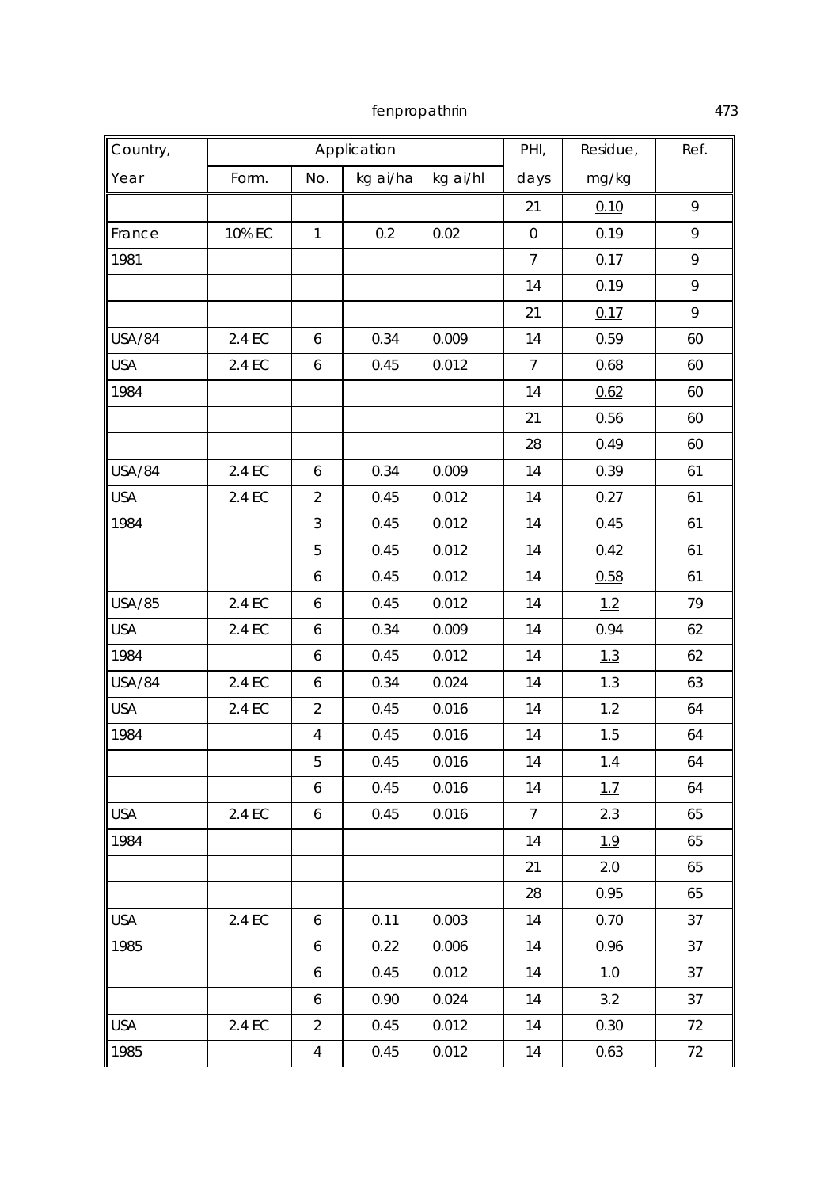| Country, | Application | | | | PHI, | Residue, | Ref. |
|---|---|---|---|---|---|---|---|
| Year | Form. | No. | kg ai/ha | kg ai/hl | days | mg/kg | |
| | | | | | 21 | 0.10 | 9 |
| France | 10% EC | 1 | 0.2 | 0.02 | 0 | 0.19 | 9 |
| 1981 | | | | | 7 | 0.17 | 9 |
| | | | | | 14 | 0.19 | 9 |
| | | | | | 21 | 0.17 | 9 |
| USA/84 | 2.4 EC | 6 | 0.34 | 0.009 | 14 | 0.59 | 60 |
| USA | 2.4 EC | 6 | 0.45 | 0.012 | 7 | 0.68 | 60 |
| 1984 | | | | | 14 | 0.62 | 60 |
| | | | | | 21 | 0.56 | 60 |
| | | | | | 28 | 0.49 | 60 |
| USA/84 | 2.4 EC | 6 | 0.34 | 0.009 | 14 | 0.39 | 61 |
| USA | 2.4 EC | 2 | 0.45 | 0.012 | 14 | 0.27 | 61 |
| 1984 | | 3 | 0.45 | 0.012 | 14 | 0.45 | 61 |
| | | 5 | 0.45 | 0.012 | 14 | 0.42 | 61 |
| | | 6 | 0.45 | 0.012 | 14 | 0.58 | 61 |
| USA/85 | 2.4 EC | 6 | 0.45 | 0.012 | 14 | 1.2 | 79 |
| USA | 2.4 EC | 6 | 0.34 | 0.009 | 14 | 0.94 | 62 |
| 1984 | | 6 | 0.45 | 0.012 | 14 | 1.3 | 62 |
| USA/84 | 2.4 EC | 6 | 0.34 | 0.024 | 14 | 1.3 | 63 |
| USA | 2.4 EC | 2 | 0.45 | 0.016 | 14 | 1.2 | 64 |
| 1984 | | 4 | 0.45 | 0.016 | 14 | 1.5 | 64 |
| | | 5 | 0.45 | 0.016 | 14 | 1.4 | 64 |
| | | 6 | 0.45 | 0.016 | 14 | 1.7 | 64 |
| USA | 2.4 EC | 6 | 0.45 | 0.016 | 7 | 2.3 | 65 |
| 1984 | | | | | 14 | 1.9 | 65 |
| | | | | | 21 | 2.0 | 65 |
| | | | | | 28 | 0.95 | 65 |
| USA | 2.4 EC | 6 | 0.11 | 0.003 | 14 | 0.70 | 37 |
| 1985 | | 6 | 0.22 | 0.006 | 14 | 0.96 | 37 |
| | | 6 | 0.45 | 0.012 | 14 | 1.0 | 37 |
| | | 6 | 0.90 | 0.024 | 14 | 3.2 | 37 |
| USA | 2.4 EC | 2 | 0.45 | 0.012 | 14 | 0.30 | 72 |
| 1985 | | 4 | 0.45 | 0.012 | 14 | 0.63 | 72 |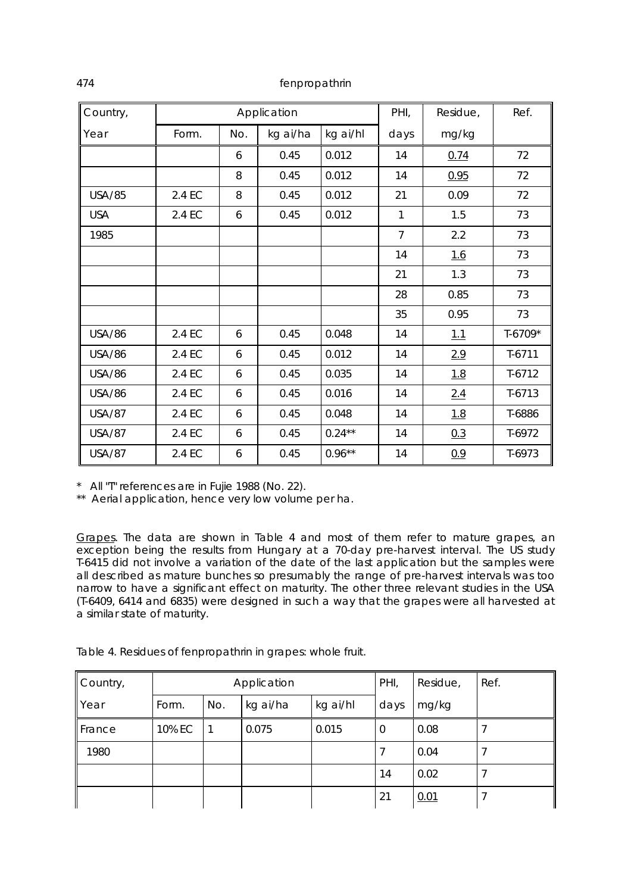| Country, | Application | | | | PHI, | Residue, | Ref. |
|---|---|---|---|---|---|---|---|
| Year | Form. | No. | kg ai/ha | kg ai/hl | days | mg/kg | |
| | | 6 | 0.45 | 0.012 | 14 | <u>0.74</u> | 72 |
| | | 8 | 0.45 | 0.012 | 14 | <u>0.95</u> | 72 |
| USA/85 | 2.4 EC | 8 | 0.45 | 0.012 | 21 | 0.09 | 72 |
| USA | 2.4 EC | 6 | 0.45 | 0.012 | 1 | 1.5 | 73 |
| 1985 | | | | | 7 | 2.2 | 73 |
| | | | | | 14 | <u>1.6</u> | 73 |
| | | | | | 21 | 1.3 | 73 |
| | | | | | 28 | 0.85 | 73 |
| | | | | | 35 | 0.95 | 73 |
| USA/86 | 2.4 EC | 6 | 0.45 | 0.048 | 14 | <u>1.1</u> | T-6709* |
| USA/86 | 2.4 EC | 6 | 0.45 | 0.012 | 14 | <u>2.9</u> | T-6711 |
| USA/86 | 2.4 EC | 6 | 0.45 | 0.035 | 14 | <u>1.8</u> | T-6712 |
| USA/86 | 2.4 EC | 6 | 0.45 | 0.016 | 14 | <u>2.4</u> | T-6713 |
| USA/87 | 2.4 EC | 6 | 0.45 | 0.048 | 14 | <u>1.8</u> | T-6886 |
| USA/87 | 2.4 EC | 6 | 0.45 | 0.24** | 14 | <u>0.3</u> | T-6972 |
| USA/87 | 2.4 EC | 6 | 0.45 | 0.96** | 14 | <u>0.9</u> | T-6973 |

\* All "T" references are in Fujie 1988 (No. 22).

** Aerial application, hence very low volume per ha.

<u>Grapes</u>. The data are shown in Table 4 and most of them refer to mature grapes, an exception being the results from Hungary at a 70-day pre-harvest interval. The US study T-6415 did not involve a variation of the date of the last application but the samples were all described as mature bunches so presumably the range of pre-harvest intervals was too narrow to have a significant effect on maturity. The other three relevant studies in the USA (T-6409, 6414 and 6835) were designed in such a way that the grapes were all harvested at a similar state of maturity.

Table 4. Residues of fenpropathrin in grapes: whole fruit.

| Country, | Application | | | | PHI, | Residue, | Ref. |
|---|---|---|---|---|---|---|---|
| Year | Form. | No. | kg ai/ha | kg ai/hl | days | mg/kg | |
| France | 10% EC | 1 | 0.075 | 0.015 | 0 | 0.08 | 7 |
| 1980 | | | | | 7 | 0.04 | 7 |
| | | | | | 14 | 0.02 | 7 |
| | | | | | 21 | <u>0.01</u> | 7 |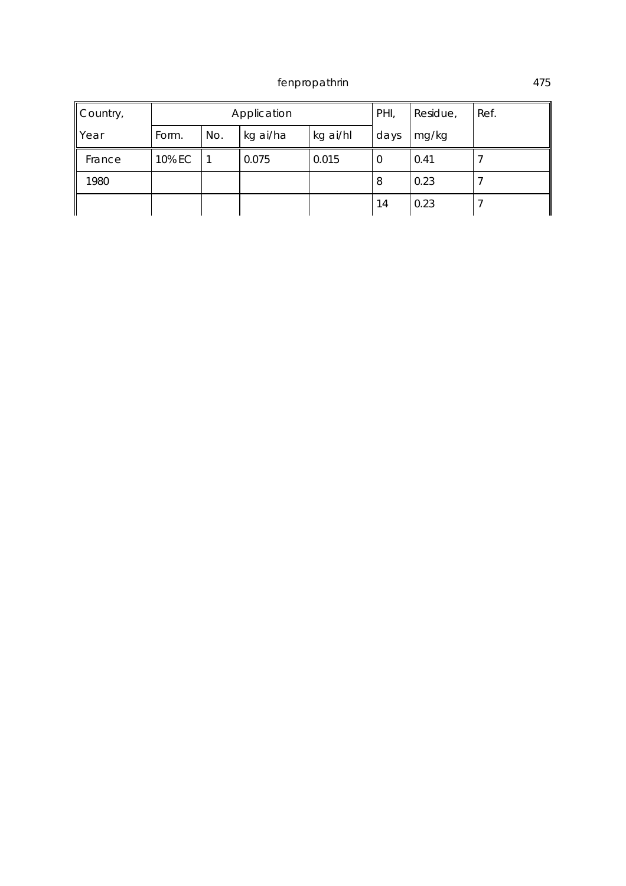| Country, | Application | | | | PHI, | Residue, | Ref. |
|---|---|---|---|---|---|---|---|
| Year | Form. | No. | kg ai/ha | kg ai/hl | days | mg/kg | |
| France | 10% EC | 1 | 0.075 | 0.015 | 0 | 0.41 | 7 |
| 1980 | | | | | 8 | 0.23 | 7 |
| | | | | | 14 | 0.23 | 7 |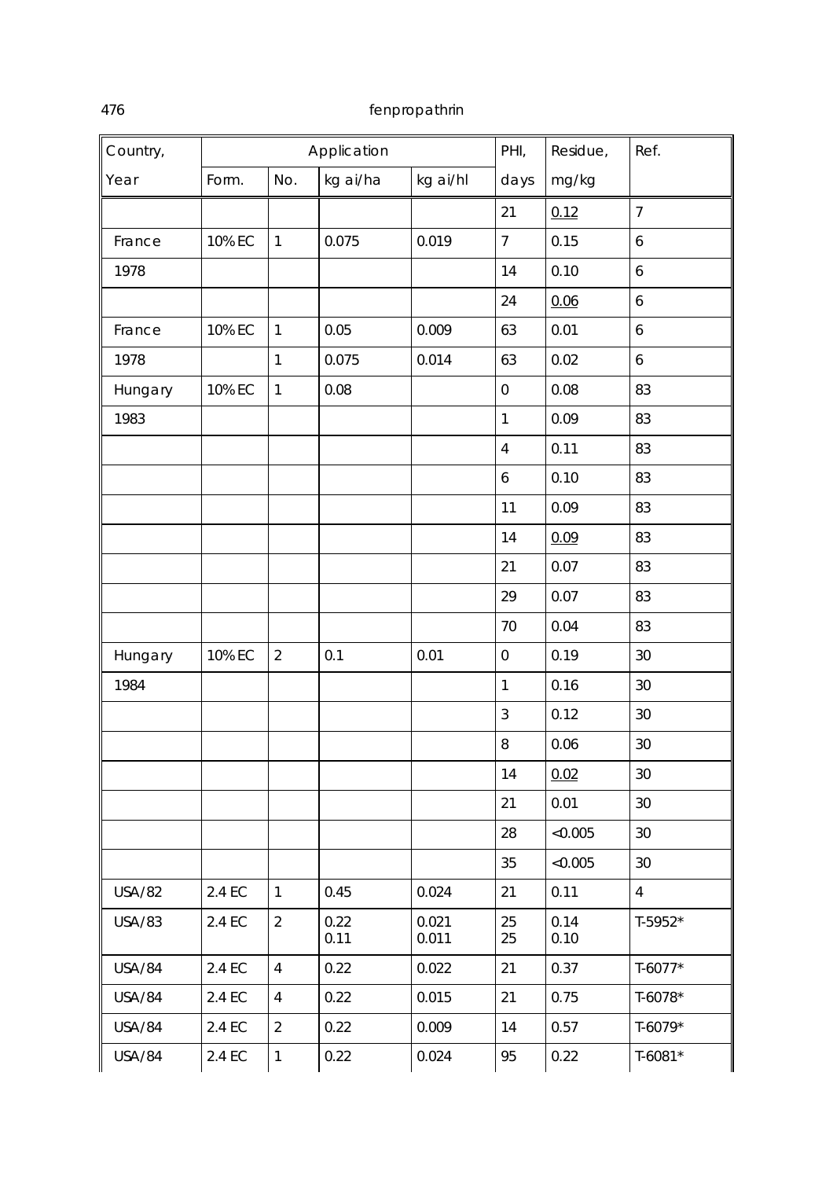| Country, | Application | | | | PHI, | Residue, | Ref. |
|---|---|---|---|---|---|---|---|
| Year | Form. | No. | kg ai/ha | kg ai/hl | days | mg/kg | |
| | | | | | 21 | <u>0.12</u> | 7 |
| France | 10% EC | 1 | 0.075 | 0.019 | 7 | 0.15 | 6 |
| 1978 | | | | | 14 | 0.10 | 6 |
| | | | | | 24 | <u>0.06</u> | 6 |
| France | 10% EC | 1 | 0.05 | 0.009 | 63 | 0.01 | 6 |
| 1978 | | 1 | 0.075 | 0.014 | 63 | 0.02 | 6 |
| Hungary | 10% EC | 1 | 0.08 | | 0 | 0.08 | 83 |
| 1983 | | | | | 1 | 0.09 | 83 |
| | | | | | 4 | 0.11 | 83 |
| | | | | | 6 | 0.10 | 83 |
| | | | | | 11 | 0.09 | 83 |
| | | | | | 14 | <u>0.09</u> | 83 |
| | | | | | 21 | 0.07 | 83 |
| | | | | | 29 | 0.07 | 83 |
| | | | | | 70 | 0.04 | 83 |
| Hungary | 10% EC | 2 | 0.1 | 0.01 | 0 | 0.19 | 30 |
| 1984 | | | | | 1 | 0.16 | 30 |
| | | | | | 3 | 0.12 | 30 |
| | | | | | 8 | 0.06 | 30 |
| | | | | | 14 | <u>0.02</u> | 30 |
| | | | | | 21 | 0.01 | 30 |
| | | | | | 28 | <0.005 | 30 |
| | | | | | 35 | <0.005 | 30 |
| USA/82 | 2.4 EC | 1 | 0.45 | 0.024 | 21 | 0.11 | 4 |
| USA/83 | 2.4 EC | 2 | 0.22<br>0.11 | 0.021<br>0.011 | 25<br>25 | 0.14<br>0.10 | T-5952* |
| USA/84 | 2.4 EC | 4 | 0.22 | 0.022 | 21 | 0.37 | T-6077* |
| USA/84 | 2.4 EC | 4 | 0.22 | 0.015 | 21 | 0.75 | T-6078* |
| USA/84 | 2.4 EC | 2 | 0.22 | 0.009 | 14 | 0.57 | T-6079* |
| USA/84 | 2.4 EC | 1 | 0.22 | 0.024 | 95 | 0.22 | T-6081* |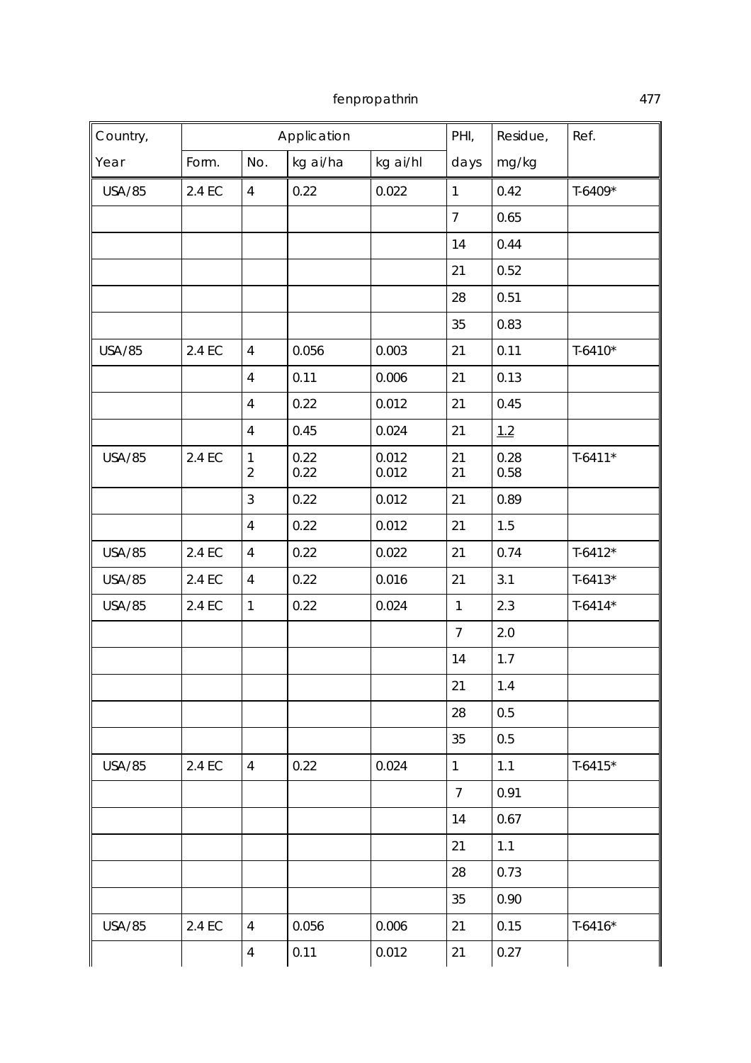| Country, | Application | | | | PHI, | Residue, | Ref. |
|---|---|---|---|---|---|---|---|
| Year | Form. | No. | kg ai/ha | kg ai/hl | days | mg/kg | |
| USA/85 | 2.4 EC | 4 | 0.22 | 0.022 | 1 | 0.42 | T-6409* |
| | | | | | 7 | 0.65 | |
| | | | | | 14 | 0.44 | |
| | | | | | 21 | 0.52 | |
| | | | | | 28 | 0.51 | |
| | | | | | 35 | 0.83 | |
| USA/85 | 2.4 EC | 4 | 0.056 | 0.003 | 21 | 0.11 | T-6410* |
| | | 4 | 0.11 | 0.006 | 21 | 0.13 | |
| | | 4 | 0.22 | 0.012 | 21 | 0.45 | |
| | | 4 | 0.45 | 0.024 | 21 | <u>1.2</u> | |
| USA/85 | 2.4 EC | 1<br>2 | 0.22<br>0.22 | 0.012<br>0.012 | 21<br>21 | 0.28<br>0.58 | T-6411* |
| | | 3 | 0.22 | 0.012 | 21 | 0.89 | |
| | | 4 | 0.22 | 0.012 | 21 | 1.5 | |
| USA/85 | 2.4 EC | 4 | 0.22 | 0.022 | 21 | 0.74 | T-6412* |
| USA/85 | 2.4 EC | 4 | 0.22 | 0.016 | 21 | 3.1 | T-6413* |
| USA/85 | 2.4 EC | 1 | 0.22 | 0.024 | 1 | 2.3 | T-6414* |
| | | | | | 7 | 2.0 | |
| | | | | | 14 | 1.7 | |
| | | | | | 21 | 1.4 | |
| | | | | | 28 | 0.5 | |
| | | | | | 35 | 0.5 | |
| USA/85 | 2.4 EC | 4 | 0.22 | 0.024 | 1 | 1.1 | T-6415* |
| | | | | | 7 | 0.91 | |
| | | | | | 14 | 0.67 | |
| | | | | | 21 | 1.1 | |
| | | | | | 28 | 0.73 | |
| | | | | | 35 | 0.90 | |
| USA/85 | 2.4 EC | 4 | 0.056 | 0.006 | 21 | 0.15 | T-6416* |
| | | 4 | 0.11 | 0.012 | 21 | 0.27 | |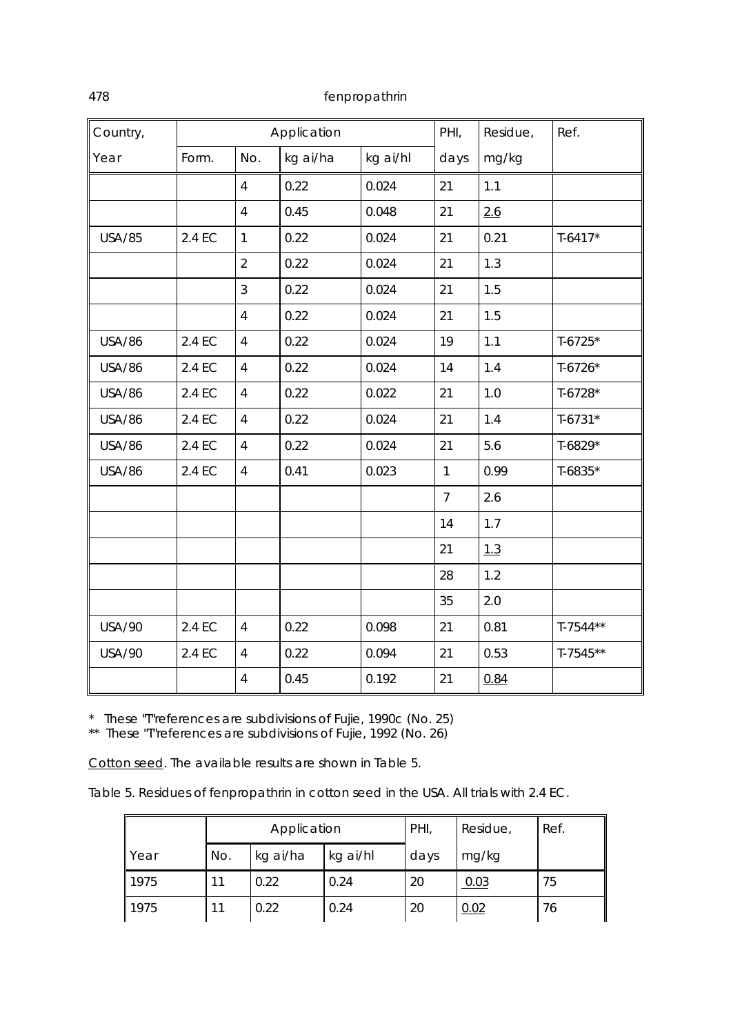| Country, | Application | | | | PHI, | Residue, | Ref. |
|---|---|---|---|---|---|---|---|
| Year | Form. | No. | kg ai/ha | kg ai/hl | days | mg/kg | |
| | | 4 | 0.22 | 0.024 | 21 | 1.1 | |
| | | 4 | 0.45 | 0.048 | 21 | <u>2.6</u> | |
| USA/85 | 2.4 EC | 1 | 0.22 | 0.024 | 21 | 0.21 | T-6417* |
| | | 2 | 0.22 | 0.024 | 21 | 1.3 | |
| | | 3 | 0.22 | 0.024 | 21 | 1.5 | |
| | | 4 | 0.22 | 0.024 | 21 | 1.5 | |
| USA/86 | 2.4 EC | 4 | 0.22 | 0.024 | 19 | 1.1 | T-6725* |
| USA/86 | 2.4 EC | 4 | 0.22 | 0.024 | 14 | 1.4 | T-6726* |
| USA/86 | 2.4 EC | 4 | 0.22 | 0.022 | 21 | 1.0 | T-6728* |
| USA/86 | 2.4 EC | 4 | 0.22 | 0.024 | 21 | 1.4 | T-6731* |
| USA/86 | 2.4 EC | 4 | 0.22 | 0.024 | 21 | 5.6 | T-6829* |
| USA/86 | 2.4 EC | 4 | 0.41 | 0.023 | 1 | 0.99 | T-6835* |
| | | | | | 7 | 2.6 | |
| | | | | | 14 | 1.7 | |
| | | | | | 21 | <u>1.3</u> | |
| | | | | | 28 | 1.2 | |
| | | | | | 35 | 2.0 | |
| USA/90 | 2.4 EC | 4 | 0.22 | 0.098 | 21 | 0.81 | T-7544** |
| USA/90 | 2.4 EC | 4 | 0.22 | 0.094 | 21 | 0.53 | T-7545** |
| | | 4 | 0.45 | 0.192 | 21 | <u>0.84</u> | |

\* These "T"references are subdivisions of Fujie, 1990c (No. 25)
** These "T"references are subdivisions of Fujie, 1992 (No. 26)

<u>Cotton seed</u>. The available results are shown in Table 5.

Table 5. Residues of fenpropathrin in cotton seed in the USA. All trials with 2.4 EC.

| | Application | | | PHI, | Residue, | Ref. |
|---|---|---|---|---|---|---|
| Year | No. | kg ai/ha | kg ai/hl | days | mg/kg | |
| 1975 | 11 | 0.22 | 0.24 | 20 | <u>0.03</u> | 75 |
| 1975 | 11 | 0.22 | 0.24 | 20 | <u>0.02</u> | 76 |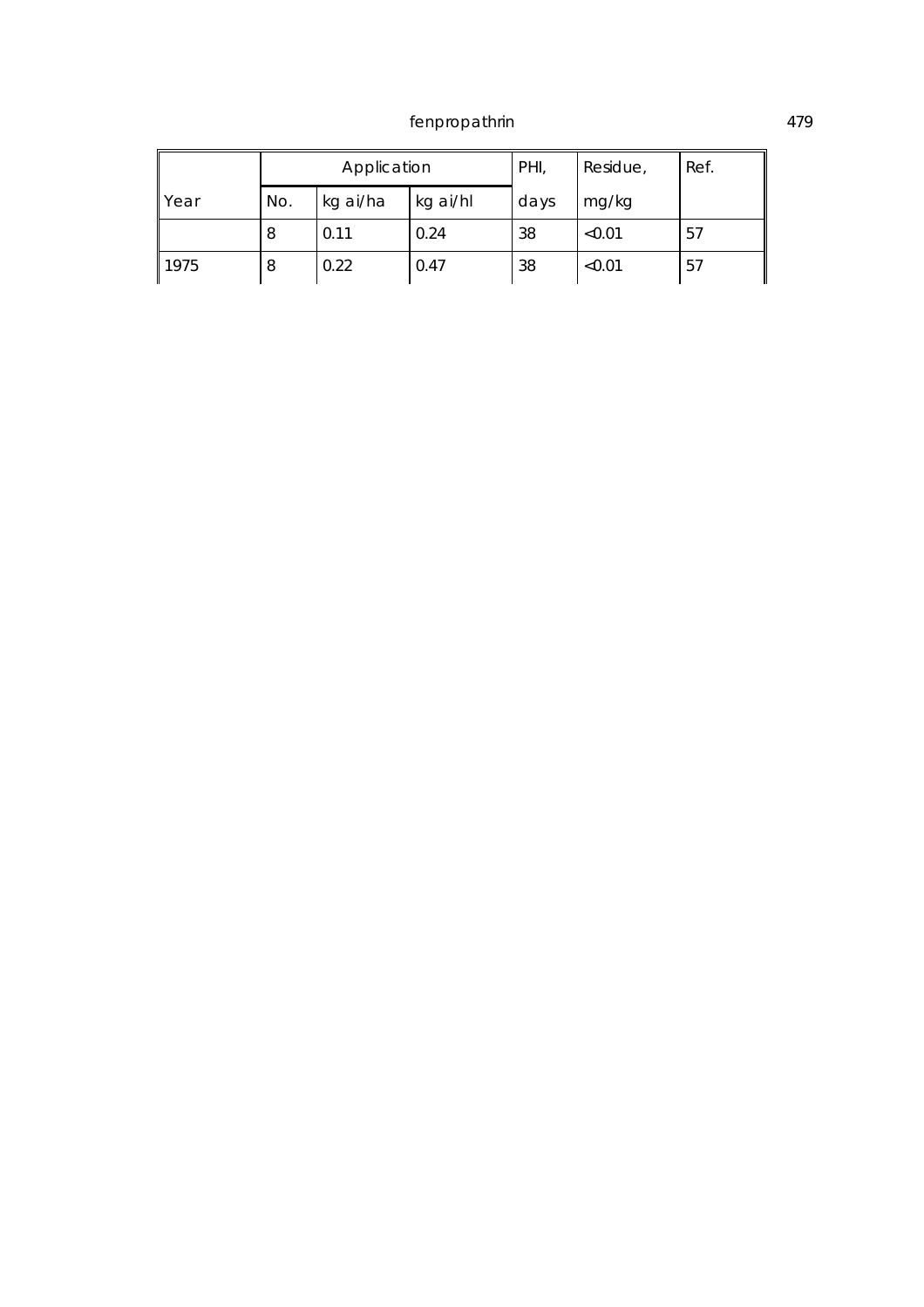| | Application | | | PHI, | Residue, | Ref. |
|---|---|---|---|---|---|---|
| Year | No. | kg ai/ha | kg ai/hl | days | mg/kg | |
| | 8 | 0.11 | 0.24 | 38 | <0.01 | 57 |
| 1975 | 8 | 0.22 | 0.47 | 38 | <0.01 | 57 |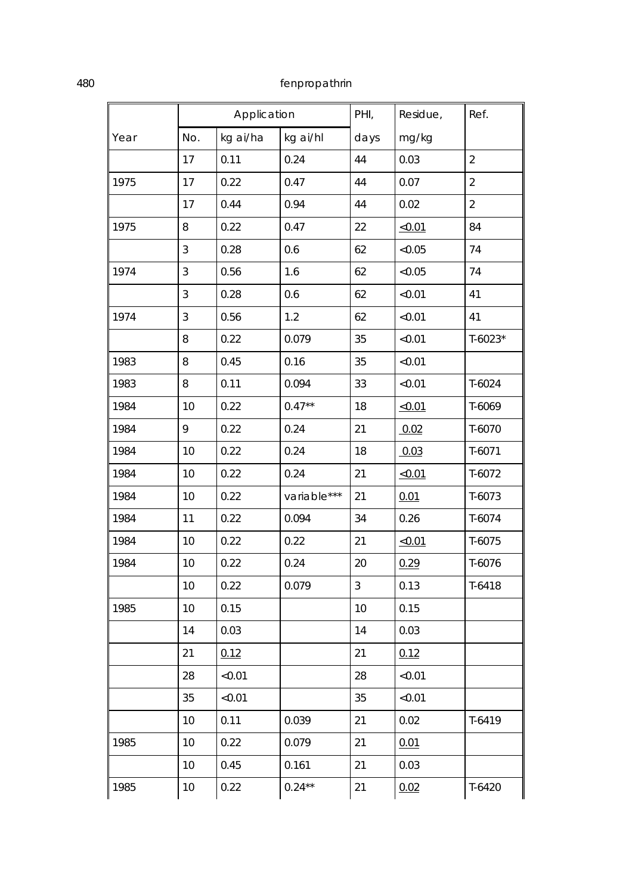| Year | Application | | | PHI, | Residue, | Ref. |
|---|---|---|---|---|---|---|
| | No. | kg ai/ha | kg ai/hl | days | mg/kg | |
| | 17 | 0.11 | 0.24 | 44 | 0.03 | 2 |
| 1975 | 17 | 0.22 | 0.47 | 44 | 0.07 | 2 |
| | 17 | 0.44 | 0.94 | 44 | 0.02 | 2 |
| 1975 | 8 | 0.22 | 0.47 | 22 | <0.01 | 84 |
| | 3 | 0.28 | 0.6 | 62 | <0.05 | 74 |
| 1974 | 3 | 0.56 | 1.6 | 62 | <0.05 | 74 |
| | 3 | 0.28 | 0.6 | 62 | <0.01 | 41 |
| 1974 | 3 | 0.56 | 1.2 | 62 | <0.01 | 41 |
| | 8 | 0.22 | 0.079 | 35 | <0.01 | T-6023* |
| 1983 | 8 | 0.45 | 0.16 | 35 | <0.01 | |
| 1983 | 8 | 0.11 | 0.094 | 33 | <0.01 | T-6024 |
| 1984 | 10 | 0.22 | 0.47** | 18 | <0.01 | T-6069 |
| 1984 | 9 | 0.22 | 0.24 | 21 | 0.02 | T-6070 |
| 1984 | 10 | 0.22 | 0.24 | 18 | 0.03 | T-6071 |
| 1984 | 10 | 0.22 | 0.24 | 21 | <0.01 | T-6072 |
| 1984 | 10 | 0.22 | variable*** | 21 | 0.01 | T-6073 |
| 1984 | 11 | 0.22 | 0.094 | 34 | 0.26 | T-6074 |
| 1984 | 10 | 0.22 | 0.22 | 21 | <0.01 | T-6075 |
| 1984 | 10 | 0.22 | 0.24 | 20 | 0.29 | T-6076 |
| | 10 | 0.22 | 0.079 | 3 | 0.13 | T-6418 |
| 1985 | 10 | 0.15 | | 10 | 0.15 | |
| | 14 | 0.03 | | 14 | 0.03 | |
| | 21 | 0.12 | | 21 | 0.12 | |
| | 28 | <0.01 | | 28 | <0.01 | |
| | 35 | <0.01 | | 35 | <0.01 | |
| | 10 | 0.11 | 0.039 | 21 | 0.02 | T-6419 |
| 1985 | 10 | 0.22 | 0.079 | 21 | 0.01 | |
| | 10 | 0.45 | 0.161 | 21 | 0.03 | |
| 1985 | 10 | 0.22 | 0.24** | 21 | 0.02 | T-6420 |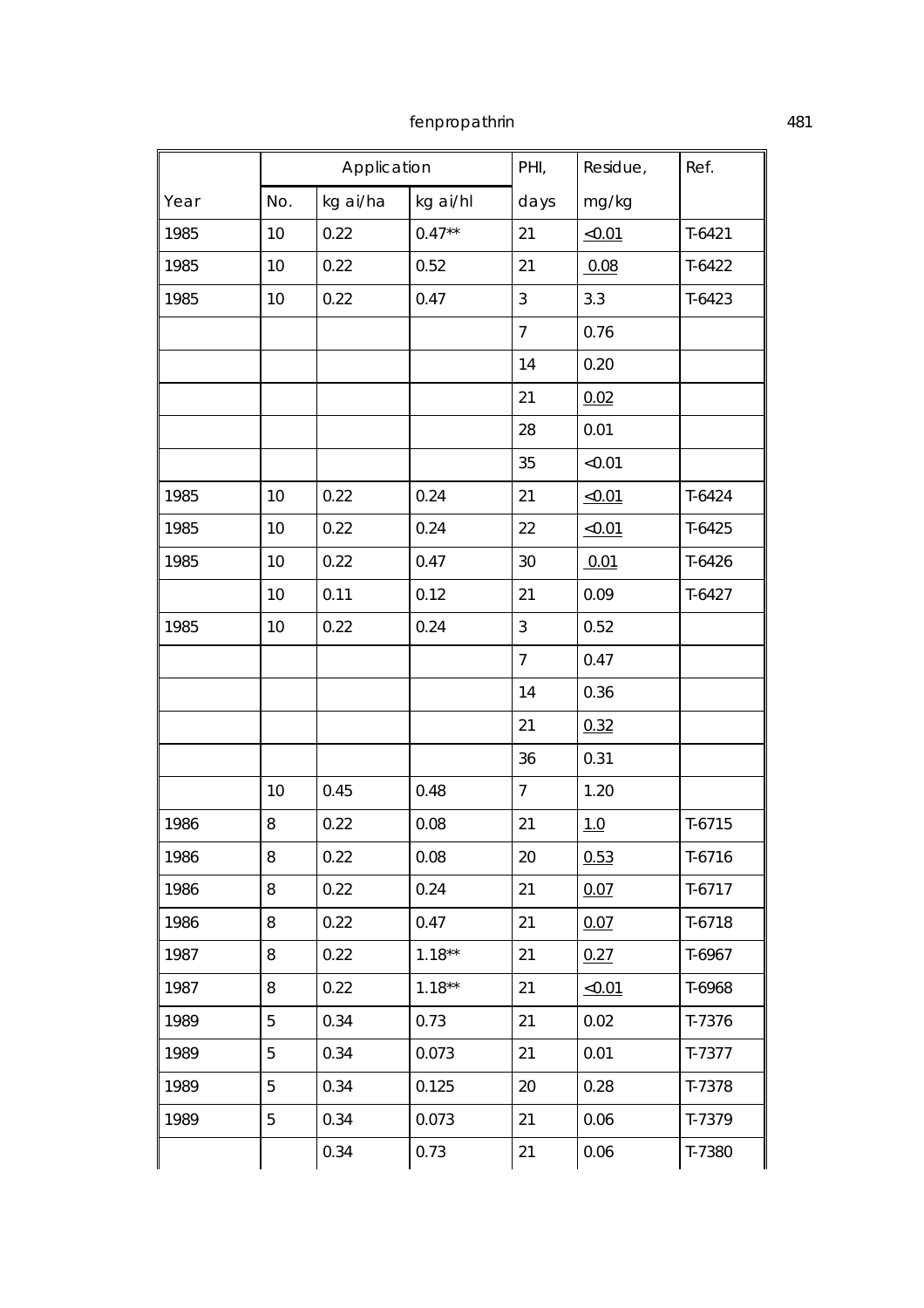| | Application | | | PHI, | Residue, | Ref. |
|---|---|---|---|---|---|---|
| Year | No. | kg ai/ha | kg ai/hl | days | mg/kg | |
| 1985 | 10 | 0.22 | 0.47** | 21 | <0.01 | T-6421 |
| 1985 | 10 | 0.22 | 0.52 | 21 | 0.08 | T-6422 |
| 1985 | 10 | 0.22 | 0.47 | 3 | 3.3 | T-6423 |
| | | | | 7 | 0.76 | |
| | | | | 14 | 0.20 | |
| | | | | 21 | 0.02 | |
| | | | | 28 | 0.01 | |
| | | | | 35 | <0.01 | |
| 1985 | 10 | 0.22 | 0.24 | 21 | <0.01 | T-6424 |
| 1985 | 10 | 0.22 | 0.24 | 22 | <0.01 | T-6425 |
| 1985 | 10 | 0.22 | 0.47 | 30 | 0.01 | T-6426 |
| | 10 | 0.11 | 0.12 | 21 | 0.09 | T-6427 |
| 1985 | 10 | 0.22 | 0.24 | 3 | 0.52 | |
| | | | | 7 | 0.47 | |
| | | | | 14 | 0.36 | |
| | | | | 21 | 0.32 | |
| | | | | 36 | 0.31 | |
| | 10 | 0.45 | 0.48 | 7 | 1.20 | |
| 1986 | 8 | 0.22 | 0.08 | 21 | 1.0 | T-6715 |
| 1986 | 8 | 0.22 | 0.08 | 20 | 0.53 | T-6716 |
| 1986 | 8 | 0.22 | 0.24 | 21 | 0.07 | T-6717 |
| 1986 | 8 | 0.22 | 0.47 | 21 | 0.07 | T-6718 |
| 1987 | 8 | 0.22 | 1.18** | 21 | 0.27 | T-6967 |
| 1987 | 8 | 0.22 | 1.18** | 21 | <0.01 | T-6968 |
| 1989 | 5 | 0.34 | 0.73 | 21 | 0.02 | T-7376 |
| 1989 | 5 | 0.34 | 0.073 | 21 | 0.01 | T-7377 |
| 1989 | 5 | 0.34 | 0.125 | 20 | 0.28 | T-7378 |
| 1989 | 5 | 0.34 | 0.073 | 21 | 0.06 | T-7379 |
| | | 0.34 | 0.73 | 21 | 0.06 | T-7380 |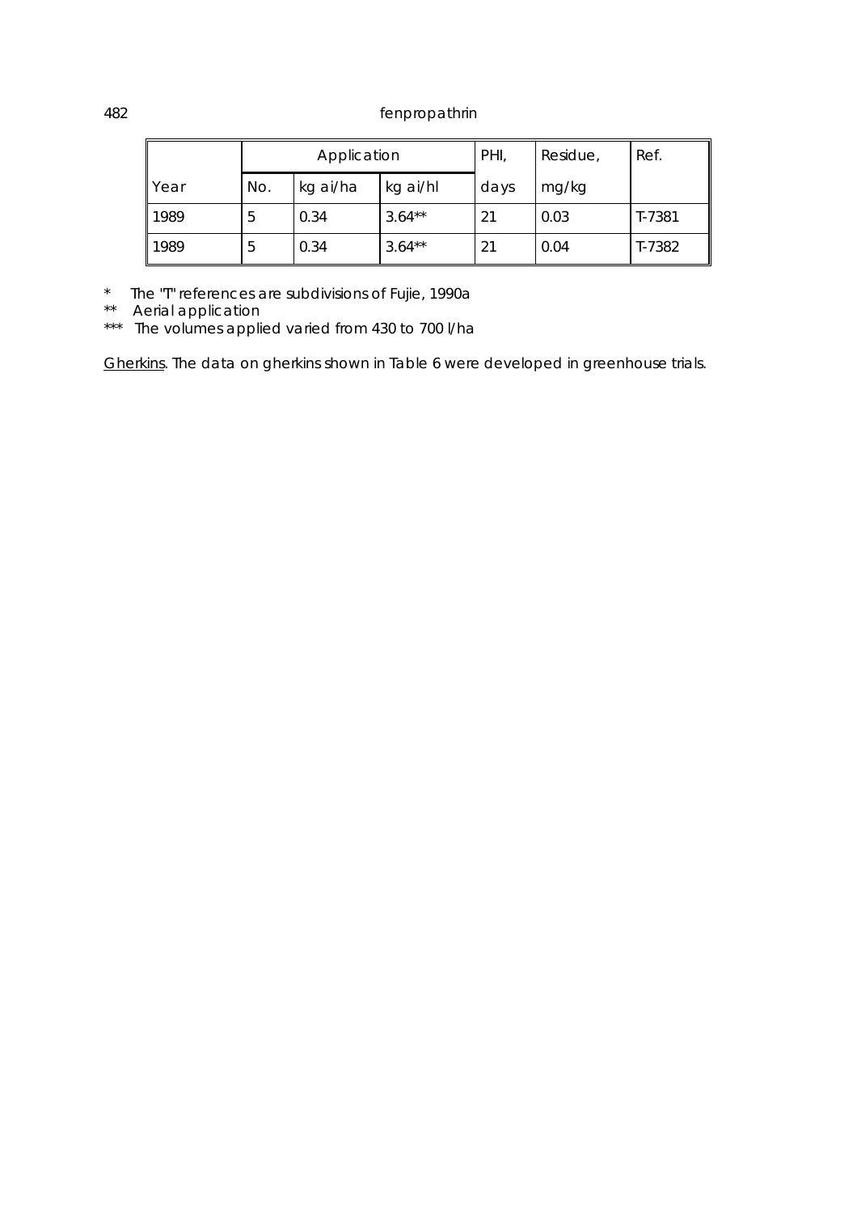| | Application | | | PHI, | Residue, | Ref. |
|---|---|---|---|---|---|---|
| Year | No. | kg ai/ha | kg ai/hl | days | mg/kg | |
| 1989 | 5 | 0.34 | 3.64** | 21 | 0.03 | T-7381 |
| 1989 | 5 | 0.34 | 3.64** | 21 | 0.04 | T-7382 |

\*   The "T" references are subdivisions of Fujie, 1990a

\*\*   Aerial application

\*\*\*   The volumes applied varied from 430 to 700 l/ha

<u>Gherkins</u>. The data on gherkins shown in Table 6 were developed in greenhouse trials.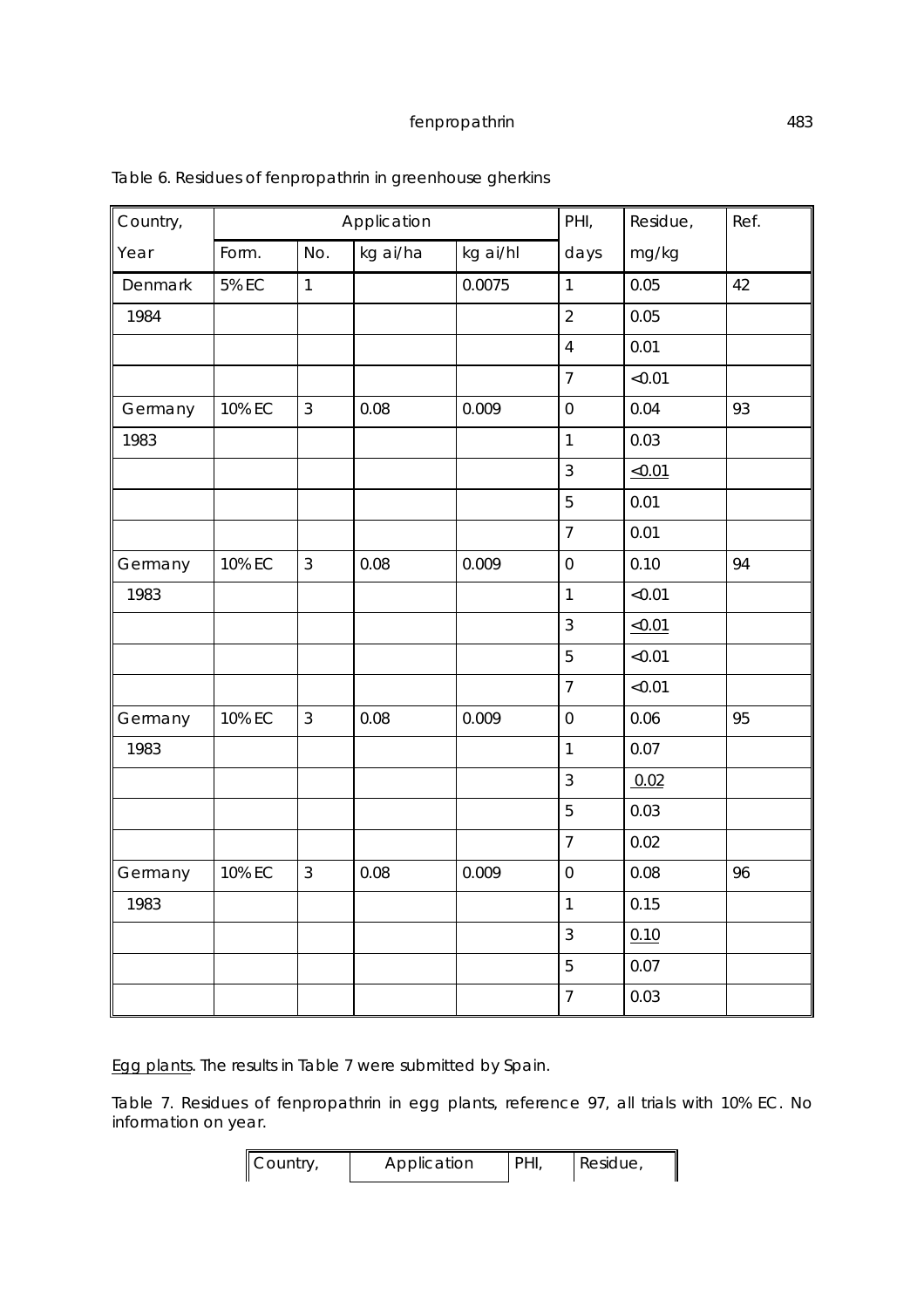Table 6. Residues of fenpropathrin in greenhouse gherkins

| Country, | Application | | | | PHI, | Residue, | Ref. |
|---|---|---|---|---|---|---|---|
| Year | Form. | No. | kg ai/ha | kg ai/hl | days | mg/kg | |
| Denmark | 5% EC | 1 | | 0.0075 | 1 | 0.05 | 42 |
| 1984 | | | | | 2 | 0.05 | |
| | | | | | 4 | 0.01 | |
| | | | | | 7 | <0.01 | |
| Germany | 10% EC | 3 | 0.08 | 0.009 | 0 | 0.04 | 93 |
| 1983 | | | | | 1 | 0.03 | |
| | | | | | 3 | <u><0.01</u> | |
| | | | | | 5 | 0.01 | |
| | | | | | 7 | 0.01 | |
| Germany | 10% EC | 3 | 0.08 | 0.009 | 0 | 0.10 | 94 |
| 1983 | | | | | 1 | <0.01 | |
| | | | | | 3 | <u><0.01</u> | |
| | | | | | 5 | <0.01 | |
| | | | | | 7 | <0.01 | |
| Germany | 10% EC | 3 | 0.08 | 0.009 | 0 | 0.06 | 95 |
| 1983 | | | | | 1 | 0.07 | |
| | | | | | 3 | <u>0.02</u> | |
| | | | | | 5 | 0.03 | |
| | | | | | 7 | 0.02 | |
| Germany | 10% EC | 3 | 0.08 | 0.009 | 0 | 0.08 | 96 |
| 1983 | | | | | 1 | 0.15 | |
| | | | | | 3 | <u>0.10</u> | |
| | | | | | 5 | 0.07 | |
| | | | | | 7 | 0.03 | |

<u>Egg plants</u>. The results in Table 7 were submitted by Spain.

Table 7. Residues of fenpropathrin in egg plants, reference 97, all trials with 10% EC. No information on year.

| Country, | Application | PHI, | Residue, |
|---|---|---|---|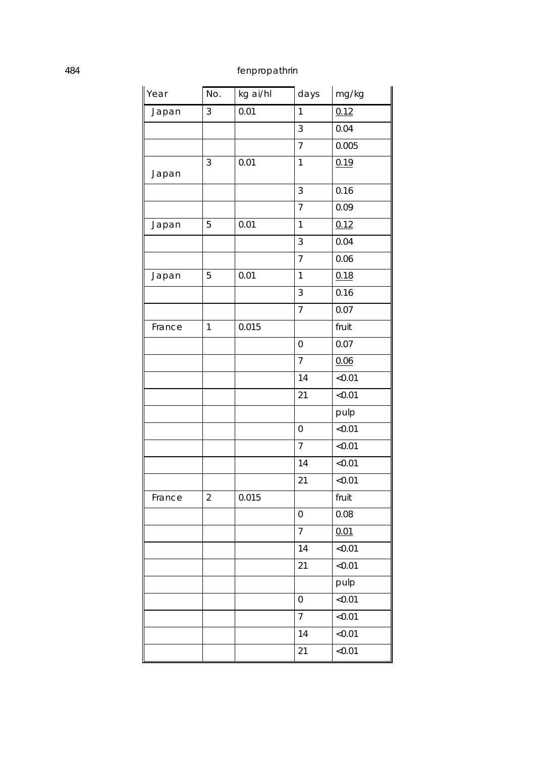| Year | No. | kg ai/hl | days | mg/kg |
|---|---|---|---|---|
| Japan | 3 | 0.01 | 1 | 0.12 |
| | | | 3 | 0.04 |
| | | | 7 | 0.005 |
| Japan | 3 | 0.01 | 1 | 0.19 |
| | | | 3 | 0.16 |
| | | | 7 | 0.09 |
| Japan | 5 | 0.01 | 1 | 0.12 |
| | | | 3 | 0.04 |
| | | | 7 | 0.06 |
| Japan | 5 | 0.01 | 1 | 0.18 |
| | | | 3 | 0.16 |
| | | | 7 | 0.07 |
| France | 1 | 0.015 | | fruit |
| | | | 0 | 0.07 |
| | | | 7 | 0.06 |
| | | | 14 | <0.01 |
| | | | 21 | <0.01 |
| | | | | pulp |
| | | | 0 | <0.01 |
| | | | 7 | <0.01 |
| | | | 14 | <0.01 |
| | | | 21 | <0.01 |
| France | 2 | 0.015 | | fruit |
| | | | 0 | 0.08 |
| | | | 7 | 0.01 |
| | | | 14 | <0.01 |
| | | | 21 | <0.01 |
| | | | | pulp |
| | | | 0 | <0.01 |
| | | | 7 | <0.01 |
| | | | 14 | <0.01 |
| | | | 21 | <0.01 |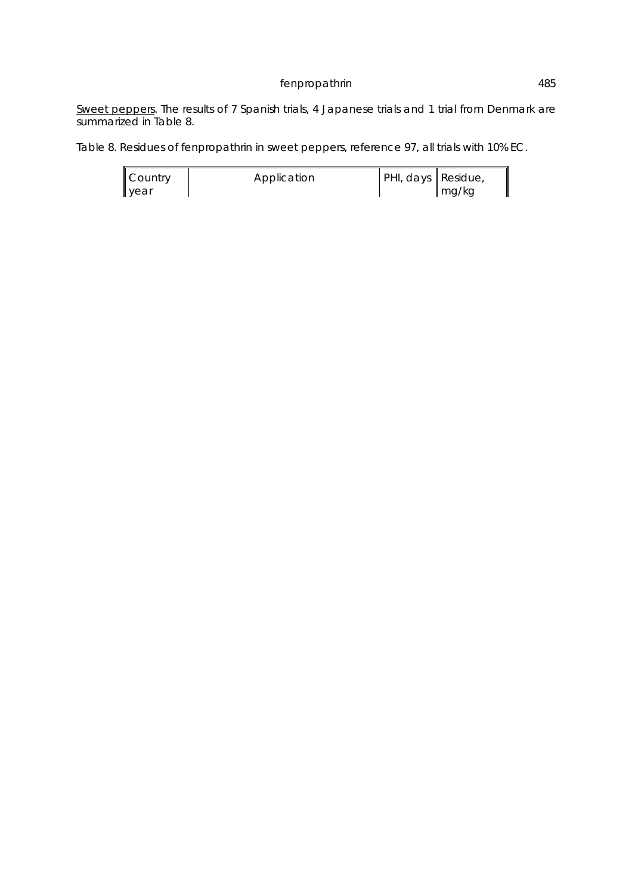Sweet peppers. The results of 7 Spanish trials, 4 Japanese trials and 1 trial from Denmark are summarized in Table 8.

Table 8. Residues of fenpropathrin in sweet peppers, reference 97, all trials with 10% EC.

| Country year | Application | PHI, days | Residue, mg/kg |
| --- | --- | --- | --- |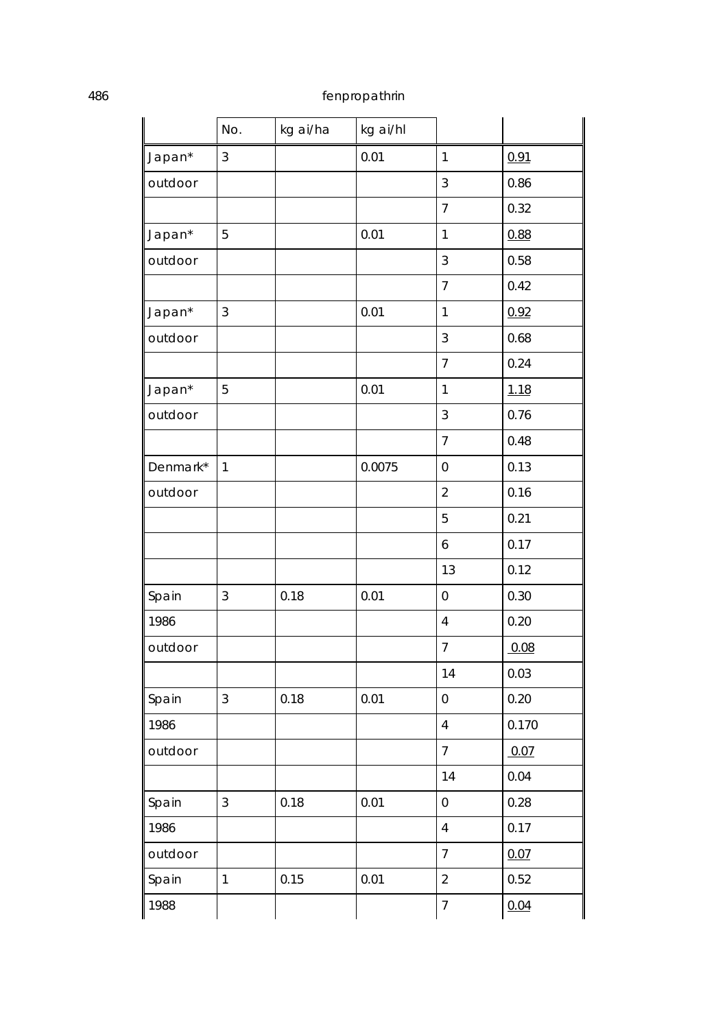| | No. | kg ai/ha | kg ai/hl | | |
|---|---|---|---|---|---|
| Japan* | 3 | | 0.01 | 1 | 0.91 |
| outdoor | | | | 3 | 0.86 |
| | | | | 7 | 0.32 |
| Japan* | 5 | | 0.01 | 1 | 0.88 |
| outdoor | | | | 3 | 0.58 |
| | | | | 7 | 0.42 |
| Japan* | 3 | | 0.01 | 1 | 0.92 |
| outdoor | | | | 3 | 0.68 |
| | | | | 7 | 0.24 |
| Japan* | 5 | | 0.01 | 1 | 1.18 |
| outdoor | | | | 3 | 0.76 |
| | | | | 7 | 0.48 |
| Denmark* | 1 | | 0.0075 | 0 | 0.13 |
| outdoor | | | | 2 | 0.16 |
| | | | | 5 | 0.21 |
| | | | | 6 | 0.17 |
| | | | | 13 | 0.12 |
| Spain | 3 | 0.18 | 0.01 | 0 | 0.30 |
| 1986 | | | | 4 | 0.20 |
| outdoor | | | | 7 | 0.08 |
| | | | | 14 | 0.03 |
| Spain | 3 | 0.18 | 0.01 | 0 | 0.20 |
| 1986 | | | | 4 | 0.170 |
| outdoor | | | | 7 | 0.07 |
| | | | | 14 | 0.04 |
| Spain | 3 | 0.18 | 0.01 | 0 | 0.28 |
| 1986 | | | | 4 | 0.17 |
| outdoor | | | | 7 | 0.07 |
| Spain | 1 | 0.15 | 0.01 | 2 | 0.52 |
| 1988 | | | | 7 | 0.04 |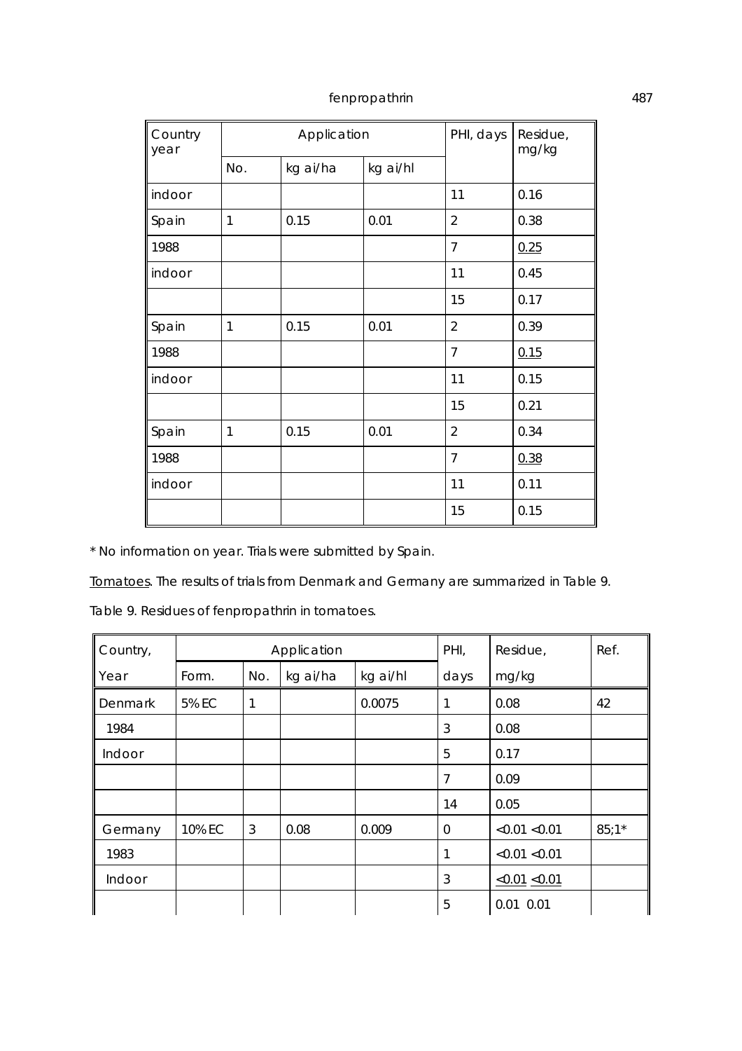| Country year | Application | | | PHI, days | Residue, mg/kg |
|---|---|---|---|---|---|
| | No. | kg ai/ha | kg ai/hl | | |
| indoor | | | | 11 | 0.16 |
| Spain | 1 | 0.15 | 0.01 | 2 | 0.38 |
| 1988 | | | | 7 | <u>0.25</u> |
| indoor | | | | 11 | 0.45 |
| | | | | 15 | 0.17 |
| Spain | 1 | 0.15 | 0.01 | 2 | 0.39 |
| 1988 | | | | 7 | <u>0.15</u> |
| indoor | | | | 11 | 0.15 |
| | | | | 15 | 0.21 |
| Spain | 1 | 0.15 | 0.01 | 2 | 0.34 |
| 1988 | | | | 7 | <u>0.38</u> |
| indoor | | | | 11 | 0.11 |
| | | | | 15 | 0.15 |

* No information on year. Trials were submitted by Spain.

<u>Tomatoes</u>. The results of trials from Denmark and Germany are summarized in Table 9.

Table 9. Residues of fenpropathrin in tomatoes.

| Country, Year | Application | | | | PHI, days | Residue, mg/kg | Ref. |
|---|---|---|---|---|---|---|---|
| | Form. | No. | kg ai/ha | kg ai/hl | | | |
| Denmark | 5% EC | 1 | | 0.0075 | 1 | 0.08 | 42 |
| 1984 | | | | | 3 | 0.08 | |
| Indoor | | | | | 5 | 0.17 | |
| | | | | | 7 | 0.09 | |
| | | | | | 14 | 0.05 | |
| Germany | 10% EC | 3 | 0.08 | 0.009 | 0 | <0.01 <0.01 | 85;1* |
| 1983 | | | | | 1 | <0.01 <0.01 | |
| Indoor | | | | | 3 | <u><0.01</u> <u><0.01</u> | |
| | | | | | 5 | 0.01 0.01 | |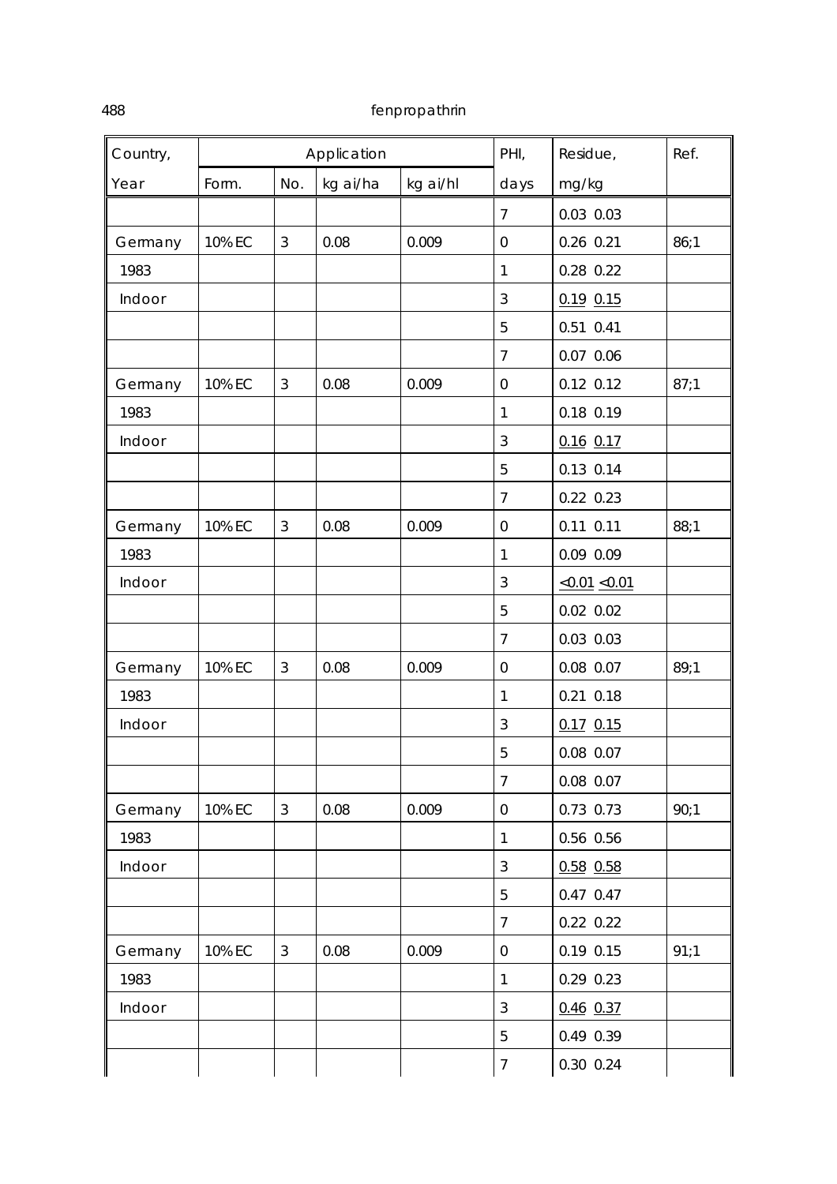| Country, Year | Application | | | | PHI, days | Residue, mg/kg | Ref. |
|---|---|---|---|---|---|---|---|
| | Form. | No. | kg ai/ha | kg ai/hl | | | |
| | | | | | 7 | 0.03 0.03 | |
| Germany | 10% EC | 3 | 0.08 | 0.009 | 0 | 0.26 0.21 | 86;1 |
| 1983 | | | | | 1 | 0.28 0.22 | |
| Indoor | | | | | 3 | <u>0.19</u> <u>0.15</u> | |
| | | | | | 5 | 0.51 0.41 | |
| | | | | | 7 | 0.07 0.06 | |
| Germany | 10% EC | 3 | 0.08 | 0.009 | 0 | 0.12 0.12 | 87;1 |
| 1983 | | | | | 1 | 0.18 0.19 | |
| Indoor | | | | | 3 | <u>0.16</u> <u>0.17</u> | |
| | | | | | 5 | 0.13 0.14 | |
| | | | | | 7 | 0.22 0.23 | |
| Germany | 10% EC | 3 | 0.08 | 0.009 | 0 | 0.11 0.11 | 88;1 |
| 1983 | | | | | 1 | 0.09 0.09 | |
| Indoor | | | | | 3 | <u><0.01</u> <u><0.01</u> | |
| | | | | | 5 | 0.02 0.02 | |
| | | | | | 7 | 0.03 0.03 | |
| Germany | 10% EC | 3 | 0.08 | 0.009 | 0 | 0.08 0.07 | 89;1 |
| 1983 | | | | | 1 | 0.21 0.18 | |
| Indoor | | | | | 3 | <u>0.17</u> <u>0.15</u> | |
| | | | | | 5 | 0.08 0.07 | |
| | | | | | 7 | 0.08 0.07 | |
| Germany | 10% EC | 3 | 0.08 | 0.009 | 0 | 0.73 0.73 | 90;1 |
| 1983 | | | | | 1 | 0.56 0.56 | |
| Indoor | | | | | 3 | <u>0.58</u> <u>0.58</u> | |
| | | | | | 5 | 0.47 0.47 | |
| | | | | | 7 | 0.22 0.22 | |
| Germany | 10% EC | 3 | 0.08 | 0.009 | 0 | 0.19 0.15 | 91;1 |
| 1983 | | | | | 1 | 0.29 0.23 | |
| Indoor | | | | | 3 | <u>0.46</u> <u>0.37</u> | |
| | | | | | 5 | 0.49 0.39 | |
| | | | | | 7 | 0.30 0.24 | |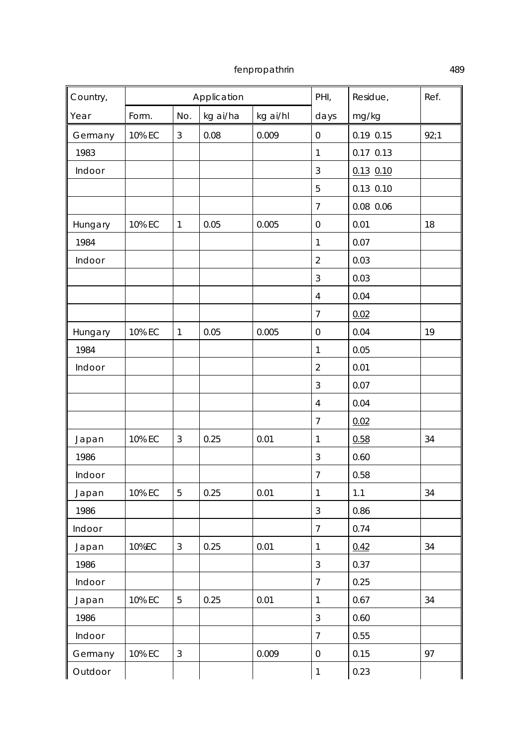| Country, | Application | | | | PHI, | Residue, | Ref. |
|---|---|---|---|---|---|---|---|
| Year | Form. | No. | kg ai/ha | kg ai/hl | days | mg/kg | |
| Germany | 10% EC | 3 | 0.08 | 0.009 | 0 | 0.19 0.15 | 92;1 |
| 1983 | | | | | 1 | 0.17 0.13 | |
| Indoor | | | | | 3 | 0.13 0.10 | |
| | | | | | 5 | 0.13 0.10 | |
| | | | | | 7 | 0.08 0.06 | |
| Hungary | 10% EC | 1 | 0.05 | 0.005 | 0 | 0.01 | 18 |
| 1984 | | | | | 1 | 0.07 | |
| Indoor | | | | | 2 | 0.03 | |
| | | | | | 3 | 0.03 | |
| | | | | | 4 | 0.04 | |
| | | | | | 7 | 0.02 | |
| Hungary | 10% EC | 1 | 0.05 | 0.005 | 0 | 0.04 | 19 |
| 1984 | | | | | 1 | 0.05 | |
| Indoor | | | | | 2 | 0.01 | |
| | | | | | 3 | 0.07 | |
| | | | | | 4 | 0.04 | |
| | | | | | 7 | 0.02 | |
| Japan | 10% EC | 3 | 0.25 | 0.01 | 1 | 0.58 | 34 |
| 1986 | | | | | 3 | 0.60 | |
| Indoor | | | | | 7 | 0.58 | |
| Japan | 10% EC | 5 | 0.25 | 0.01 | 1 | 1.1 | 34 |
| 1986 | | | | | 3 | 0.86 | |
| Indoor | | | | | 7 | 0.74 | |
| Japan | 10%EC | 3 | 0.25 | 0.01 | 1 | 0.42 | 34 |
| 1986 | | | | | 3 | 0.37 | |
| Indoor | | | | | 7 | 0.25 | |
| Japan | 10% EC | 5 | 0.25 | 0.01 | 1 | 0.67 | 34 |
| 1986 | | | | | 3 | 0.60 | |
| Indoor | | | | | 7 | 0.55 | |
| Germany | 10% EC | 3 | | 0.009 | 0 | 0.15 | 97 |
| Outdoor | | | | | 1 | 0.23 | |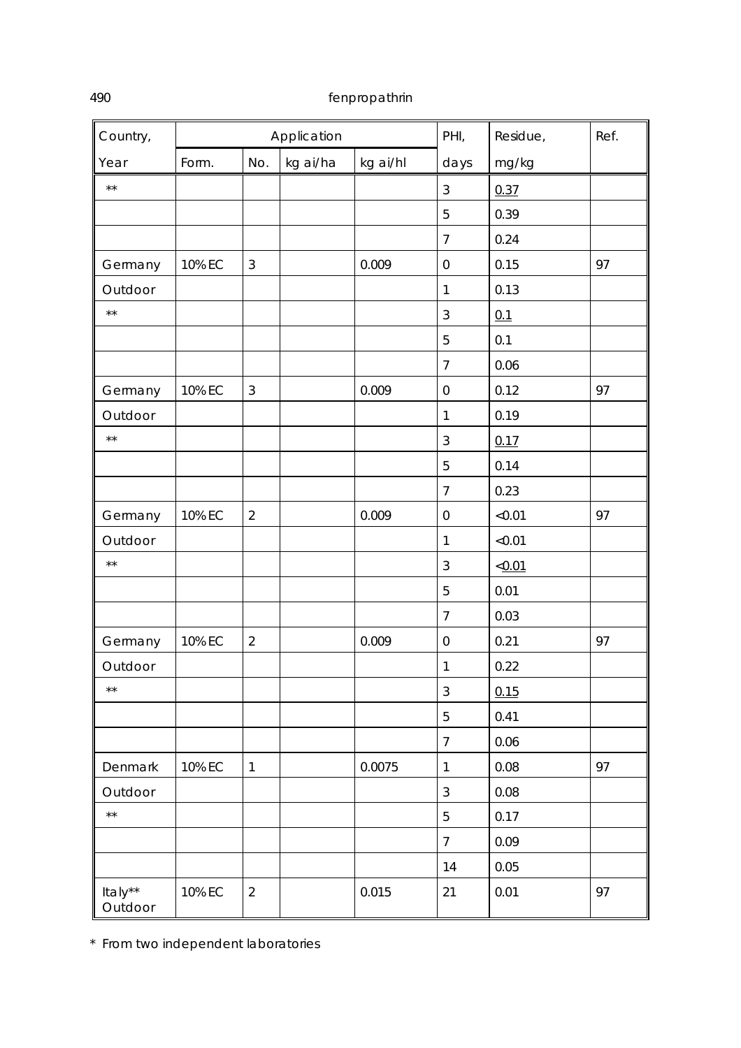| Country, Year | Application | | | | PHI, days | Residue, mg/kg | Ref. |
|---|---|---|---|---|---|---|---|
| | Form. | No. | kg ai/ha | kg ai/hl | | | |
| ** | | | | | 3 | <u>0.37</u> | |
| | | | | | 5 | 0.39 | |
| | | | | | 7 | 0.24 | |
| Germany | 10% EC | 3 | | 0.009 | 0 | 0.15 | 97 |
| Outdoor | | | | | 1 | 0.13 | |
| ** | | | | | 3 | <u>0.1</u> | |
| | | | | | 5 | 0.1 | |
| | | | | | 7 | 0.06 | |
| Germany | 10% EC | 3 | | 0.009 | 0 | 0.12 | 97 |
| Outdoor | | | | | 1 | 0.19 | |
| ** | | | | | 3 | <u>0.17</u> | |
| | | | | | 5 | 0.14 | |
| | | | | | 7 | 0.23 | |
| Germany | 10% EC | 2 | | 0.009 | 0 | <0.01 | 97 |
| Outdoor | | | | | 1 | <0.01 | |
| ** | | | | | 3 | <<u>0.01</u> | |
| | | | | | 5 | 0.01 | |
| | | | | | 7 | 0.03 | |
| Germany | 10% EC | 2 | | 0.009 | 0 | 0.21 | 97 |
| Outdoor | | | | | 1 | 0.22 | |
| ** | | | | | 3 | <u>0.15</u> | |
| | | | | | 5 | 0.41 | |
| | | | | | 7 | 0.06 | |
| Denmark | 10% EC | 1 | | 0.0075 | 1 | 0.08 | 97 |
| Outdoor | | | | | 3 | 0.08 | |
| ** | | | | | 5 | 0.17 | |
| | | | | | 7 | 0.09 | |
| | | | | | 14 | 0.05 | |
| Italy** Outdoor | 10% EC | 2 | | 0.015 | 21 | 0.01 | 97 |

* From two independent laboratories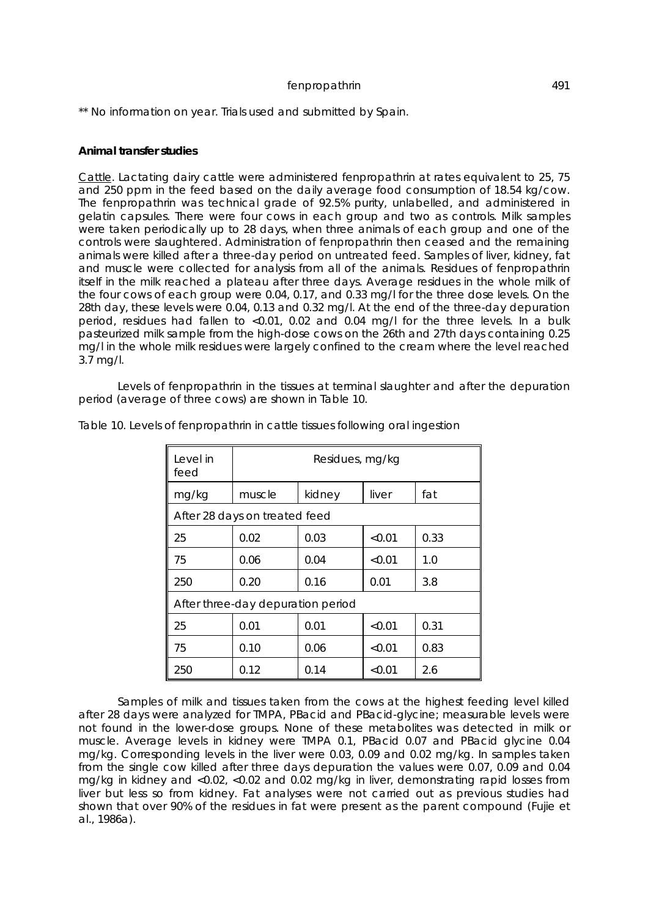** No information on year. Trials used and submitted by Spain.

**Animal transfer studies**

Cattle. Lactating dairy cattle were administered fenpropathrin at rates equivalent to 25, 75 and 250 ppm in the feed based on the daily average food consumption of 18.54 kg/cow. The fenpropathrin was technical grade of 92.5% purity, unlabelled, and administered in gelatin capsules. There were four cows in each group and two as controls. Milk samples were taken periodically up to 28 days, when three animals of each group and one of the controls were slaughtered. Administration of fenpropathrin then ceased and the remaining animals were killed after a three-day period on untreated feed. Samples of liver, kidney, fat and muscle were collected for analysis from all of the animals. Residues of fenpropathrin itself in the milk reached a plateau after three days. Average residues in the whole milk of the four cows of each group were 0.04, 0.17, and 0.33 mg/l for the three dose levels. On the 28th day, these levels were 0.04, 0.13 and 0.32 mg/l. At the end of the three-day depuration period, residues had fallen to <0.01, 0.02 and 0.04 mg/l for the three levels. In a bulk pasteurized milk sample from the high-dose cows on the 26th and 27th days containing 0.25 mg/l in the whole milk residues were largely confined to the cream where the level reached 3.7 mg/l.

Levels of fenpropathrin in the tissues at terminal slaughter and after the depuration period (average of three cows) are shown in Table 10.

Table 10. Levels of fenpropathrin in cattle tissues following oral ingestion

| Level in feed | Residues, mg/kg | | | |
|---|---|---|---|---|
| mg/kg | muscle | kidney | liver | fat |
| After 28 days on treated feed | | | | |
| 25 | 0.02 | 0.03 | <0.01 | 0.33 |
| 75 | 0.06 | 0.04 | <0.01 | 1.0 |
| 250 | 0.20 | 0.16 | 0.01 | 3.8 |
| After three-day depuration period | | | | |
| 25 | 0.01 | 0.01 | <0.01 | 0.31 |
| 75 | 0.10 | 0.06 | <0.01 | 0.83 |
| 250 | 0.12 | 0.14 | <0.01 | 2.6 |

Samples of milk and tissues taken from the cows at the highest feeding level killed after 28 days were analyzed for TMPA, PBacid and PBacid-glycine; measurable levels were not found in the lower-dose groups. None of these metabolites was detected in milk or muscle. Average levels in kidney were TMPA 0.1, PBacid 0.07 and PBacid glycine 0.04 mg/kg. Corresponding levels in the liver were 0.03, 0.09 and 0.02 mg/kg. In samples taken from the single cow killed after three days depuration the values were 0.07, 0.09 and 0.04 mg/kg in kidney and <0.02, <0.02 and 0.02 mg/kg in liver, demonstrating rapid losses from liver but less so from kidney. Fat analyses were not carried out as previous studies had shown that over 90% of the residues in fat were present as the parent compound (Fujie et al., 1986a).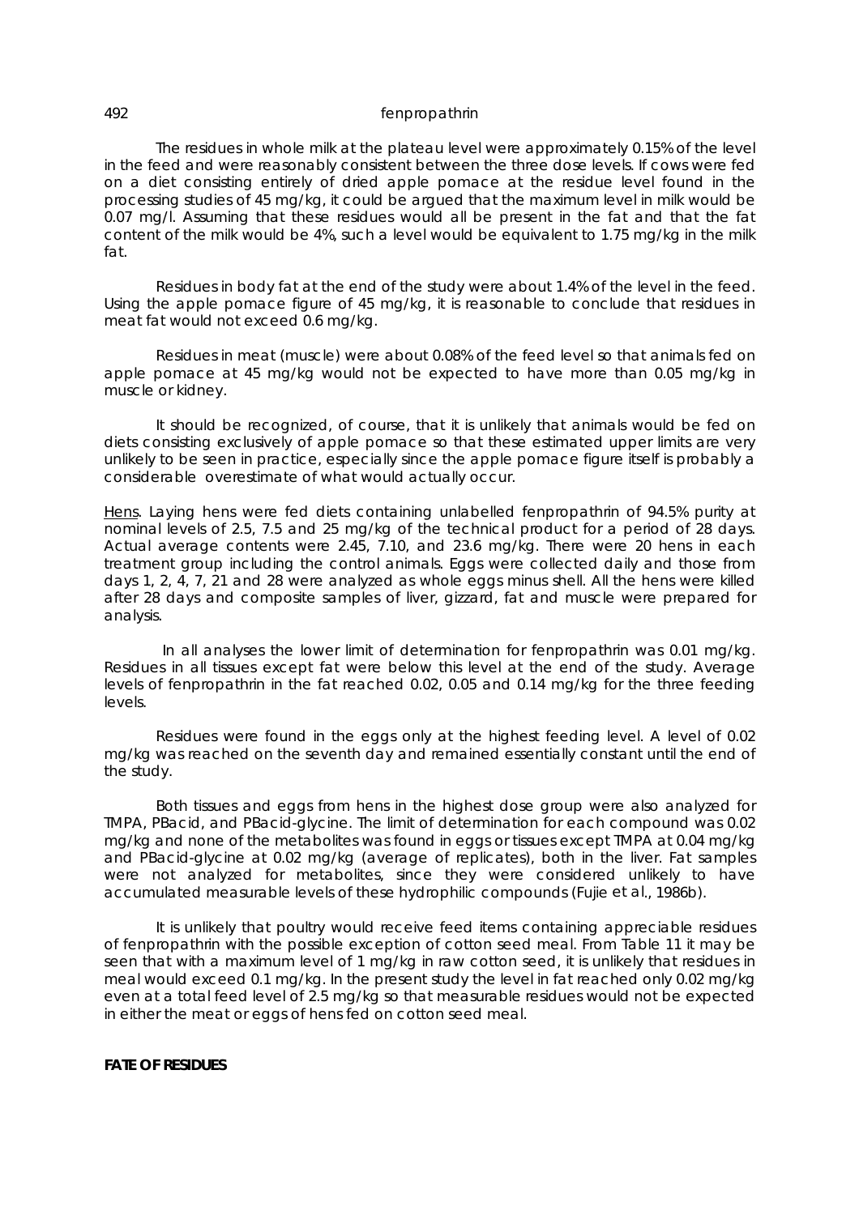The residues in whole milk at the plateau level were approximately 0.15% of the level in the feed and were reasonably consistent between the three dose levels. If cows were fed on a diet consisting entirely of dried apple pomace at the residue level found in the processing studies of 45 mg/kg, it could be argued that the maximum level in milk would be 0.07 mg/l. Assuming that these residues would all be present in the fat and that the fat content of the milk would be 4%, such a level would be equivalent to 1.75 mg/kg in the milk fat.

Residues in body fat at the end of the study were about 1.4% of the level in the feed. Using the apple pomace figure of 45 mg/kg, it is reasonable to conclude that residues in meat fat would not exceed 0.6 mg/kg.

Residues in meat (muscle) were about 0.08% of the feed level so that animals fed on apple pomace at 45 mg/kg would not be expected to have more than 0.05 mg/kg in muscle or kidney.

It should be recognized, of course, that it is unlikely that animals would be fed on diets consisting exclusively of apple pomace so that these estimated upper limits are very unlikely to be seen in practice, especially since the apple pomace figure itself is probably a considerable overestimate of what would actually occur.

Hens. Laying hens were fed diets containing unlabelled fenpropathrin of 94.5% purity at nominal levels of 2.5, 7.5 and 25 mg/kg of the technical product for a period of 28 days. Actual average contents were 2.45, 7.10, and 23.6 mg/kg. There were 20 hens in each treatment group including the control animals. Eggs were collected daily and those from days 1, 2, 4, 7, 21 and 28 were analyzed as whole eggs minus shell. All the hens were killed after 28 days and composite samples of liver, gizzard, fat and muscle were prepared for analysis.

In all analyses the lower limit of determination for fenpropathrin was 0.01 mg/kg. Residues in all tissues except fat were below this level at the end of the study. Average levels of fenpropathrin in the fat reached 0.02, 0.05 and 0.14 mg/kg for the three feeding levels.

Residues were found in the eggs only at the highest feeding level. A level of 0.02 mg/kg was reached on the seventh day and remained essentially constant until the end of the study.

Both tissues and eggs from hens in the highest dose group were also analyzed for TMPA, PBacid, and PBacid-glycine. The limit of determination for each compound was 0.02 mg/kg and none of the metabolites was found in eggs or tissues except TMPA at 0.04 mg/kg and PBacid-glycine at 0.02 mg/kg (average of replicates), both in the liver. Fat samples were not analyzed for metabolites, since they were considered unlikely to have accumulated measurable levels of these hydrophilic compounds (Fujie *et al*., 1986b).

It is unlikely that poultry would receive feed items containing appreciable residues of fenpropathrin with the possible exception of cotton seed meal. From Table 11 it may be seen that with a maximum level of 1 mg/kg in raw cotton seed, it is unlikely that residues in meal would exceed 0.1 mg/kg. In the present study the level in fat reached only 0.02 mg/kg even at a total feed level of 2.5 mg/kg so that measurable residues would not be expected in either the meat or eggs of hens fed on cotton seed meal.

**FATE OF RESIDUES**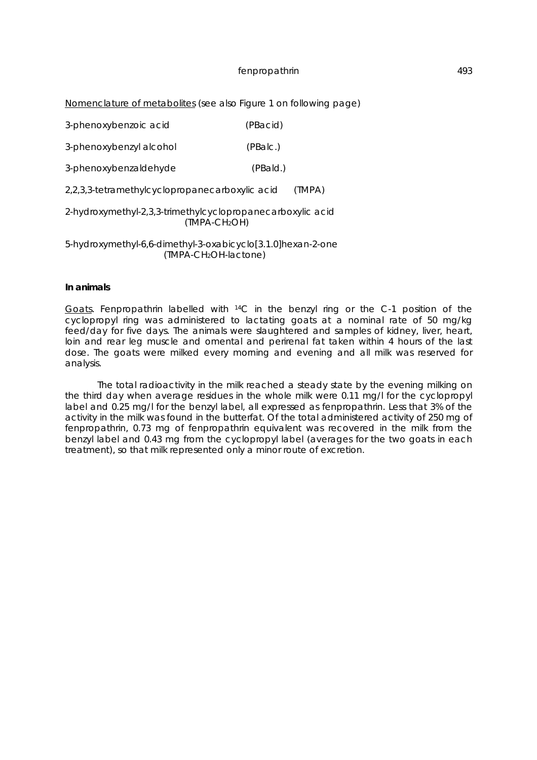Nomenclature of metabolites (see also Figure 1 on following page)

3-phenoxybenzoic acid (PBacid)

3-phenoxybenzyl alcohol (PBalc.)

3-phenoxybenzaldehyde (PBald.)

2,2,3,3-tetramethylcyclopropanecarboxylic acid (TMPA)

2-hydroxymethyl-2,3,3-trimethylcyclopropanecarboxylic acid (TMPA-$CH_2OH$)

5-hydroxymethyl-6,6-dimethyl-3-oxabicyclo[3.1.0]hexan-2-one (TMPA-$CH_2OH$-lactone)

**In animals**

Goats. Fenpropathrin labelled with $^{14}C$ in the benzyl ring or the C-1 position of the cyclopropyl ring was administered to lactating goats at a nominal rate of 50 mg/kg feed/day for five days. The animals were slaughtered and samples of kidney, liver, heart, loin and rear leg muscle and omental and perirenal fat taken within 4 hours of the last dose. The goats were milked every morning and evening and all milk was reserved for analysis.

The total radioactivity in the milk reached a steady state by the evening milking on the third day when average residues in the whole milk were 0.11 mg/l for the cyclopropyl label and 0.25 mg/l for the benzyl label, all expressed as fenpropathrin. Less that 3% of the activity in the milk was found in the butterfat. Of the total administered activity of 250 mg of fenpropathrin, 0.73 mg of fenpropathrin equivalent was recovered in the milk from the benzyl label and 0.43 mg from the cyclopropyl label (averages for the two goats in each treatment), so that milk represented only a minor route of excretion.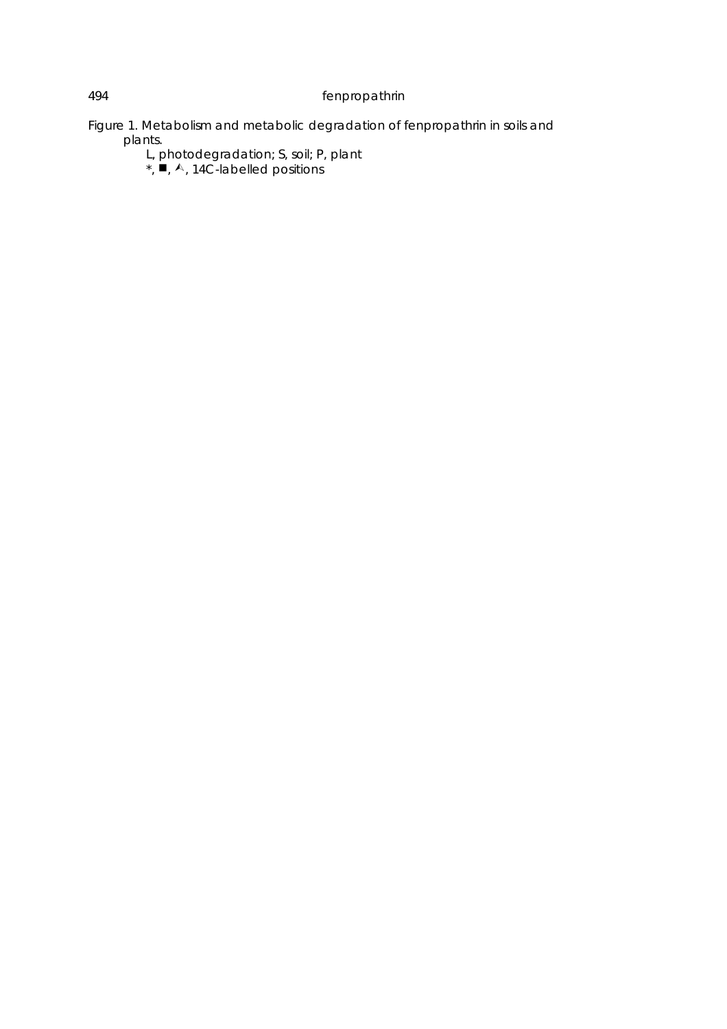Figure 1. Metabolism and metabolic degradation of fenpropathrin in soils and plants.

L, photodegradation; S, soil; P, plant

*, ■, ⩓, 14C-labelled positions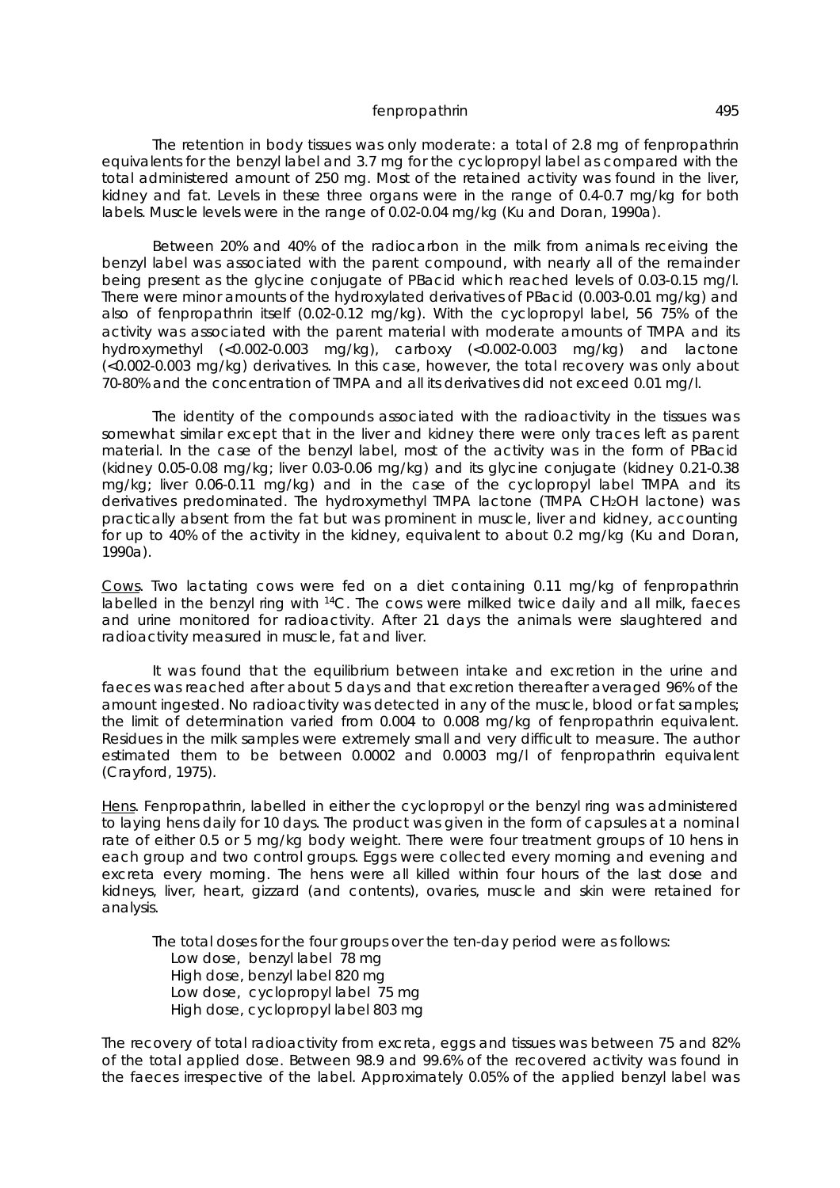The retention in body tissues was only moderate: a total of 2.8 mg of fenpropathrin equivalents for the benzyl label and 3.7 mg for the cyclopropyl label as compared with the total administered amount of 250 mg. Most of the retained activity was found in the liver, kidney and fat. Levels in these three organs were in the range of 0.4-0.7 mg/kg for both labels. Muscle levels were in the range of 0.02-0.04 mg/kg (Ku and Doran, 1990a).

Between 20% and 40% of the radiocarbon in the milk from animals receiving the benzyl label was associated with the parent compound, with nearly all of the remainder being present as the glycine conjugate of PBacid which reached levels of 0.03-0.15 mg/l. There were minor amounts of the hydroxylated derivatives of PBacid (0.003-0.01 mg/kg) and also of fenpropathrin itself (0.02-0.12 mg/kg). With the cyclopropyl label, 56 75% of the activity was associated with the parent material with moderate amounts of TMPA and its hydroxymethyl (<0.002-0.003 mg/kg), carboxy (<0.002-0.003 mg/kg) and lactone (<0.002-0.003 mg/kg) derivatives. In this case, however, the total recovery was only about 70-80% and the concentration of TMPA and all its derivatives did not exceed 0.01 mg/l.

The identity of the compounds associated with the radioactivity in the tissues was somewhat similar except that in the liver and kidney there were only traces left as parent material. In the case of the benzyl label, most of the activity was in the form of PBacid (kidney 0.05-0.08 mg/kg; liver 0.03-0.06 mg/kg) and its glycine conjugate (kidney 0.21-0.38 mg/kg; liver 0.06-0.11 mg/kg) and in the case of the cyclopropyl label TMPA and its derivatives predominated. The hydroxymethyl TMPA lactone (TMPA $CH_2OH$ lactone) was practically absent from the fat but was prominent in muscle, liver and kidney, accounting for up to 40% of the activity in the kidney, equivalent to about 0.2 mg/kg (Ku and Doran, 1990a).

Cows. Two lactating cows were fed on a diet containing 0.11 mg/kg of fenpropathrin labelled in the benzyl ring with $^{14}C$. The cows were milked twice daily and all milk, faeces and urine monitored for radioactivity. After 21 days the animals were slaughtered and radioactivity measured in muscle, fat and liver.

It was found that the equilibrium between intake and excretion in the urine and faeces was reached after about 5 days and that excretion thereafter averaged 96% of the amount ingested. No radioactivity was detected in any of the muscle, blood or fat samples; the limit of determination varied from 0.004 to 0.008 mg/kg of fenpropathrin equivalent. Residues in the milk samples were extremely small and very difficult to measure. The author estimated them to be between 0.0002 and 0.0003 mg/l of fenpropathrin equivalent (Crayford, 1975).

Hens. Fenpropathrin, labelled in either the cyclopropyl or the benzyl ring was administered to laying hens daily for 10 days. The product was given in the form of capsules at a nominal rate of either 0.5 or 5 mg/kg body weight. There were four treatment groups of 10 hens in each group and two control groups. Eggs were collected every morning and evening and excreta every morning. The hens were all killed within four hours of the last dose and kidneys, liver, heart, gizzard (and contents), ovaries, muscle and skin were retained for analysis.

The total doses for the four groups over the ten-day period were as follows:

- Low dose, benzyl label 78 mg
- High dose, benzyl label 820 mg
- Low dose, cyclopropyl label 75 mg
- High dose, cyclopropyl label 803 mg

The recovery of total radioactivity from excreta, eggs and tissues was between 75 and 82% of the total applied dose. Between 98.9 and 99.6% of the recovered activity was found in the faeces irrespective of the label. Approximately 0.05% of the applied benzyl label was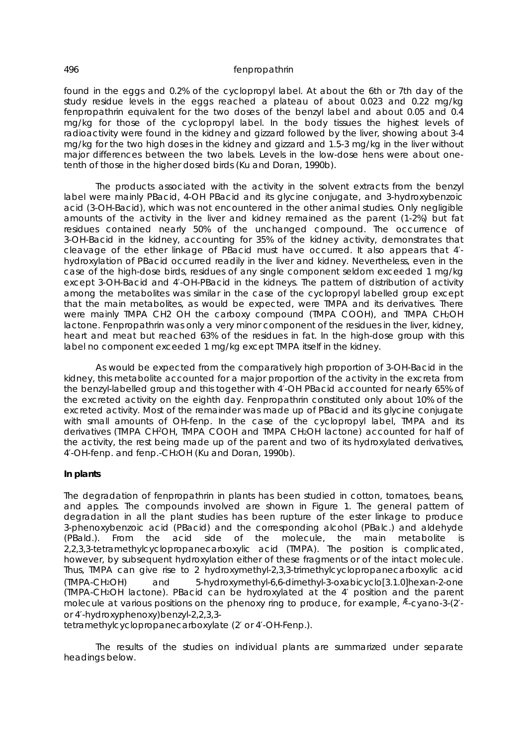found in the eggs and 0.2% of the cyclopropyl label. At about the 6th or 7th day of the study residue levels in the eggs reached a plateau of about 0.023 and 0.22 mg/kg fenpropathrin equivalent for the two doses of the benzyl label and about 0.05 and 0.4 mg/kg for those of the cyclopropyl label. In the body tissues the highest levels of radioactivity were found in the kidney and gizzard followed by the liver, showing about 3-4 mg/kg for the two high doses in the kidney and gizzard and 1.5-3 mg/kg in the liver without major differences between the two labels. Levels in the low-dose hens were about one-tenth of those in the higher dosed birds (Ku and Doran, 1990b).

The products associated with the activity in the solvent extracts from the benzyl label were mainly PBacid, 4-OH PBacid and its glycine conjugate, and 3-hydroxybenzoic acid (3-OH-Bacid), which was not encountered in the other animal studies. Only negligible amounts of the activity in the liver and kidney remained as the parent (1-2%) but fat residues contained nearly 50% of the unchanged compound. The occurrence of 3-OH-Bacid in the kidney, accounting for 35% of the kidney activity, demonstrates that cleavage of the ether linkage of PBacid must have occurred. It also appears that 4′-hydroxylation of PBacid occurred readily in the liver and kidney. Nevertheless, even in the case of the high-dose birds, residues of any single component seldom exceeded 1 mg/kg except 3-OH-Bacid and 4′-OH-PBacid in the kidneys. The pattern of distribution of activity among the metabolites was similar in the case of the cyclopropyl labelled group except that the main metabolites, as would be expected, were TMPA and its derivatives. There were mainly TMPA CH2 OH the carboxy compound (TMPA COOH), and TMPA $CH_2OH$ lactone. Fenpropathrin was only a very minor component of the residues in the liver, kidney, heart and meat but reached 63% of the residues in fat. In the high-dose group with this label no component exceeded 1 mg/kg except TMPA itself in the kidney.

As would be expected from the comparatively high proportion of 3-OH-Bacid in the kidney, this metabolite accounted for a major proportion of the activity in the excreta from the benzyl-labelled group and this together with 4′-OH PBacid accounted for nearly 65% of the excreted activity on the eighth day. Fenpropathrin constituted only about 10% of the excreted activity. Most of the remainder was made up of PBacid and its glycine conjugate with small amounts of OH-fenp. In the case of the cyclopropyl label, TMPA and its derivatives (TMPA $CH^2OH$, TMPA COOH and TMPA $CH_2OH$ lactone) accounted for half of the activity, the rest being made up of the parent and two of its hydroxylated derivatives, 4′-OH-fenp. and fenp.-$CH_2OH$ (Ku and Doran, 1990b).

**In plants**

The degradation of fenpropathrin in plants has been studied in cotton, tomatoes, beans, and apples. The compounds involved are shown in Figure 1. The general pattern of degradation in all the plant studies has been rupture of the ester linkage to produce 3-phenoxybenzoic acid (PBacid) and the corresponding alcohol (PBalc.) and aldehyde (PBald.). From the acid side of the molecule, the main metabolite is 2,2,3,3-tetramethylcyclopropanecarboxylic acid (TMPA). The position is complicated, however, by subsequent hydroxylation either of these fragments or of the intact molecule. Thus, TMPA can give rise to 2 hydroxymethyl-2,3,3-trimethylcyclopropanecarboxylic acid (TMPA-$CH_2OH$) and 5-hydroxymethyl-6,6-dimethyl-3-oxabicyclo[3.1.0]hexan-2-one (TMPA-$CH_2OH$ lactone). PBacid can be hydroxylated at the 4′ position and the parent molecule at various positions on the phenoxy ring to produce, for example, Æ-cyano-3-(2′- or 4′-hydroxyphenoxy)benzyl-2,2,3,3-tetramethylcyclopropanecarboxylate (2′ or 4′-OH-Fenp.).

The results of the studies on individual plants are summarized under separate headings below.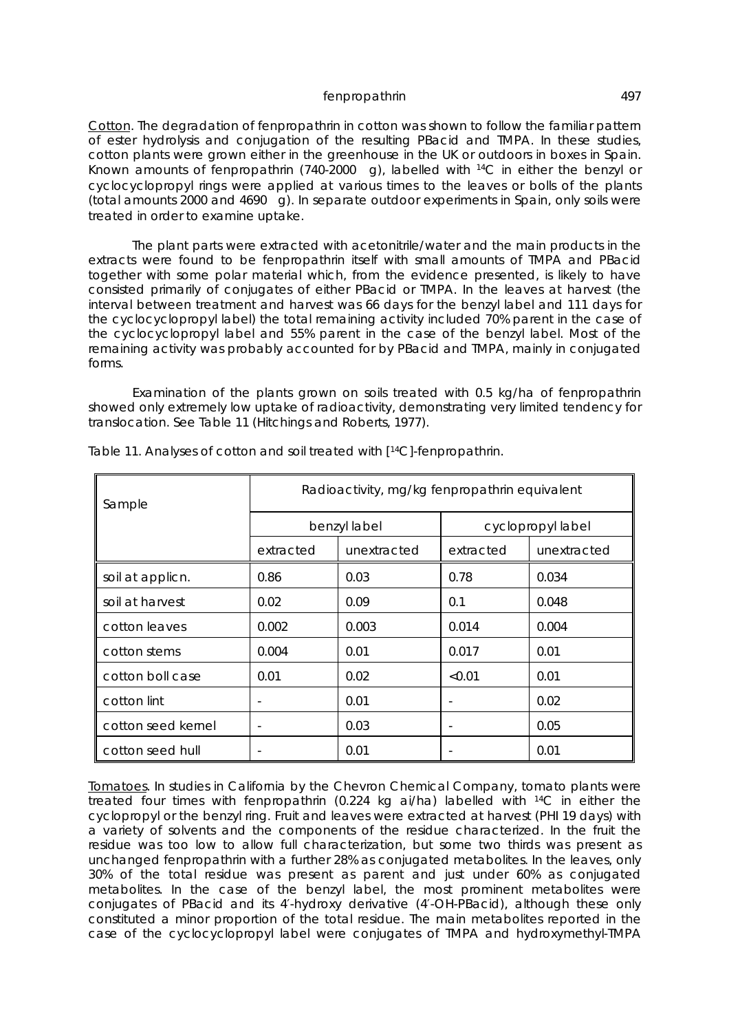Cotton. The degradation of fenpropathrin in cotton was shown to follow the familiar pattern of ester hydrolysis and conjugation of the resulting PBacid and TMPA. In these studies, cotton plants were grown either in the greenhouse in the UK or outdoors in boxes in Spain. Known amounts of fenpropathrin (740-2000 g), labelled with $^{14}C$ in either the benzyl or cyclocyclopropyl rings were applied at various times to the leaves or bolls of the plants (total amounts 2000 and 4690 g). In separate outdoor experiments in Spain, only soils were treated in order to examine uptake.

The plant parts were extracted with acetonitrile/water and the main products in the extracts were found to be fenpropathrin itself with small amounts of TMPA and PBacid together with some polar material which, from the evidence presented, is likely to have consisted primarily of conjugates of either PBacid or TMPA. In the leaves at harvest (the interval between treatment and harvest was 66 days for the benzyl label and 111 days for the cyclocyclopropyl label) the total remaining activity included 70% parent in the case of the cyclocyclopropyl label and 55% parent in the case of the benzyl label. Most of the remaining activity was probably accounted for by PBacid and TMPA, mainly in conjugated forms.

Examination of the plants grown on soils treated with 0.5 kg/ha of fenpropathrin showed only extremely low uptake of radioactivity, demonstrating very limited tendency for translocation. See Table 11 (Hitchings and Roberts, 1977).

Table 11. Analyses of cotton and soil treated with [$^{14}C$]-fenpropathrin.

| Sample | Radioactivity, mg/kg fenpropathrin equivalent | | | |
|---|---|---|---|---|
| | benzyl label | | cyclopropyl label | |
| | extracted | unextracted | extracted | unextracted |
| soil at applicn. | 0.86 | 0.03 | 0.78 | 0.034 |
| soil at harvest | 0.02 | 0.09 | 0.1 | 0.048 |
| cotton leaves | 0.002 | 0.003 | 0.014 | 0.004 |
| cotton stems | 0.004 | 0.01 | 0.017 | 0.01 |
| cotton boll case | 0.01 | 0.02 | <0.01 | 0.01 |
| cotton lint | - | 0.01 | - | 0.02 |
| cotton seed kernel | - | 0.03 | - | 0.05 |
| cotton seed hull | - | 0.01 | - | 0.01 |

Tomatoes. In studies in California by the Chevron Chemical Company, tomato plants were treated four times with fenpropathrin (0.224 kg ai/ha) labelled with $^{14}C$ in either the cyclopropyl or the benzyl ring. Fruit and leaves were extracted at harvest (PHI 19 days) with a variety of solvents and the components of the residue characterized. In the fruit the residue was too low to allow full characterization, but some two thirds was present as unchanged fenpropathrin with a further 28% as conjugated metabolites. In the leaves, only 30% of the total residue was present as parent and just under 60% as conjugated metabolites. In the case of the benzyl label, the most prominent metabolites were conjugates of PBacid and its 4′-hydroxy derivative (4′-OH-PBacid), although these only constituted a minor proportion of the total residue. The main metabolites reported in the case of the cyclocyclopropyl label were conjugates of TMPA and hydroxymethyl-TMPA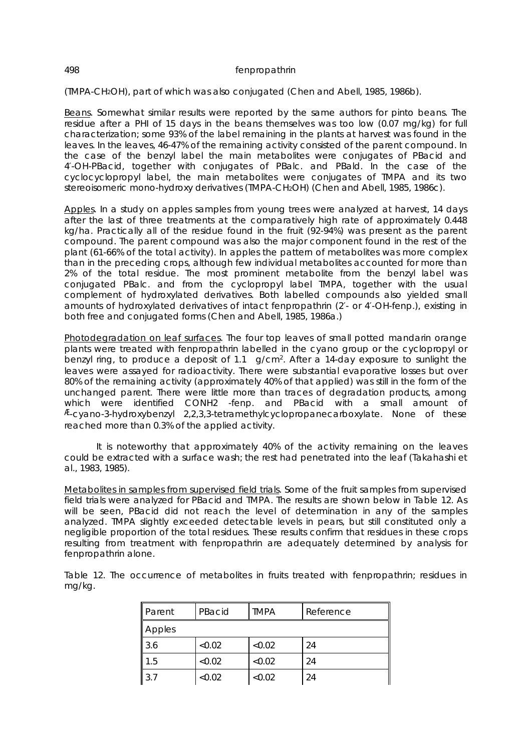(TMPA-$CH_2OH$), part of which was also conjugated (Chen and Abell, 1985, 1986b).

Beans. Somewhat similar results were reported by the same authors for pinto beans. The residue after a PHI of 15 days in the beans themselves was too low (0.07 mg/kg) for full characterization; some 93% of the label remaining in the plants at harvest was found in the leaves. In the leaves, 46-47% of the remaining activity consisted of the parent compound. In the case of the benzyl label the main metabolites were conjugates of PBacid and 4′-OH-PBacid, together with conjugates of PBalc. and PBald. In the case of the cyclocyclopropyl label, the main metabolites were conjugates of TMPA and its two stereoisomeric mono-hydroxy derivatives (TMPA-$CH_2OH$) (Chen and Abell, 1985, 1986c).

Apples. In a study on apples samples from young trees were analyzed at harvest, 14 days after the last of three treatments at the comparatively high rate of approximately 0.448 kg/ha. Practically all of the residue found in the fruit (92-94%) was present as the parent compound. The parent compound was also the major component found in the rest of the plant (61-66% of the total activity). In apples the pattern of metabolites was more complex than in the preceding crops, although few individual metabolites accounted for more than 2% of the total residue. The most prominent metabolite from the benzyl label was conjugated PBalc. and from the cyclopropyl label TMPA, together with the usual complement of hydroxylated derivatives. Both labelled compounds also yielded small amounts of hydroxylated derivatives of intact fenpropathrin (2′- or 4′-OH-fenp.), existing in both free and conjugated forms (Chen and Abell, 1985, 1986a.)

Photodegradation on leaf surfaces. The four top leaves of small potted mandarin orange plants were treated with fenpropathrin labelled in the cyano group or the cyclopropyl or benzyl ring, to produce a deposit of 1.1 g/cm$^2$. After a 14-day exposure to sunlight the leaves were assayed for radioactivity. There were substantial evaporative losses but over 80% of the remaining activity (approximately 40% of that applied) was still in the form of the unchanged parent. There were little more than traces of degradation products, among which were identified CONH2 -fenp. and PBacid with a small amount of Æ-cyano-3-hydroxybenzyl 2,2,3,3-tetramethylcyclopropanecarboxylate. None of these reached more than 0.3% of the applied activity.

It is noteworthy that approximately 40% of the activity remaining on the leaves could be extracted with a surface wash; the rest had penetrated into the leaf (Takahashi et al., 1983, 1985).

Metabolites in samples from supervised field trials. Some of the fruit samples from supervised field trials were analyzed for PBacid and TMPA. The results are shown below in Table 12. As will be seen, PBacid did not reach the level of determination in any of the samples analyzed. TMPA slightly exceeded detectable levels in pears, but still constituted only a negligible proportion of the total residues. These results confirm that residues in these crops resulting from treatment with fenpropathrin are adequately determined by analysis for fenpropathrin alone.

Table 12. The occurrence of metabolites in fruits treated with fenpropathrin; residues in mg/kg.

| Parent | PBacid | TMPA | Reference |
|---|---|---|---|
| Apples | | | |
| 3.6 | <0.02 | <0.02 | 24 |
| 1.5 | <0.02 | <0.02 | 24 |
| 3.7 | <0.02 | <0.02 | 24 |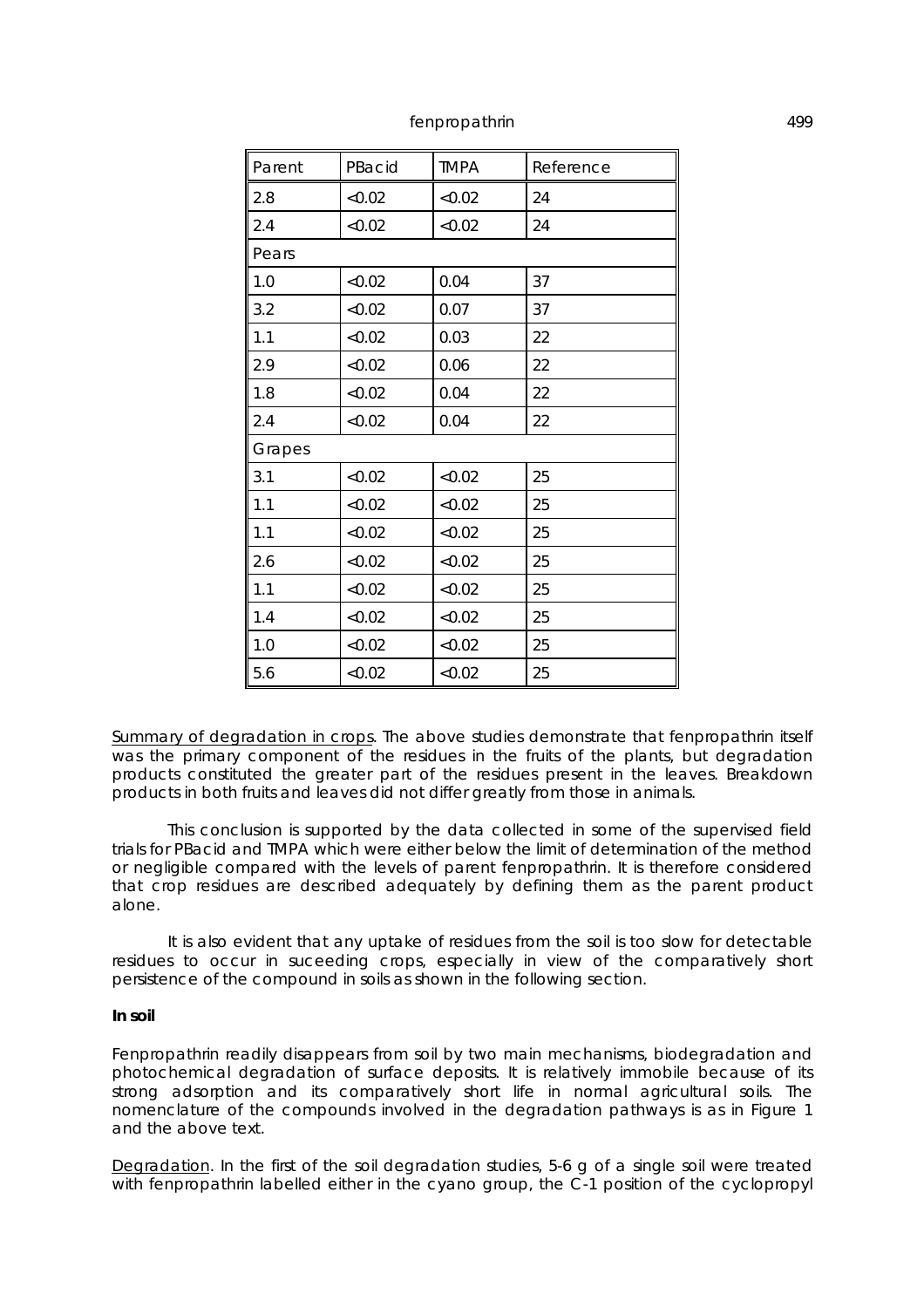| Parent | PBacid | TMPA | Reference |
|---|---|---|---|
| 2.8 | <0.02 | <0.02 | 24 |
| 2.4 | <0.02 | <0.02 | 24 |
| Pears | | | |
| 1.0 | <0.02 | 0.04 | 37 |
| 3.2 | <0.02 | 0.07 | 37 |
| 1.1 | <0.02 | 0.03 | 22 |
| 2.9 | <0.02 | 0.06 | 22 |
| 1.8 | <0.02 | 0.04 | 22 |
| 2.4 | <0.02 | 0.04 | 22 |
| Grapes | | | |
| 3.1 | <0.02 | <0.02 | 25 |
| 1.1 | <0.02 | <0.02 | 25 |
| 1.1 | <0.02 | <0.02 | 25 |
| 2.6 | <0.02 | <0.02 | 25 |
| 1.1 | <0.02 | <0.02 | 25 |
| 1.4 | <0.02 | <0.02 | 25 |
| 1.0 | <0.02 | <0.02 | 25 |
| 5.6 | <0.02 | <0.02 | 25 |

Summary of degradation in crops. The above studies demonstrate that fenpropathrin itself was the primary component of the residues in the fruits of the plants, but degradation products constituted the greater part of the residues present in the leaves. Breakdown products in both fruits and leaves did not differ greatly from those in animals.

This conclusion is supported by the data collected in some of the supervised field trials for PBacid and TMPA which were either below the limit of determination of the method or negligible compared with the levels of parent fenpropathrin. It is therefore considered that crop residues are described adequately by defining them as the parent product alone.

It is also evident that any uptake of residues from the soil is too slow for detectable residues to occur in suceeding crops, especially in view of the comparatively short persistence of the compound in soils as shown in the following section.

**In soil**

Fenpropathrin readily disappears from soil by two main mechanisms, biodegradation and photochemical degradation of surface deposits. It is relatively immobile because of its strong adsorption and its comparatively short life in normal agricultural soils. The nomenclature of the compounds involved in the degradation pathways is as in Figure 1 and the above text.

Degradation. In the first of the soil degradation studies, 5-6 g of a single soil were treated with fenpropathrin labelled either in the cyano group, the C-1 position of the cyclopropyl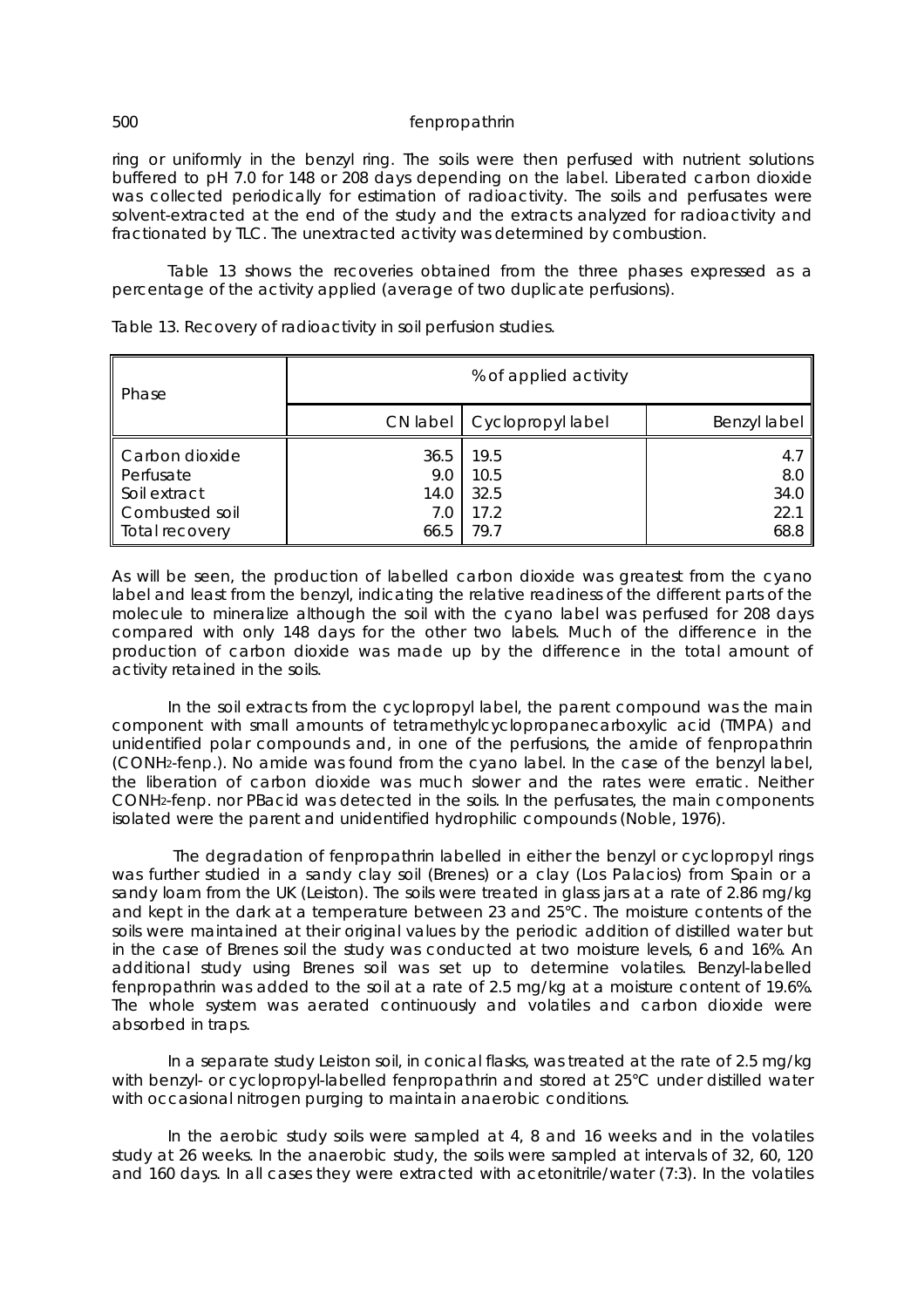ring or uniformly in the benzyl ring. The soils were then perfused with nutrient solutions buffered to pH 7.0 for 148 or 208 days depending on the label. Liberated carbon dioxide was collected periodically for estimation of radioactivity. The soils and perfusates were solvent-extracted at the end of the study and the extracts analyzed for radioactivity and fractionated by TLC. The unextracted activity was determined by combustion.

Table 13 shows the recoveries obtained from the three phases expressed as a percentage of the activity applied (average of two duplicate perfusions).

Table 13. Recovery of radioactivity in soil perfusion studies.

| Phase | % of applied activity | | |
|---|---|---|---|
| | CN label | Cyclopropyl label | Benzyl label |
| Carbon dioxide | 36.5 | 19.5 | 4.7 |
| Perfusate | 9.0 | 10.5 | 8.0 |
| Soil extract | 14.0 | 32.5 | 34.0 |
| Combusted soil | 7.0 | 17.2 | 22.1 |
| Total recovery | 66.5 | 79.7 | 68.8 |

As will be seen, the production of labelled carbon dioxide was greatest from the cyano label and least from the benzyl, indicating the relative readiness of the different parts of the molecule to mineralize although the soil with the cyano label was perfused for 208 days compared with only 148 days for the other two labels. Much of the difference in the production of carbon dioxide was made up by the difference in the total amount of activity retained in the soils.

In the soil extracts from the cyclopropyl label, the parent compound was the main component with small amounts of tetramethylcyclopropanecarboxylic acid (TMPA) and unidentified polar compounds and, in one of the perfusions, the amide of fenpropathrin ($CONH_2$-fenp.). No amide was found from the cyano label. In the case of the benzyl label, the liberation of carbon dioxide was much slower and the rates were erratic. Neither $CONH_2$-fenp. nor PBacid was detected in the soils. In the perfusates, the main components isolated were the parent and unidentified hydrophilic compounds (Noble, 1976).

The degradation of fenpropathrin labelled in either the benzyl or cyclopropyl rings was further studied in a sandy clay soil (Brenes) or a clay (Los Palacios) from Spain or a sandy loam from the UK (Leiston). The soils were treated in glass jars at a rate of 2.86 mg/kg and kept in the dark at a temperature between 23 and 25°C. The moisture contents of the soils were maintained at their original values by the periodic addition of distilled water but in the case of Brenes soil the study was conducted at two moisture levels, 6 and 16%. An additional study using Brenes soil was set up to determine volatiles. Benzyl-labelled fenpropathrin was added to the soil at a rate of 2.5 mg/kg at a moisture content of 19.6%. The whole system was aerated continuously and volatiles and carbon dioxide were absorbed in traps.

In a separate study Leiston soil, in conical flasks, was treated at the rate of 2.5 mg/kg with benzyl- or cyclopropyl-labelled fenpropathrin and stored at 25°C under distilled water with occasional nitrogen purging to maintain anaerobic conditions.

In the aerobic study soils were sampled at 4, 8 and 16 weeks and in the volatiles study at 26 weeks. In the anaerobic study, the soils were sampled at intervals of 32, 60, 120 and 160 days. In all cases they were extracted with acetonitrile/water (7:3). In the volatiles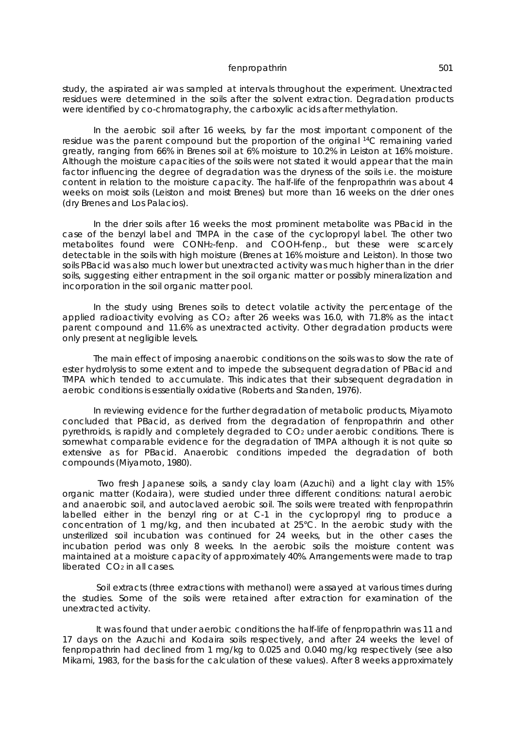study, the aspirated air was sampled at intervals throughout the experiment. Unextracted residues were determined in the soils after the solvent extraction. Degradation products were identified by co-chromatography, the carboxylic acids after methylation.

In the aerobic soil after 16 weeks, by far the most important component of the residue was the parent compound but the proportion of the original $^{14}C$ remaining varied greatly, ranging from 66% in Brenes soil at 6% moisture to 10.2% in Leiston at 16% moisture. Although the moisture capacities of the soils were not stated it would appear that the main factor influencing the degree of degradation was the dryness of the soils i.e. the moisture content in relation to the moisture capacity. The half-life of the fenpropathrin was about 4 weeks on moist soils (Leiston and moist Brenes) but more than 16 weeks on the drier ones (dry Brenes and Los Palacios).

In the drier soils after 16 weeks the most prominent metabolite was PBacid in the case of the benzyl label and TMPA in the case of the cyclopropyl label. The other two metabolites found were $CONH_2$-fenp. and COOH-fenp., but these were scarcely detectable in the soils with high moisture (Brenes at 16% moisture and Leiston). In those two soils PBacid was also much lower but unextracted activity was much higher than in the drier soils, suggesting either entrapment in the soil organic matter or possibly mineralization and incorporation in the soil organic matter pool.

In the study using Brenes soils to detect volatile activity the percentage of the applied radioactivity evolving as $CO_2$ after 26 weeks was 16.0, with 71.8% as the intact parent compound and 11.6% as unextracted activity. Other degradation products were only present at negligible levels.

The main effect of imposing anaerobic conditions on the soils was to slow the rate of ester hydrolysis to some extent and to impede the subsequent degradation of PBacid and TMPA which tended to accumulate. This indicates that their subsequent degradation in aerobic conditions is essentially oxidative (Roberts and Standen, 1976).

In reviewing evidence for the further degradation of metabolic products, Miyamoto concluded that PBacid, as derived from the degradation of fenpropathrin and other pyrethroids, is rapidly and completely degraded to $CO_2$ under aerobic conditions. There is somewhat comparable evidence for the degradation of TMPA although it is not quite so extensive as for PBacid. Anaerobic conditions impeded the degradation of both compounds (Miyamoto, 1980).

Two fresh Japanese soils, a sandy clay loam (Azuchi) and a light clay with 15% organic matter (Kodaira), were studied under three different conditions: natural aerobic and anaerobic soil, and autoclaved aerobic soil. The soils were treated with fenpropathrin labelled either in the benzyl ring or at C-1 in the cyclopropyl ring to produce a concentration of 1 mg/kg, and then incubated at 25°C. In the aerobic study with the unsterilized soil incubation was continued for 24 weeks, but in the other cases the incubation period was only 8 weeks. In the aerobic soils the moisture content was maintained at a moisture capacity of approximately 40%. Arrangements were made to trap liberated $CO_2$ in all cases.

Soil extracts (three extractions with methanol) were assayed at various times during the studies. Some of the soils were retained after extraction for examination of the unextracted activity.

It was found that under aerobic conditions the half-life of fenpropathrin was 11 and 17 days on the Azuchi and Kodaira soils respectively, and after 24 weeks the level of fenpropathrin had declined from 1 mg/kg to 0.025 and 0.040 mg/kg respectively (see also Mikami, 1983, for the basis for the calculation of these values). After 8 weeks approximately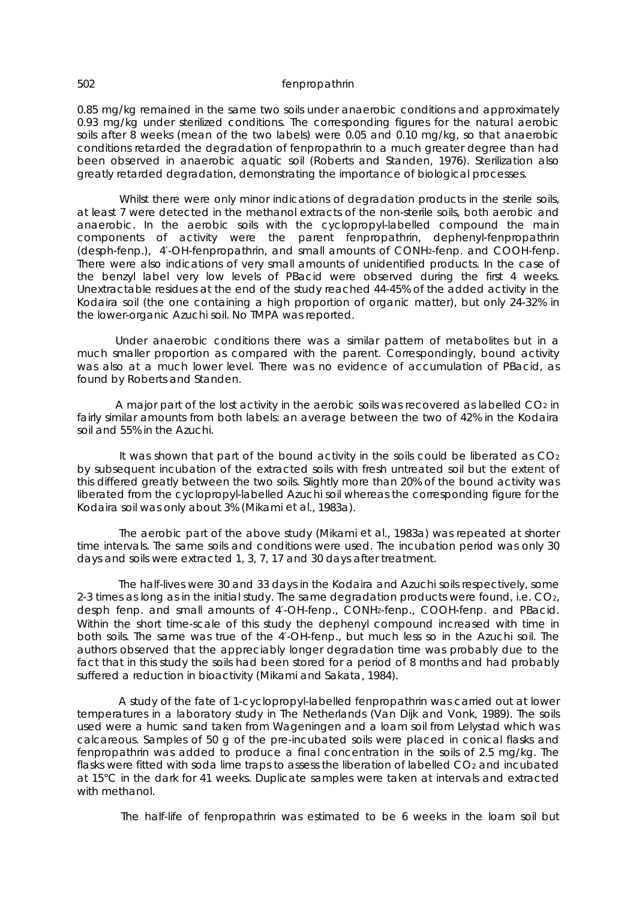0.85 mg/kg remained in the same two soils under anaerobic conditions and approximately 0.93 mg/kg under sterilized conditions. The corresponding figures for the natural aerobic soils after 8 weeks (mean of the two labels) were 0.05 and 0.10 mg/kg, so that anaerobic conditions retarded the degradation of fenpropathrin to a much greater degree than had been observed in anaerobic aquatic soil (Roberts and Standen, 1976). Sterilization also greatly retarded degradation, demonstrating the importance of biological processes.

Whilst there were only minor indications of degradation products in the sterile soils, at least 7 were detected in the methanol extracts of the non-sterile soils, both aerobic and anaerobic. In the aerobic soils with the cyclopropyl-labelled compound the main components of activity were the parent fenpropathrin, dephenyl-fenpropathrin (desph-fenp.), 4′-OH-fenpropathrin, and small amounts of $CONH_2$-fenp. and COOH-fenp. There were also indications of very small amounts of unidentified products. In the case of the benzyl label very low levels of PBacid were observed during the first 4 weeks. Unextractable residues at the end of the study reached 44-45% of the added activity in the Kodaira soil (the one containing a high proportion of organic matter), but only 24-32% in the lower-organic Azuchi soil. No TMPA was reported.

Under anaerobic conditions there was a similar pattern of metabolites but in a much smaller proportion as compared with the parent. Correspondingly, bound activity was also at a much lower level. There was no evidence of accumulation of PBacid, as found by Roberts and Standen.

A major part of the lost activity in the aerobic soils was recovered as labelled $CO_2$ in fairly similar amounts from both labels: an average between the two of 42% in the Kodaira soil and 55% in the Azuchi.

It was shown that part of the bound activity in the soils could be liberated as $CO_2$ by subsequent incubation of the extracted soils with fresh untreated soil but the extent of this differed greatly between the two soils. Slightly more than 20% of the bound activity was liberated from the cyclopropyl-labelled Azuchi soil whereas the corresponding figure for the Kodaira soil was only about 3% (Mikami *et al.*, 1983a).

The aerobic part of the above study (Mikami *et al.*, 1983a) was repeated at shorter time intervals. The same soils and conditions were used. The incubation period was only 30 days and soils were extracted 1, 3, 7, 17 and 30 days after treatment.

The half-lives were 30 and 33 days in the Kodaira and Azuchi soils respectively, some 2-3 times as long as in the initial study. The same degradation products were found, i.e. $CO_2$, desph fenp. and small amounts of 4′-OH-fenp., $CONH_2$-fenp., COOH-fenp. and PBacid. Within the short time-scale of this study the dephenyl compound increased with time in both soils. The same was true of the 4′-OH-fenp., but much less so in the Azuchi soil. The authors observed that the appreciably longer degradation time was probably due to the fact that in this study the soils had been stored for a period of 8 months and had probably suffered a reduction in bioactivity (Mikami and Sakata, 1984).

A study of the fate of 1-cyclopropyl-labelled fenpropathrin was carried out at lower temperatures in a laboratory study in The Netherlands (Van Dijk and Vonk, 1989). The soils used were a humic sand taken from Wageningen and a loam soil from Lelystad which was calcareous. Samples of 50 g of the pre-incubated soils were placed in conical flasks and fenpropathrin was added to produce a final concentration in the soils of 2.5 mg/kg. The flasks were fitted with soda lime traps to assess the liberation of labelled $CO_2$ and incubated at 15°C in the dark for 41 weeks. Duplicate samples were taken at intervals and extracted with methanol.

The half-life of fenpropathrin was estimated to be 6 weeks in the loam soil but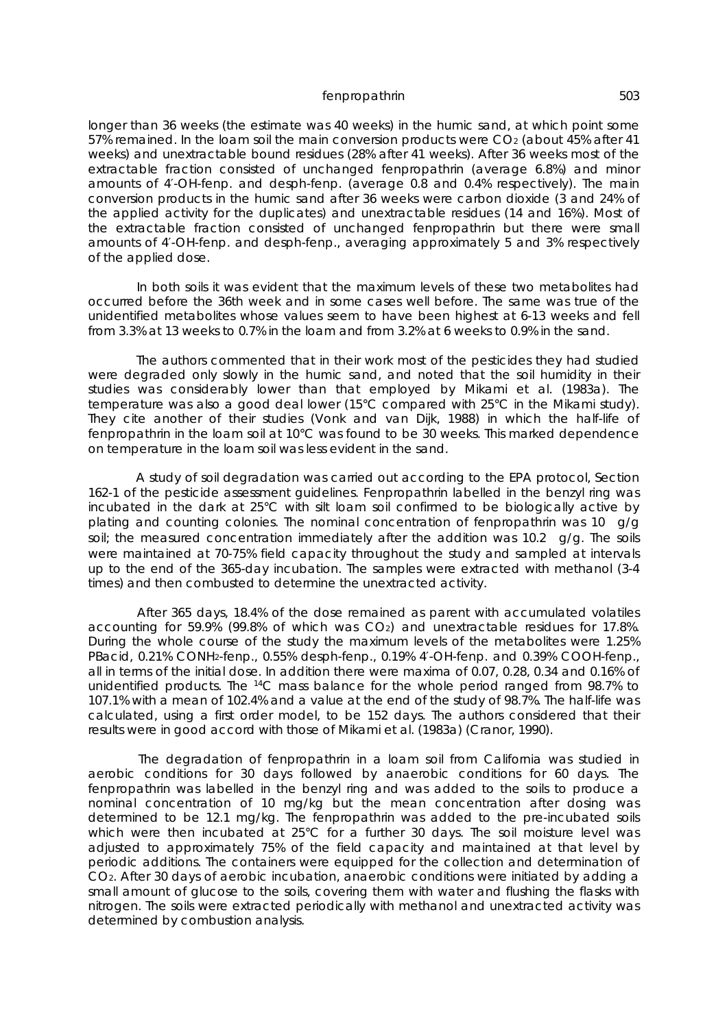longer than 36 weeks (the estimate was 40 weeks) in the humic sand, at which point some 57% remained. In the loam soil the main conversion products were $CO_2$ (about 45% after 41 weeks) and unextractable bound residues (28% after 41 weeks). After 36 weeks most of the extractable fraction consisted of unchanged fenpropathrin (average 6.8%) and minor amounts of 4′-OH-fenp. and desph-fenp. (average 0.8 and 0.4% respectively). The main conversion products in the humic sand after 36 weeks were carbon dioxide (3 and 24% of the applied activity for the duplicates) and unextractable residues (14 and 16%). Most of the extractable fraction consisted of unchanged fenpropathrin but there were small amounts of 4′-OH-fenp. and desph-fenp., averaging approximately 5 and 3% respectively of the applied dose.

In both soils it was evident that the maximum levels of these two metabolites had occurred before the 36th week and in some cases well before. The same was true of the unidentified metabolites whose values seem to have been highest at 6-13 weeks and fell from 3.3% at 13 weeks to 0.7% in the loam and from 3.2% at 6 weeks to 0.9% in the sand.

The authors commented that in their work most of the pesticides they had studied were degraded only slowly in the humic sand, and noted that the soil humidity in their studies was considerably lower than that employed by Mikami et al. (1983a). The temperature was also a good deal lower (15°C compared with 25°C in the Mikami study). They cite another of their studies (Vonk and van Dijk, 1988) in which the half-life of fenpropathrin in the loam soil at 10°C was found to be 30 weeks. This marked dependence on temperature in the loam soil was less evident in the sand.

A study of soil degradation was carried out according to the EPA protocol, Section 162-1 of the pesticide assessment guidelines. Fenpropathrin labelled in the benzyl ring was incubated in the dark at 25°C with silt loam soil confirmed to be biologically active by plating and counting colonies. The nominal concentration of fenpropathrin was 10 g/g soil; the measured concentration immediately after the addition was 10.2 g/g. The soils were maintained at 70-75% field capacity throughout the study and sampled at intervals up to the end of the 365-day incubation. The samples were extracted with methanol (3-4 times) and then combusted to determine the unextracted activity.

After 365 days, 18.4% of the dose remained as parent with accumulated volatiles accounting for 59.9% (99.8% of which was $CO_2$) and unextractable residues for 17.8%. During the whole course of the study the maximum levels of the metabolites were 1.25% PBacid, 0.21% $CONH_2$-fenp., 0.55% desph-fenp., 0.19% 4′-OH-fenp. and 0.39% COOH-fenp., all in terms of the initial dose. In addition there were maxima of 0.07, 0.28, 0.34 and 0.16% of unidentified products. The $^{14}C$ mass balance for the whole period ranged from 98.7% to 107.1% with a mean of 102.4% and a value at the end of the study of 98.7%. The half-life was calculated, using a first order model, to be 152 days. The authors considered that their results were in good accord with those of Mikami et al. (1983a) (Cranor, 1990).

The degradation of fenpropathrin in a loam soil from California was studied in aerobic conditions for 30 days followed by anaerobic conditions for 60 days. The fenpropathrin was labelled in the benzyl ring and was added to the soils to produce a nominal concentration of 10 mg/kg but the mean concentration after dosing was determined to be 12.1 mg/kg. The fenpropathrin was added to the pre-incubated soils which were then incubated at 25°C for a further 30 days. The soil moisture level was adjusted to approximately 75% of the field capacity and maintained at that level by periodic additions. The containers were equipped for the collection and determination of $CO_2$. After 30 days of aerobic incubation, anaerobic conditions were initiated by adding a small amount of glucose to the soils, covering them with water and flushing the flasks with nitrogen. The soils were extracted periodically with methanol and unextracted activity was determined by combustion analysis.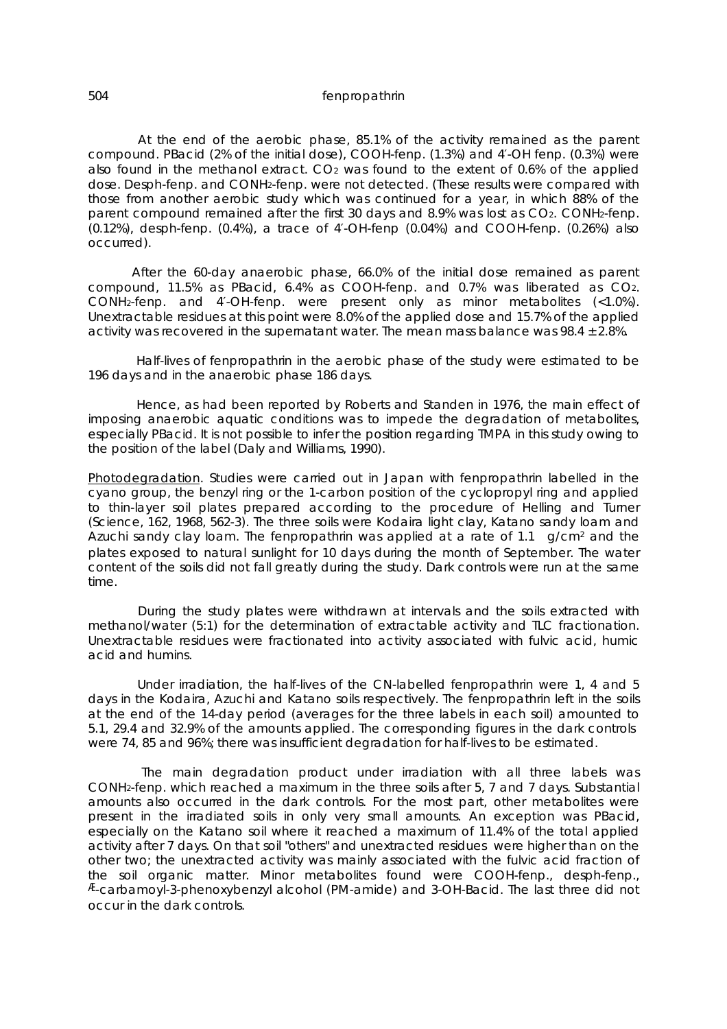At the end of the aerobic phase, 85.1% of the activity remained as the parent compound. PBacid (2% of the initial dose), COOH-fenp. (1.3%) and 4′-OH fenp. (0.3%) were also found in the methanol extract. $CO_2$ was found to the extent of 0.6% of the applied dose. Desph-fenp. and $CONH_2$-fenp. were not detected. (These results were compared with those from another aerobic study which was continued for a year, in which 88% of the parent compound remained after the first 30 days and 8.9% was lost as $CO_2$. $CONH_2$-fenp. (0.12%), desph-fenp. (0.4%), a trace of 4′-OH-fenp (0.04%) and COOH-fenp. (0.26%) also occurred).

After the 60-day anaerobic phase, 66.0% of the initial dose remained as parent compound, 11.5% as PBacid, 6.4% as COOH-fenp. and 0.7% was liberated as $CO_2$. $CONH_2$-fenp. and 4′-OH-fenp. were present only as minor metabolites (<1.0%). Unextractable residues at this point were 8.0% of the applied dose and 15.7% of the applied activity was recovered in the supernatant water. The mean mass balance was 98.4 ± 2.8%.

Half-lives of fenpropathrin in the aerobic phase of the study were estimated to be 196 days and in the anaerobic phase 186 days.

Hence, as had been reported by Roberts and Standen in 1976, the main effect of imposing anaerobic aquatic conditions was to impede the degradation of metabolites, especially PBacid. It is not possible to infer the position regarding TMPA in this study owing to the position of the label (Daly and Williams, 1990).

Photodegradation. Studies were carried out in Japan with fenpropathrin labelled in the cyano group, the benzyl ring or the 1-carbon position of the cyclopropyl ring and applied to thin-layer soil plates prepared according to the procedure of Helling and Turner (Science, 162, 1968, 562-3). The three soils were Kodaira light clay, Katano sandy loam and Azuchi sandy clay loam. The fenpropathrin was applied at a rate of 1.1 g/cm² and the plates exposed to natural sunlight for 10 days during the month of September. The water content of the soils did not fall greatly during the study. Dark controls were run at the same time.

During the study plates were withdrawn at intervals and the soils extracted with methanol/water (5:1) for the determination of extractable activity and TLC fractionation. Unextractable residues were fractionated into activity associated with fulvic acid, humic acid and humins.

Under irradiation, the half-lives of the CN-labelled fenpropathrin were 1, 4 and 5 days in the Kodaira, Azuchi and Katano soils respectively. The fenpropathrin left in the soils at the end of the 14-day period (averages for the three labels in each soil) amounted to 5.1, 29.4 and 32.9% of the amounts applied. The corresponding figures in the dark controls were 74, 85 and 96%; there was insufficient degradation for half-lives to be estimated.

The main degradation product under irradiation with all three labels was $CONH_2$-fenp. which reached a maximum in the three soils after 5, 7 and 7 days. Substantial amounts also occurred in the dark controls. For the most part, other metabolites were present in the irradiated soils in only very small amounts. An exception was PBacid, especially on the Katano soil where it reached a maximum of 11.4% of the total applied activity after 7 days. On that soil "others" and unextracted residues were higher than on the other two; the unextracted activity was mainly associated with the fulvic acid fraction of the soil organic matter. Minor metabolites found were COOH-fenp., desph-fenp., Æ-carbamoyl-3-phenoxybenzyl alcohol (PM-amide) and 3-OH-Bacid. The last three did not occur in the dark controls.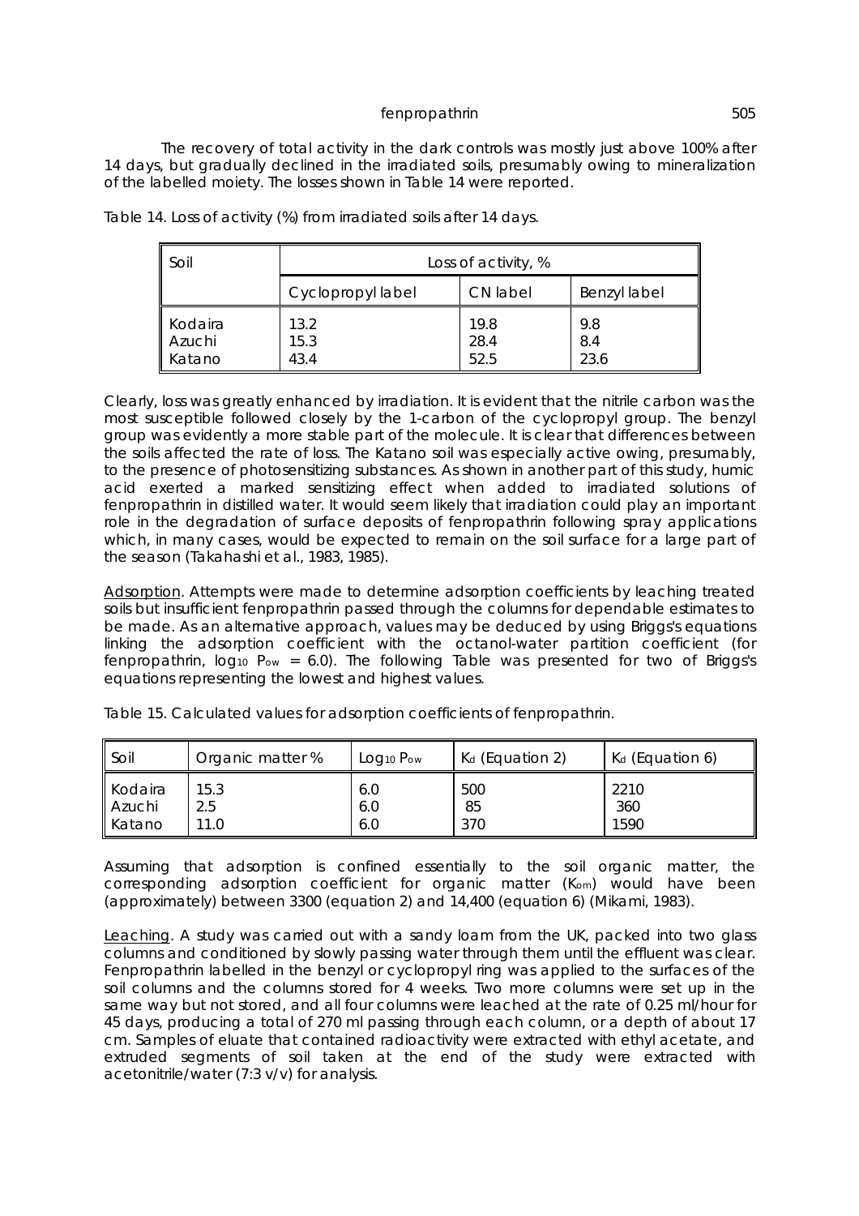The recovery of total activity in the dark controls was mostly just above 100% after 14 days, but gradually declined in the irradiated soils, presumably owing to mineralization of the labelled moiety. The losses shown in Table 14 were reported.

Table 14. Loss of activity (%) from irradiated soils after 14 days.

| Soil | Loss of activity, % | | |
|---|---|---|---|
| | Cyclopropyl label | CN label | Benzyl label |
| Kodaira | 13.2 | 19.8 | 9.8 |
| Azuchi | 15.3 | 28.4 | 8.4 |
| Katano | 43.4 | 52.5 | 23.6 |

Clearly, loss was greatly enhanced by irradiation. It is evident that the nitrile carbon was the most susceptible followed closely by the 1-carbon of the cyclopropyl group. The benzyl group was evidently a more stable part of the molecule. It is clear that differences between the soils affected the rate of loss. The Katano soil was especially active owing, presumably, to the presence of photosensitizing substances. As shown in another part of this study, humic acid exerted a marked sensitizing effect when added to irradiated solutions of fenpropathrin in distilled water. It would seem likely that irradiation could play an important role in the degradation of surface deposits of fenpropathrin following spray applications which, in many cases, would be expected to remain on the soil surface for a large part of the season (Takahashi et al., 1983, 1985).

Adsorption. Attempts were made to determine adsorption coefficients by leaching treated soils but insufficient fenpropathrin passed through the columns for dependable estimates to be made. As an alternative approach, values may be deduced by using Briggs's equations linking the adsorption coefficient with the octanol-water partition coefficient (for fenpropathrin, $\log_{10} P_{ow} = 6.0$). The following Table was presented for two of Briggs's equations representing the lowest and highest values.

Table 15. Calculated values for adsorption coefficients of fenpropathrin.

| Soil | Organic matter % | $\text{Log}_{10}\,P_{ow}$ | $K_d$ (Equation 2) | $K_d$ (Equation 6) |
|---|---|---|---|---|
| Kodaira | 15.3 | 6.0 | 500 | 2210 |
| Azuchi | 2.5 | 6.0 | 85 | 360 |
| Katano | 11.0 | 6.0 | 370 | 1590 |

Assuming that adsorption is confined essentially to the soil organic matter, the corresponding adsorption coefficient for organic matter ($K_{om}$) would have been (approximately) between 3300 (equation 2) and 14,400 (equation 6) (Mikami, 1983).

Leaching. A study was carried out with a sandy loam from the UK, packed into two glass columns and conditioned by slowly passing water through them until the effluent was clear. Fenpropathrin labelled in the benzyl or cyclopropyl ring was applied to the surfaces of the soil columns and the columns stored for 4 weeks. Two more columns were set up in the same way but not stored, and all four columns were leached at the rate of 0.25 ml/hour for 45 days, producing a total of 270 ml passing through each column, or a depth of about 17 cm. Samples of eluate that contained radioactivity were extracted with ethyl acetate, and extruded segments of soil taken at the end of the study were extracted with acetonitrile/water (7:3 v/v) for analysis.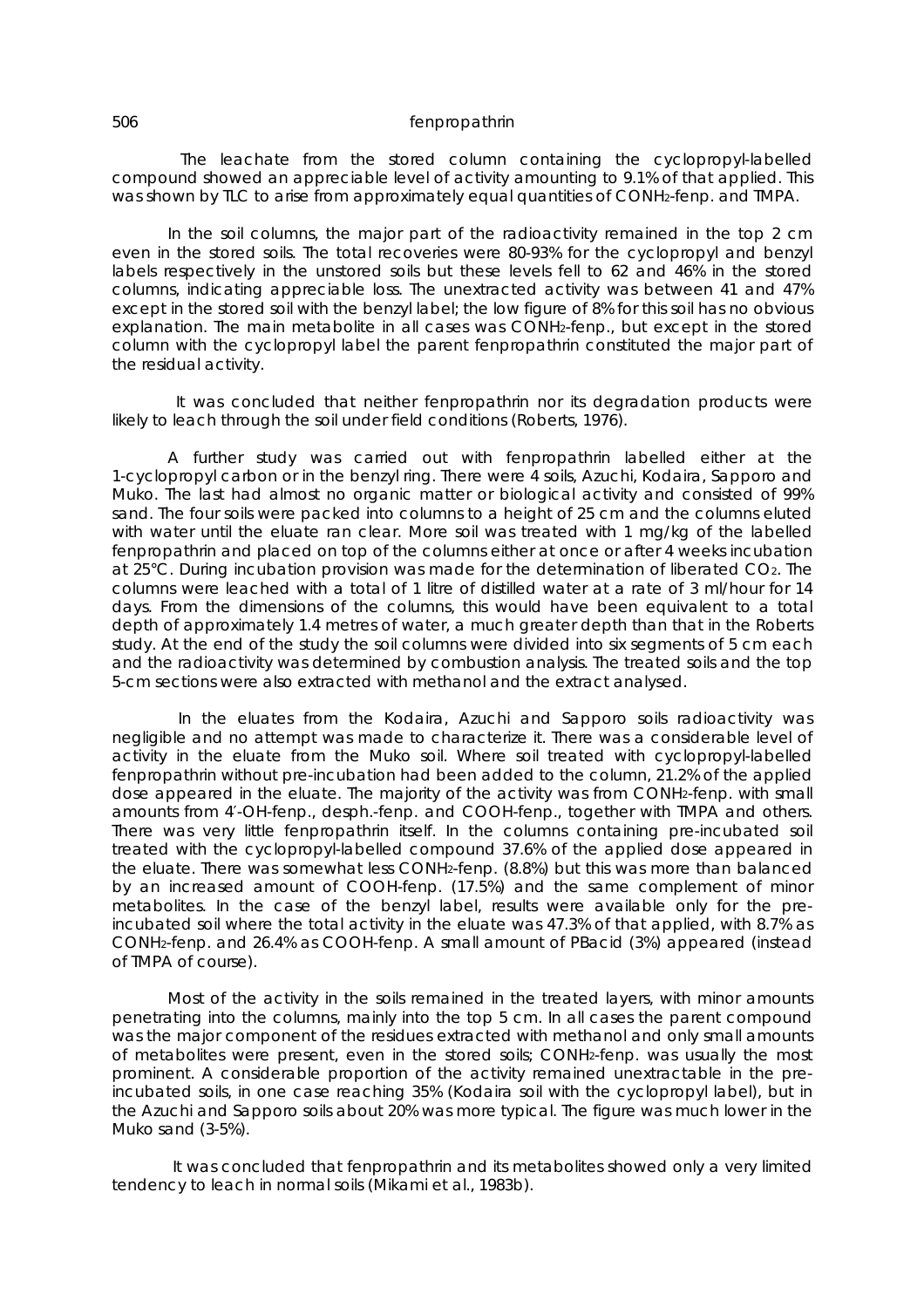The leachate from the stored column containing the cyclopropyl-labelled compound showed an appreciable level of activity amounting to 9.1% of that applied. This was shown by TLC to arise from approximately equal quantities of $CONH_2$-fenp. and TMPA.

In the soil columns, the major part of the radioactivity remained in the top 2 cm even in the stored soils. The total recoveries were 80-93% for the cyclopropyl and benzyl labels respectively in the unstored soils but these levels fell to 62 and 46% in the stored columns, indicating appreciable loss. The unextracted activity was between 41 and 47% except in the stored soil with the benzyl label; the low figure of 8% for this soil has no obvious explanation. The main metabolite in all cases was $CONH_2$-fenp., but except in the stored column with the cyclopropyl label the parent fenpropathrin constituted the major part of the residual activity.

It was concluded that neither fenpropathrin nor its degradation products were likely to leach through the soil under field conditions (Roberts, 1976).

A further study was carried out with fenpropathrin labelled either at the 1-cyclopropyl carbon or in the benzyl ring. There were 4 soils, Azuchi, Kodaira, Sapporo and Muko. The last had almost no organic matter or biological activity and consisted of 99% sand. The four soils were packed into columns to a height of 25 cm and the columns eluted with water until the eluate ran clear. More soil was treated with 1 mg/kg of the labelled fenpropathrin and placed on top of the columns either at once or after 4 weeks incubation at 25°C. During incubation provision was made for the determination of liberated $CO_2$. The columns were leached with a total of 1 litre of distilled water at a rate of 3 ml/hour for 14 days. From the dimensions of the columns, this would have been equivalent to a total depth of approximately 1.4 metres of water, a much greater depth than that in the Roberts study. At the end of the study the soil columns were divided into six segments of 5 cm each and the radioactivity was determined by combustion analysis. The treated soils and the top 5-cm sections were also extracted with methanol and the extract analysed.

In the eluates from the Kodaira, Azuchi and Sapporo soils radioactivity was negligible and no attempt was made to characterize it. There was a considerable level of activity in the eluate from the Muko soil. Where soil treated with cyclopropyl-labelled fenpropathrin without pre-incubation had been added to the column, 21.2% of the applied dose appeared in the eluate. The majority of the activity was from $CONH_2$-fenp. with small amounts from 4′-OH-fenp., desph.-fenp. and COOH-fenp., together with TMPA and others. There was very little fenpropathrin itself. In the columns containing pre-incubated soil treated with the cyclopropyl-labelled compound 37.6% of the applied dose appeared in the eluate. There was somewhat less $CONH_2$-fenp. (8.8%) but this was more than balanced by an increased amount of COOH-fenp. (17.5%) and the same complement of minor metabolites. In the case of the benzyl label, results were available only for the pre-incubated soil where the total activity in the eluate was 47.3% of that applied, with 8.7% as $CONH_2$-fenp. and 26.4% as COOH-fenp. A small amount of PBacid (3%) appeared (instead of TMPA of course).

Most of the activity in the soils remained in the treated layers, with minor amounts penetrating into the columns, mainly into the top 5 cm. In all cases the parent compound was the major component of the residues extracted with methanol and only small amounts of metabolites were present, even in the stored soils; $CONH_2$-fenp. was usually the most prominent. A considerable proportion of the activity remained unextractable in the pre-incubated soils, in one case reaching 35% (Kodaira soil with the cyclopropyl label), but in the Azuchi and Sapporo soils about 20% was more typical. The figure was much lower in the Muko sand (3-5%).

It was concluded that fenpropathrin and its metabolites showed only a very limited tendency to leach in normal soils (Mikami et al., 1983b).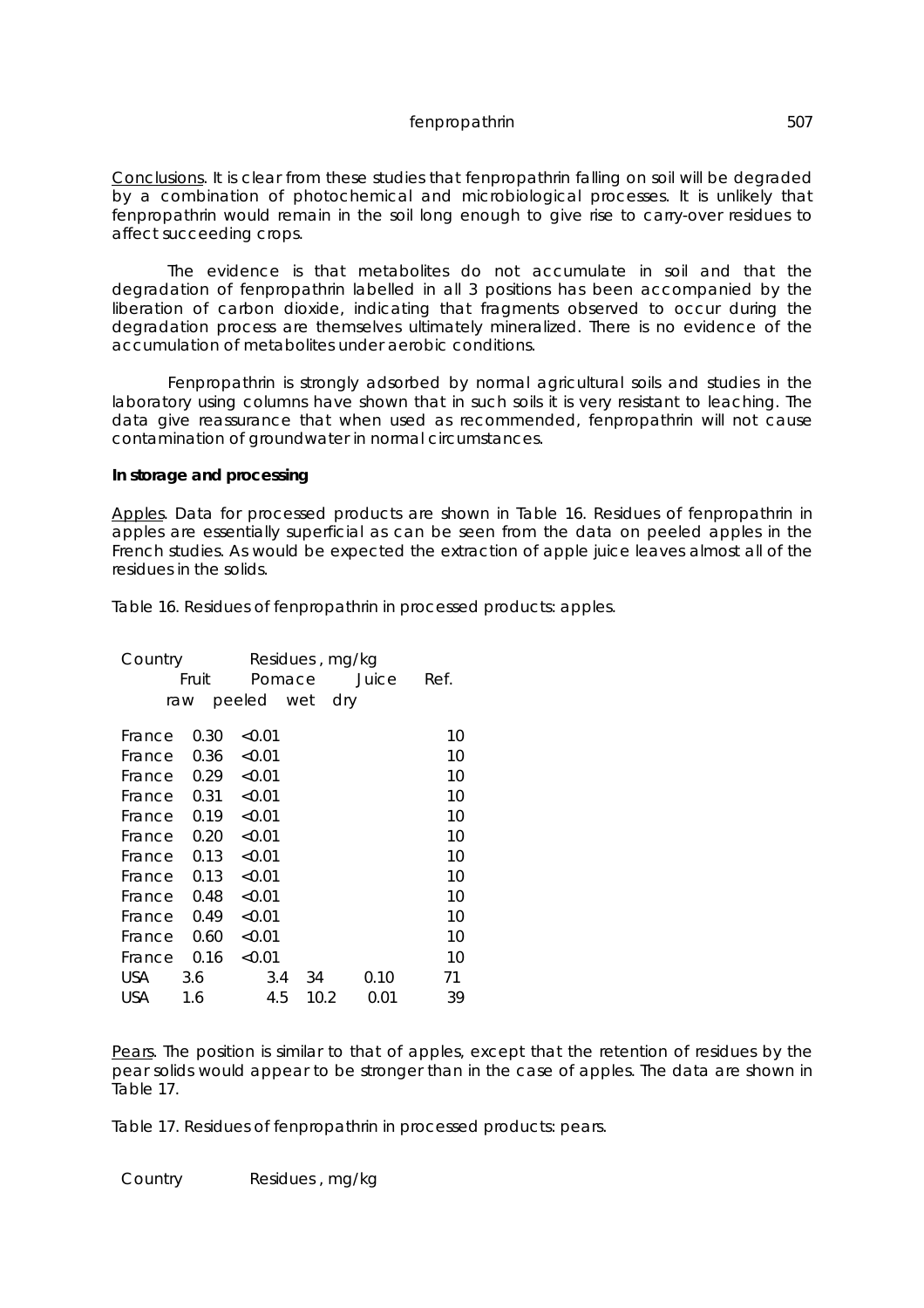<u>Conclusions</u>. It is clear from these studies that fenpropathrin falling on soil will be degraded by a combination of photochemical and microbiological processes. It is unlikely that fenpropathrin would remain in the soil long enough to give rise to carry-over residues to affect succeeding crops.

The evidence is that metabolites do not accumulate in soil and that the degradation of fenpropathrin labelled in all 3 positions has been accompanied by the liberation of carbon dioxide, indicating that fragments observed to occur during the degradation process are themselves ultimately mineralized. There is no evidence of the accumulation of metabolites under aerobic conditions.

Fenpropathrin is strongly adsorbed by normal agricultural soils and studies in the laboratory using columns have shown that in such soils it is very resistant to leaching. The data give reassurance that when used as recommended, fenpropathrin will not cause contamination of groundwater in normal circumstances.

**In storage and processing**

<u>Apples</u>. Data for processed products are shown in Table 16. Residues of fenpropathrin in apples are essentially superficial as can be seen from the data on peeled apples in the French studies. As would be expected the extraction of apple juice leaves almost all of the residues in the solids.

Table 16. Residues of fenpropathrin in processed products: apples.

| Country | Residues, mg/kg | | | | | Ref. |
|---|---|---|---|---|---|---|
| | Fruit | | Pomace | | Juice | |
| | raw | peeled | wet | dry | | |
| France | 0.30 | <0.01 | | | | 10 |
| France | 0.36 | <0.01 | | | | 10 |
| France | 0.29 | <0.01 | | | | 10 |
| France | 0.31 | <0.01 | | | | 10 |
| France | 0.19 | <0.01 | | | | 10 |
| France | 0.20 | <0.01 | | | | 10 |
| France | 0.13 | <0.01 | | | | 10 |
| France | 0.13 | <0.01 | | | | 10 |
| France | 0.48 | <0.01 | | | | 10 |
| France | 0.49 | <0.01 | | | | 10 |
| France | 0.60 | <0.01 | | | | 10 |
| France | 0.16 | <0.01 | | | | 10 |
| USA | 3.6 | | 3.4 | 34 | 0.10 | 71 |
| USA | 1.6 | | 4.5 | 10.2 | 0.01 | 39 |

<u>Pears</u>. The position is similar to that of apples, except that the retention of residues by the pear solids would appear to be stronger than in the case of apples. The data are shown in Table 17.

Table 17. Residues of fenpropathrin in processed products: pears.

| Country | Residues, mg/kg |
|---|---|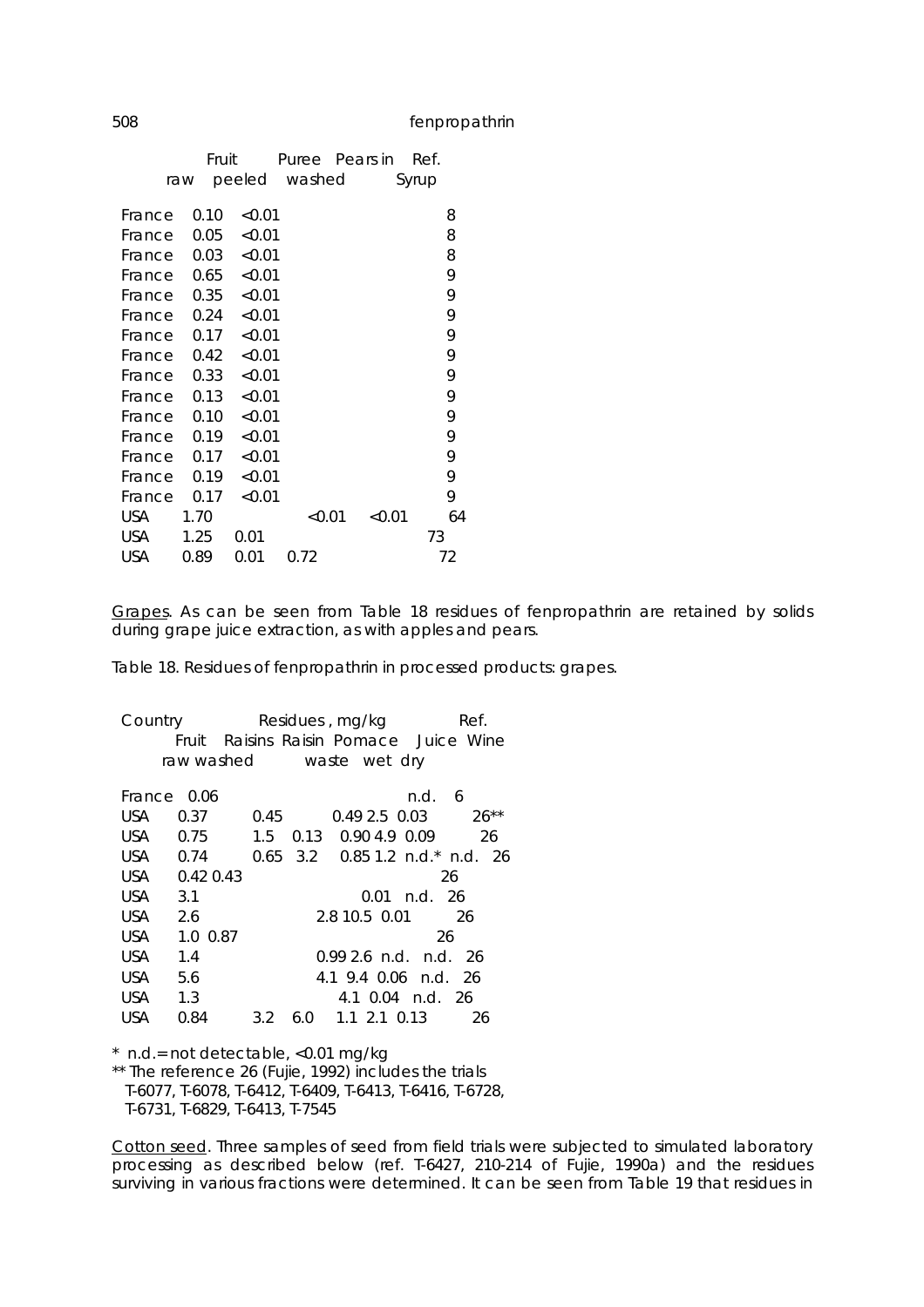| | Fruit raw | Fruit peeled | washed | Puree | Pears in Syrup | Ref. |
|---|---|---|---|---|---|---|
| France | 0.10 | <0.01 | | | | 8 |
| France | 0.05 | <0.01 | | | | 8 |
| France | 0.03 | <0.01 | | | | 8 |
| France | 0.65 | <0.01 | | | | 9 |
| France | 0.35 | <0.01 | | | | 9 |
| France | 0.24 | <0.01 | | | | 9 |
| France | 0.17 | <0.01 | | | | 9 |
| France | 0.42 | <0.01 | | | | 9 |
| France | 0.33 | <0.01 | | | | 9 |
| France | 0.13 | <0.01 | | | | 9 |
| France | 0.10 | <0.01 | | | | 9 |
| France | 0.19 | <0.01 | | | | 9 |
| France | 0.17 | <0.01 | | | | 9 |
| France | 0.19 | <0.01 | | | | 9 |
| France | 0.17 | <0.01 | | | | 9 |
| USA | 1.70 | | | <0.01 | <0.01 | 64 |
| USA | 1.25 | 0.01 | | | | 73 |
| USA | 0.89 | 0.01 | 0.72 | | | 72 |

Grapes. As can be seen from Table 18 residues of fenpropathrin are retained by solids during grape juice extraction, as with apples and pears.

Table 18. Residues of fenpropathrin in processed products: grapes.

| Country | Residues, mg/kg | | | | | | | | Ref. |
|---|---|---|---|---|---|---|---|---|---|
| | Fruit raw | Fruit washed | Raisins | Raisin waste | Pomace wet | Pomace dry | Juice | Wine | |
| France | 0.06 | | | | | | n.d. | | 6 |
| USA | 0.37 | | 0.45 | | 0.49 | 2.5 | 0.03 | | 26** |
| USA | 0.75 | | 1.5 | 0.13 | 0.90 | 4.9 | 0.09 | | 26 |
| USA | 0.74 | | 0.65 | 3.2 | 0.85 | 1.2 | n.d.* | n.d. | 26 |
| USA | 0.42 | 0.43 | | | | | | | 26 |
| USA | 3.1 | | | | | | 0.01 | n.d. | 26 |
| USA | 2.6 | | | | 2.8 | 10.5 | 0.01 | | 26 |
| USA | 1.0 | 0.87 | | | | | | | 26 |
| USA | 1.4 | | | | 0.99 | 2.6 | n.d. | n.d. | 26 |
| USA | 5.6 | | | | 4.1 | 9.4 | 0.06 | n.d. | 26 |
| USA | 1.3 | | | | | 4.1 | 0.04 | n.d. | 26 |
| USA | 0.84 | | 3.2 | 6.0 | 1.1 | 2.1 | 0.13 | | 26 |

\* n.d.= not detectable, <0.01 mg/kg

** The reference 26 (Fujie, 1992) includes the trials T-6077, T-6078, T-6412, T-6409, T-6413, T-6416, T-6728, T-6731, T-6829, T-6413, T-7545

Cotton seed. Three samples of seed from field trials were subjected to simulated laboratory processing as described below (ref. T-6427, 210-214 of Fujie, 1990a) and the residues surviving in various fractions were determined. It can be seen from Table 19 that residues in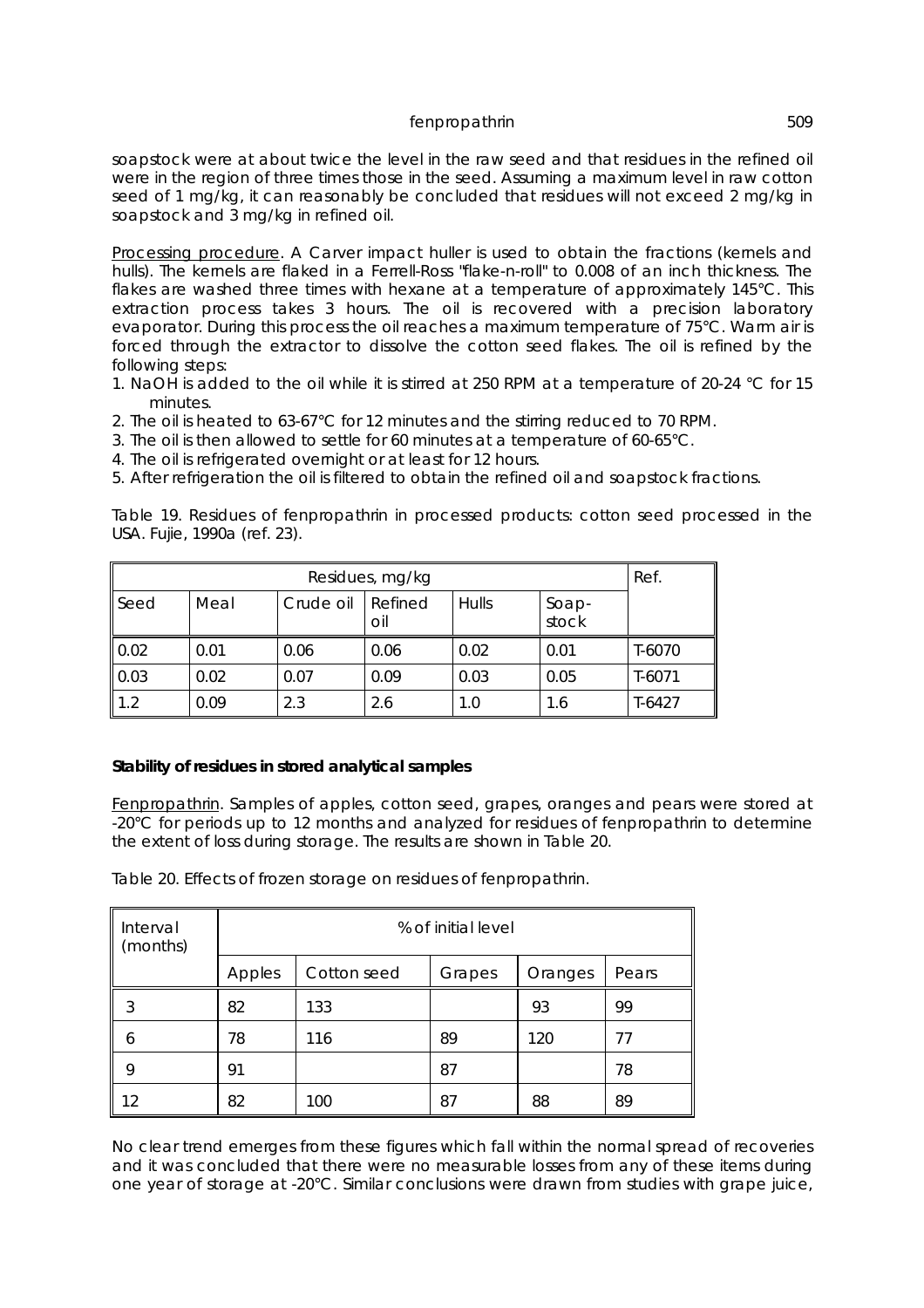soapstock were at about twice the level in the raw seed and that residues in the refined oil were in the region of three times those in the seed. Assuming a maximum level in raw cotton seed of 1 mg/kg, it can reasonably be concluded that residues will not exceed 2 mg/kg in soapstock and 3 mg/kg in refined oil.

Processing procedure. A Carver impact huller is used to obtain the fractions (kernels and hulls). The kernels are flaked in a Ferrell-Ross "flake-n-roll" to 0.008 of an inch thickness. The flakes are washed three times with hexane at a temperature of approximately 145°C. This extraction process takes 3 hours. The oil is recovered with a precision laboratory evaporator. During this process the oil reaches a maximum temperature of 75°C. Warm air is forced through the extractor to dissolve the cotton seed flakes. The oil is refined by the following steps:

1. NaOH is added to the oil while it is stirred at 250 RPM at a temperature of 20-24 °C for 15 minutes.
2. The oil is heated to 63-67°C for 12 minutes and the stirring reduced to 70 RPM.
3. The oil is then allowed to settle for 60 minutes at a temperature of 60-65°C.
4. The oil is refrigerated overnight or at least for 12 hours.
5. After refrigeration the oil is filtered to obtain the refined oil and soapstock fractions.

Table 19. Residues of fenpropathrin in processed products: cotton seed processed in the USA. Fujie, 1990a (ref. 23).

| Residues, mg/kg | | | | | | Ref. |
|---|---|---|---|---|---|---|
| Seed | Meal | Crude oil | Refined oil | Hulls | Soap-stock | |
| 0.02 | 0.01 | 0.06 | 0.06 | 0.02 | 0.01 | T-6070 |
| 0.03 | 0.02 | 0.07 | 0.09 | 0.03 | 0.05 | T-6071 |
| 1.2 | 0.09 | 2.3 | 2.6 | 1.0 | 1.6 | T-6427 |

**Stability of residues in stored analytical samples**

Fenpropathrin. Samples of apples, cotton seed, grapes, oranges and pears were stored at -20°C for periods up to 12 months and analyzed for residues of fenpropathrin to determine the extent of loss during storage. The results are shown in Table 20.

Table 20. Effects of frozen storage on residues of fenpropathrin.

| Interval (months) | % of initial level | | | | |
|---|---|---|---|---|---|
| | Apples | Cotton seed | Grapes | Oranges | Pears |
| 3 | 82 | 133 | | 93 | 99 |
| 6 | 78 | 116 | 89 | 120 | 77 |
| 9 | 91 | | 87 | | 78 |
| 12 | 82 | 100 | 87 | 88 | 89 |

No clear trend emerges from these figures which fall within the normal spread of recoveries and it was concluded that there were no measurable losses from any of these items during one year of storage at -20°C. Similar conclusions were drawn from studies with grape juice,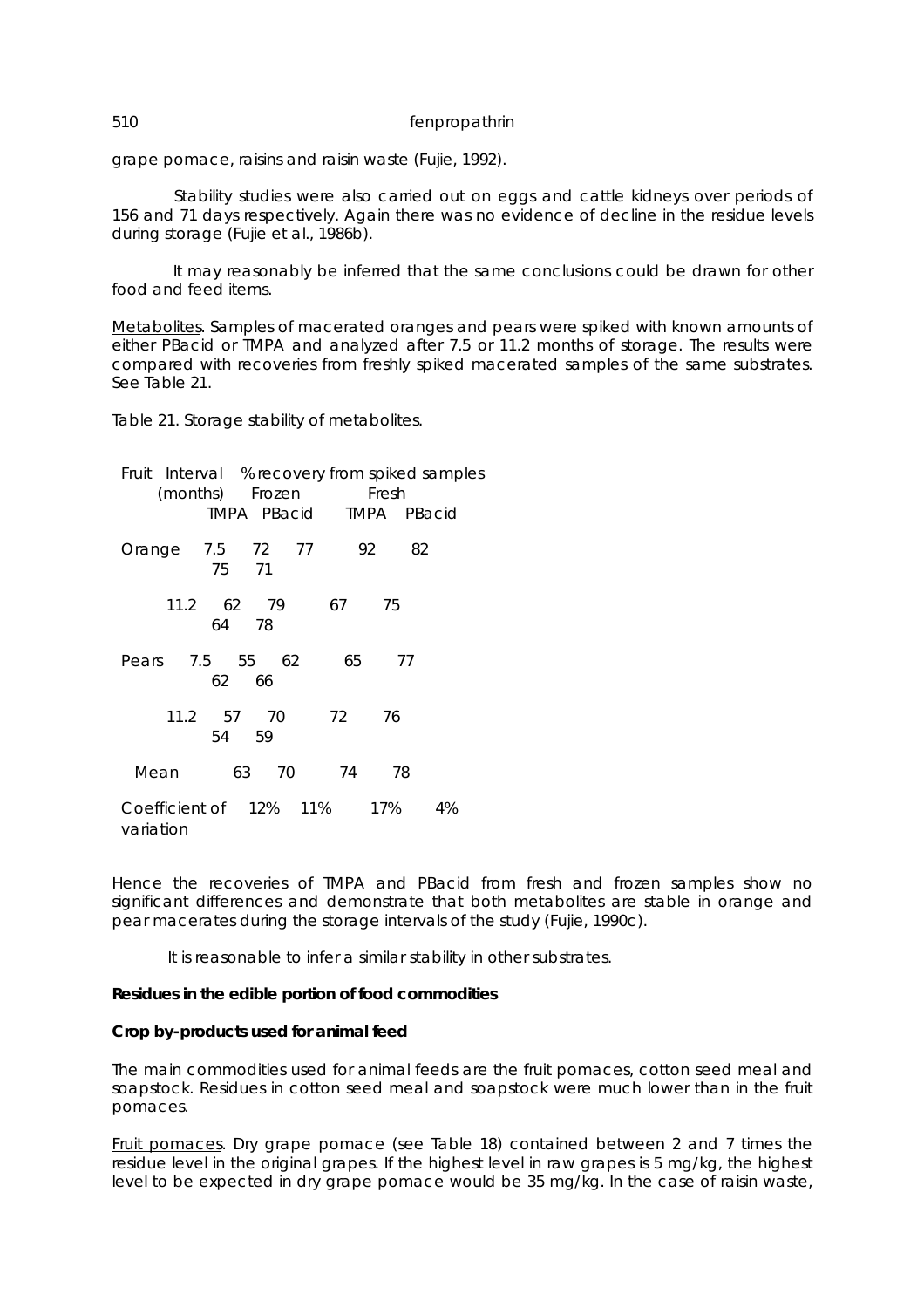grape pomace, raisins and raisin waste (Fujie, 1992).

Stability studies were also carried out on eggs and cattle kidneys over periods of 156 and 71 days respectively. Again there was no evidence of decline in the residue levels during storage (Fujie et al., 1986b).

It may reasonably be inferred that the same conclusions could be drawn for other food and feed items.

Metabolites. Samples of macerated oranges and pears were spiked with known amounts of either PBacid or TMPA and analyzed after 7.5 or 11.2 months of storage. The results were compared with recoveries from freshly spiked macerated samples of the same substrates. See Table 21.

Table 21. Storage stability of metabolites.

| Fruit | Interval (months) | % recovery from spiked samples | | | |
|---|---|---|---|---|---|
| | | Frozen | | Fresh | |
| | | TMPA | PBacid | TMPA | PBacid |
| Orange | 7.5 | 72 | 77 | 92 | 82 |
| | | 75 | 71 | | |
| | 11.2 | 62 | 79 | 67 | 75 |
| | | 64 | 78 | | |
| Pears | 7.5 | 55 | 62 | 65 | 77 |
| | | 62 | 66 | | |
| | 11.2 | 57 | 70 | 72 | 76 |
| | | 54 | 59 | | |
| Mean | | 63 | 70 | 74 | 78 |
| Coefficient of variation | | 12% | 11% | 17% | 4% |

Hence the recoveries of TMPA and PBacid from fresh and frozen samples show no significant differences and demonstrate that both metabolites are stable in orange and pear macerates during the storage intervals of the study (Fujie, 1990c).

It is reasonable to infer a similar stability in other substrates.

**Residues in the edible portion of food commodities**

**Crop by-products used for animal feed**

The main commodities used for animal feeds are the fruit pomaces, cotton seed meal and soapstock. Residues in cotton seed meal and soapstock were much lower than in the fruit pomaces.

Fruit pomaces. Dry grape pomace (see Table 18) contained between 2 and 7 times the residue level in the original grapes. If the highest level in raw grapes is 5 mg/kg, the highest level to be expected in dry grape pomace would be 35 mg/kg. In the case of raisin waste,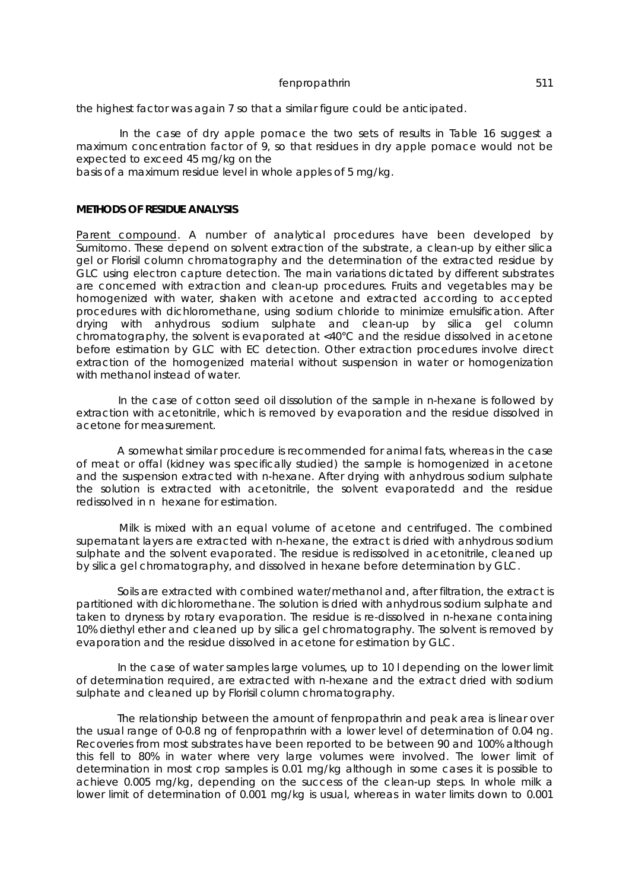the highest factor was again 7 so that a similar figure could be anticipated.

In the case of dry apple pomace the two sets of results in Table 16 suggest a maximum concentration factor of 9, so that residues in dry apple pomace would not be expected to exceed 45 mg/kg on the basis of a maximum residue level in whole apples of 5 mg/kg.

**METHODS OF RESIDUE ANALYSIS**

Parent compound. A number of analytical procedures have been developed by Sumitomo. These depend on solvent extraction of the substrate, a clean-up by either silica gel or Florisil column chromatography and the determination of the extracted residue by GLC using electron capture detection. The main variations dictated by different substrates are concerned with extraction and clean-up procedures. Fruits and vegetables may be homogenized with water, shaken with acetone and extracted according to accepted procedures with dichloromethane, using sodium chloride to minimize emulsification. After drying with anhydrous sodium sulphate and clean-up by silica gel column chromatography, the solvent is evaporated at <40°C and the residue dissolved in acetone before estimation by GLC with EC detection. Other extraction procedures involve direct extraction of the homogenized material without suspension in water or homogenization with methanol instead of water.

In the case of cotton seed oil dissolution of the sample in n-hexane is followed by extraction with acetonitrile, which is removed by evaporation and the residue dissolved in acetone for measurement.

A somewhat similar procedure is recommended for animal fats, whereas in the case of meat or offal (kidney was specifically studied) the sample is homogenized in acetone and the suspension extracted with n-hexane. After drying with anhydrous sodium sulphate the solution is extracted with acetonitrile, the solvent evaporatedd and the residue redissolved in n hexane for estimation.

Milk is mixed with an equal volume of acetone and centrifuged. The combined supernatant layers are extracted with n-hexane, the extract is dried with anhydrous sodium sulphate and the solvent evaporated. The residue is redissolved in acetonitrile, cleaned up by silica gel chromatography, and dissolved in hexane before determination by GLC.

Soils are extracted with combined water/methanol and, after filtration, the extract is partitioned with dichloromethane. The solution is dried with anhydrous sodium sulphate and taken to dryness by rotary evaporation. The residue is re-dissolved in n-hexane containing 10% diethyl ether and cleaned up by silica gel chromatography. The solvent is removed by evaporation and the residue dissolved in acetone for estimation by GLC.

In the case of water samples large volumes, up to 10 l depending on the lower limit of determination required, are extracted with n-hexane and the extract dried with sodium sulphate and cleaned up by Florisil column chromatography.

The relationship between the amount of fenpropathrin and peak area is linear over the usual range of 0-0.8 ng of fenpropathrin with a lower level of determination of 0.04 ng. Recoveries from most substrates have been reported to be between 90 and 100% although this fell to 80% in water where very large volumes were involved. The lower limit of determination in most crop samples is 0.01 mg/kg although in some cases it is possible to achieve 0.005 mg/kg, depending on the success of the clean-up steps. In whole milk a lower limit of determination of 0.001 mg/kg is usual, whereas in water limits down to 0.001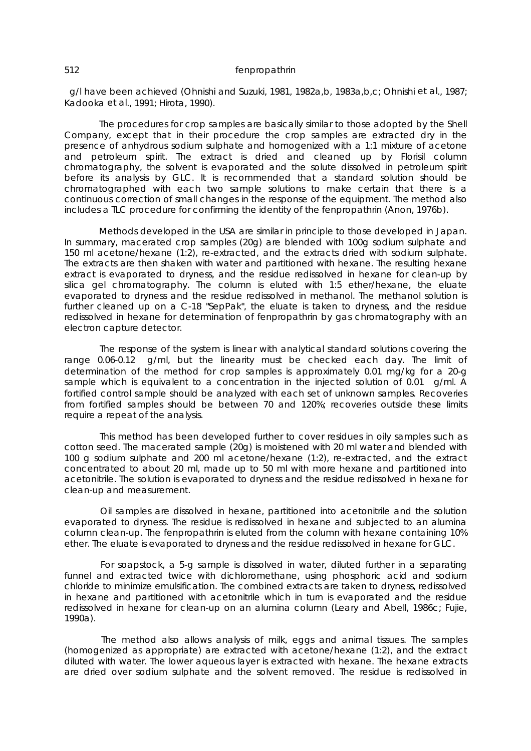g/l have been achieved (Ohnishi and Suzuki, 1981, 1982a,b, 1983a,b,c; Ohnishi *et al.*, 1987; Kadooka *et al.*, 1991; Hirota, 1990).

The procedures for crop samples are basically similar to those adopted by the Shell Company, except that in their procedure the crop samples are extracted dry in the presence of anhydrous sodium sulphate and homogenized with a 1:1 mixture of acetone and petroleum spirit. The extract is dried and cleaned up by Florisil column chromatography, the solvent is evaporated and the solute dissolved in petroleum spirit before its analysis by GLC. It is recommended that a standard solution should be chromatographed with each two sample solutions to make certain that there is a continuous correction of small changes in the response of the equipment. The method also includes a TLC procedure for confirming the identity of the fenpropathrin (Anon, 1976b).

Methods developed in the USA are similar in principle to those developed in Japan. In summary, macerated crop samples (20g) are blended with 100g sodium sulphate and 150 ml acetone/hexane (1:2), re-extracted, and the extracts dried with sodium sulphate. The extracts are then shaken with water and partitioned with hexane. The resulting hexane extract is evaporated to dryness, and the residue redissolved in hexane for clean-up by silica gel chromatography. The column is eluted with 1:5 ether/hexane, the eluate evaporated to dryness and the residue redissolved in methanol. The methanol solution is further cleaned up on a C-18 "SepPak", the eluate is taken to dryness, and the residue redissolved in hexane for determination of fenpropathrin by gas chromatography with an electron capture detector.

The response of the system is linear with analytical standard solutions covering the range 0.06-0.12 g/ml, but the linearity must be checked each day. The limit of determination of the method for crop samples is approximately 0.01 mg/kg for a 20-g sample which is equivalent to a concentration in the injected solution of 0.01 g/ml. A fortified control sample should be analyzed with each set of unknown samples. Recoveries from fortified samples should be between 70 and 120%; recoveries outside these limits require a repeat of the analysis.

This method has been developed further to cover residues in oily samples such as cotton seed. The macerated sample (20g) is moistened with 20 ml water and blended with 100 g sodium sulphate and 200 ml acetone/hexane (1:2), re-extracted, and the extract concentrated to about 20 ml, made up to 50 ml with more hexane and partitioned into acetonitrile. The solution is evaporated to dryness and the residue redissolved in hexane for clean-up and measurement.

Oil samples are dissolved in hexane, partitioned into acetonitrile and the solution evaporated to dryness. The residue is redissolved in hexane and subjected to an alumina column clean-up. The fenpropathrin is eluted from the column with hexane containing 10% ether. The eluate is evaporated to dryness and the residue redissolved in hexane for GLC.

For soapstock, a 5-g sample is dissolved in water, diluted further in a separating funnel and extracted twice with dichloromethane, using phosphoric acid and sodium chloride to minimize emulsification. The combined extracts are taken to dryness, redissolved in hexane and partitioned with acetonitrile which in turn is evaporated and the residue redissolved in hexane for clean-up on an alumina column (Leary and Abell, 1986c; Fujie, 1990a).

The method also allows analysis of milk, eggs and animal tissues. The samples (homogenized as appropriate) are extracted with acetone/hexane (1:2), and the extract diluted with water. The lower aqueous layer is extracted with hexane. The hexane extracts are dried over sodium sulphate and the solvent removed. The residue is redissolved in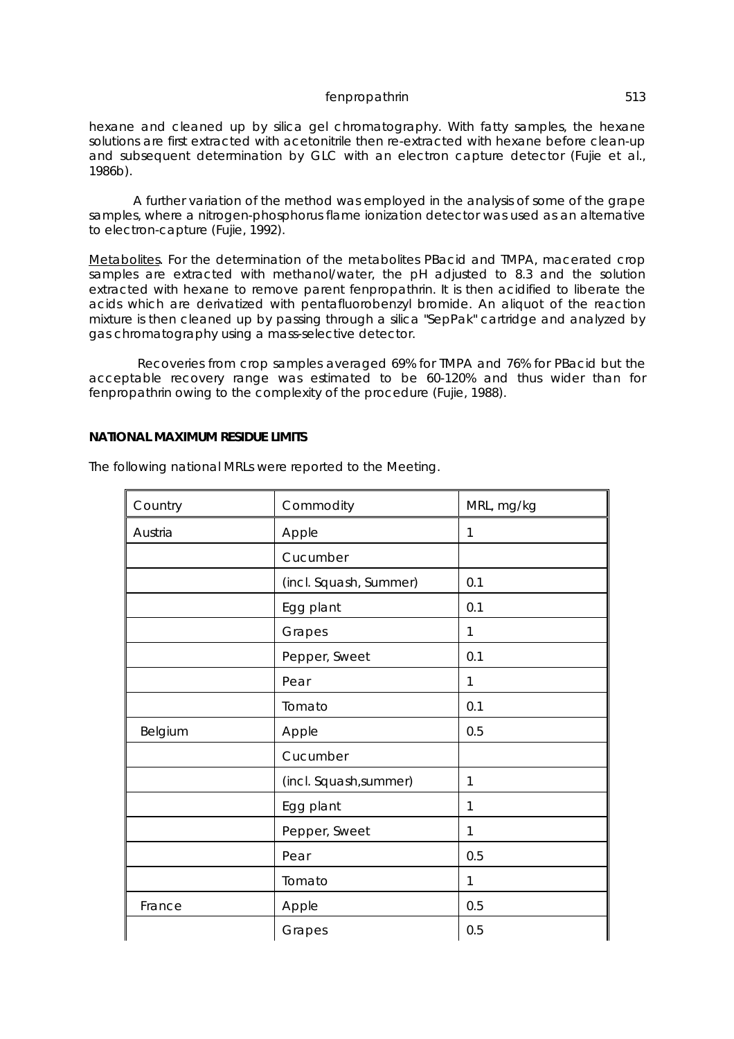hexane and cleaned up by silica gel chromatography. With fatty samples, the hexane solutions are first extracted with acetonitrile then re-extracted with hexane before clean-up and subsequent determination by GLC with an electron capture detector (Fujie et al., 1986b).

A further variation of the method was employed in the analysis of some of the grape samples, where a nitrogen-phosphorus flame ionization detector was used as an alternative to electron-capture (Fujie, 1992).

Metabolites. For the determination of the metabolites PBacid and TMPA, macerated crop samples are extracted with methanol/water, the pH adjusted to 8.3 and the solution extracted with hexane to remove parent fenpropathrin. It is then acidified to liberate the acids which are derivatized with pentafluorobenzyl bromide. An aliquot of the reaction mixture is then cleaned up by passing through a silica "SepPak" cartridge and analyzed by gas chromatography using a mass-selective detector.

Recoveries from crop samples averaged 69% for TMPA and 76% for PBacid but the acceptable recovery range was estimated to be 60-120% and thus wider than for fenpropathrin owing to the complexity of the procedure (Fujie, 1988).

**NATIONAL MAXIMUM RESIDUE LIMITS**

The following national MRLs were reported to the Meeting.

| Country | Commodity | MRL, mg/kg |
|---|---|---|
| Austria | Apple | 1 |
| | Cucumber | |
| | (incl. Squash, Summer) | 0.1 |
| | Egg plant | 0.1 |
| | Grapes | 1 |
| | Pepper, Sweet | 0.1 |
| | Pear | 1 |
| | Tomato | 0.1 |
| Belgium | Apple | 0.5 |
| | Cucumber | |
| | (incl. Squash,summer) | 1 |
| | Egg plant | 1 |
| | Pepper, Sweet | 1 |
| | Pear | 0.5 |
| | Tomato | 1 |
| France | Apple | 0.5 |
| | Grapes | 0.5 |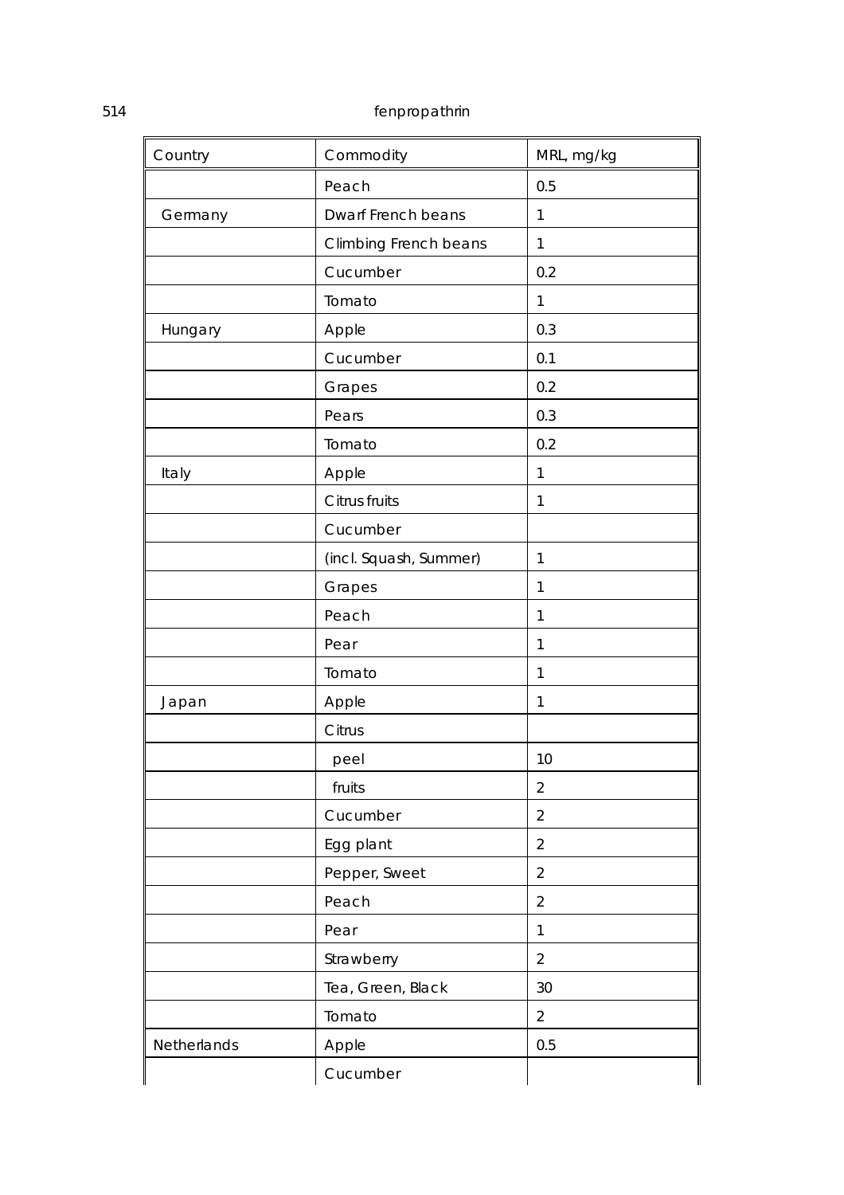| Country | Commodity | MRL, mg/kg |
|---|---|---|
| | Peach | 0.5 |
| Germany | Dwarf French beans | 1 |
| | Climbing French beans | 1 |
| | Cucumber | 0.2 |
| | Tomato | 1 |
| Hungary | Apple | 0.3 |
| | Cucumber | 0.1 |
| | Grapes | 0.2 |
| | Pears | 0.3 |
| | Tomato | 0.2 |
| Italy | Apple | 1 |
| | Citrus fruits | 1 |
| | Cucumber | |
| | (incl. Squash, Summer) | 1 |
| | Grapes | 1 |
| | Peach | 1 |
| | Pear | 1 |
| | Tomato | 1 |
| Japan | Apple | 1 |
| | Citrus | |
| | peel | 10 |
| | fruits | 2 |
| | Cucumber | 2 |
| | Egg plant | 2 |
| | Pepper, Sweet | 2 |
| | Peach | 2 |
| | Pear | 1 |
| | Strawberry | 2 |
| | Tea, Green, Black | 30 |
| | Tomato | 2 |
| Netherlands | Apple | 0.5 |
| | Cucumber | |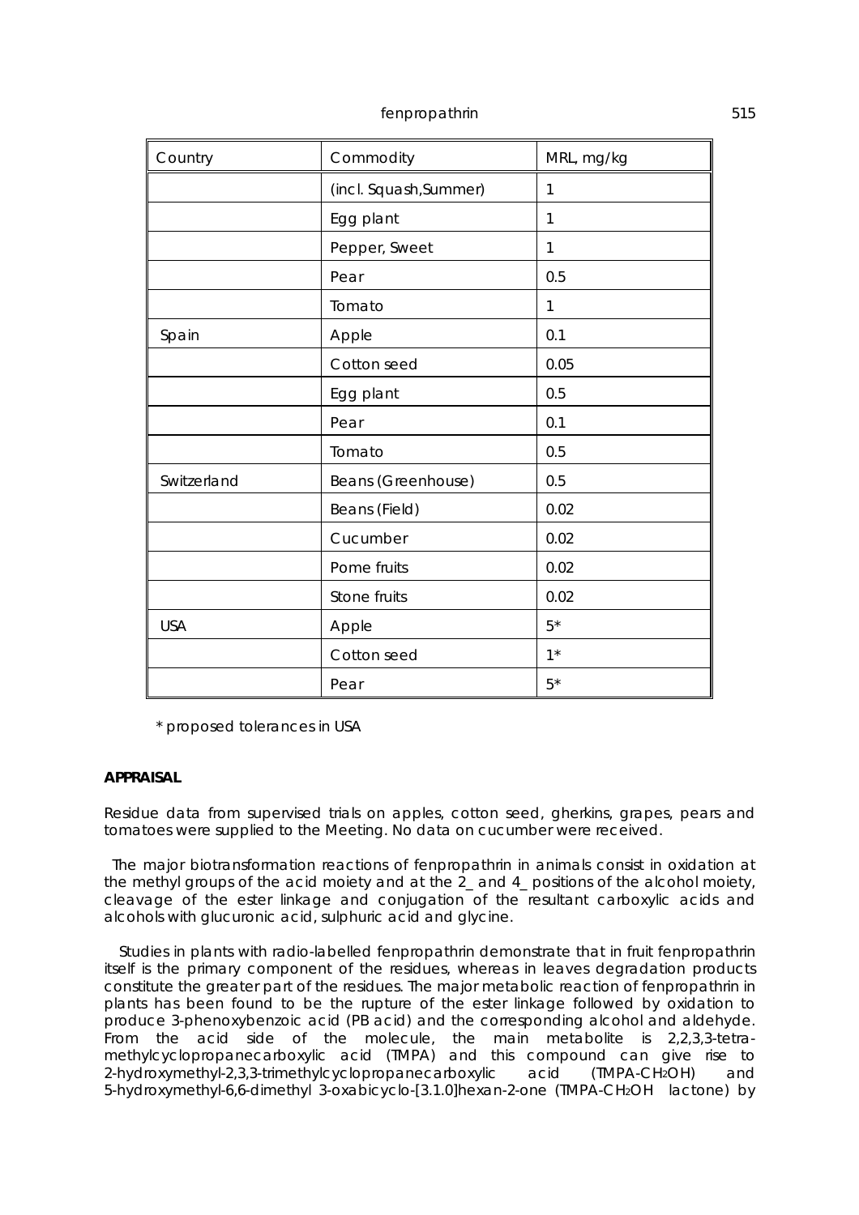| Country | Commodity | MRL, mg/kg |
|---|---|---|
| | (incl. Squash,Summer) | 1 |
| | Egg plant | 1 |
| | Pepper, Sweet | 1 |
| | Pear | 0.5 |
| | Tomato | 1 |
| Spain | Apple | 0.1 |
| | Cotton seed | 0.05 |
| | Egg plant | 0.5 |
| | Pear | 0.1 |
| | Tomato | 0.5 |
| Switzerland | Beans (Greenhouse) | 0.5 |
| | Beans (Field) | 0.02 |
| | Cucumber | 0.02 |
| | Pome fruits | 0.02 |
| | Stone fruits | 0.02 |
| USA | Apple | 5* |
| | Cotton seed | 1* |
| | Pear | 5* |

\* proposed tolerances in USA

**APPRAISAL**

Residue data from supervised trials on apples, cotton seed, gherkins, grapes, pears and tomatoes were supplied to the Meeting. No data on cucumber were received.

The major biotransformation reactions of fenpropathrin in animals consist in oxidation at the methyl groups of the acid moiety and at the 2_ and 4_ positions of the alcohol moiety, cleavage of the ester linkage and conjugation of the resultant carboxylic acids and alcohols with glucuronic acid, sulphuric acid and glycine.

Studies in plants with radio-labelled fenpropathrin demonstrate that in fruit fenpropathrin itself is the primary component of the residues, whereas in leaves degradation products constitute the greater part of the residues. The major metabolic reaction of fenpropathrin in plants has been found to be the rupture of the ester linkage followed by oxidation to produce 3-phenoxybenzoic acid (PB acid) and the corresponding alcohol and aldehyde. From the acid side of the molecule, the main metabolite is 2,2,3,3-tetra-methylcyclopropanecarboxylic acid (TMPA) and this compound can give rise to 2-hydroxymethyl-2,3,3-trimethylcyclopropanecarboxylic acid (TMPA-$CH_2OH$) and 5-hydroxymethyl-6,6-dimethyl 3-oxabicyclo-[3.1.0]hexan-2-one (TMPA-$CH_2OH$ lactone) by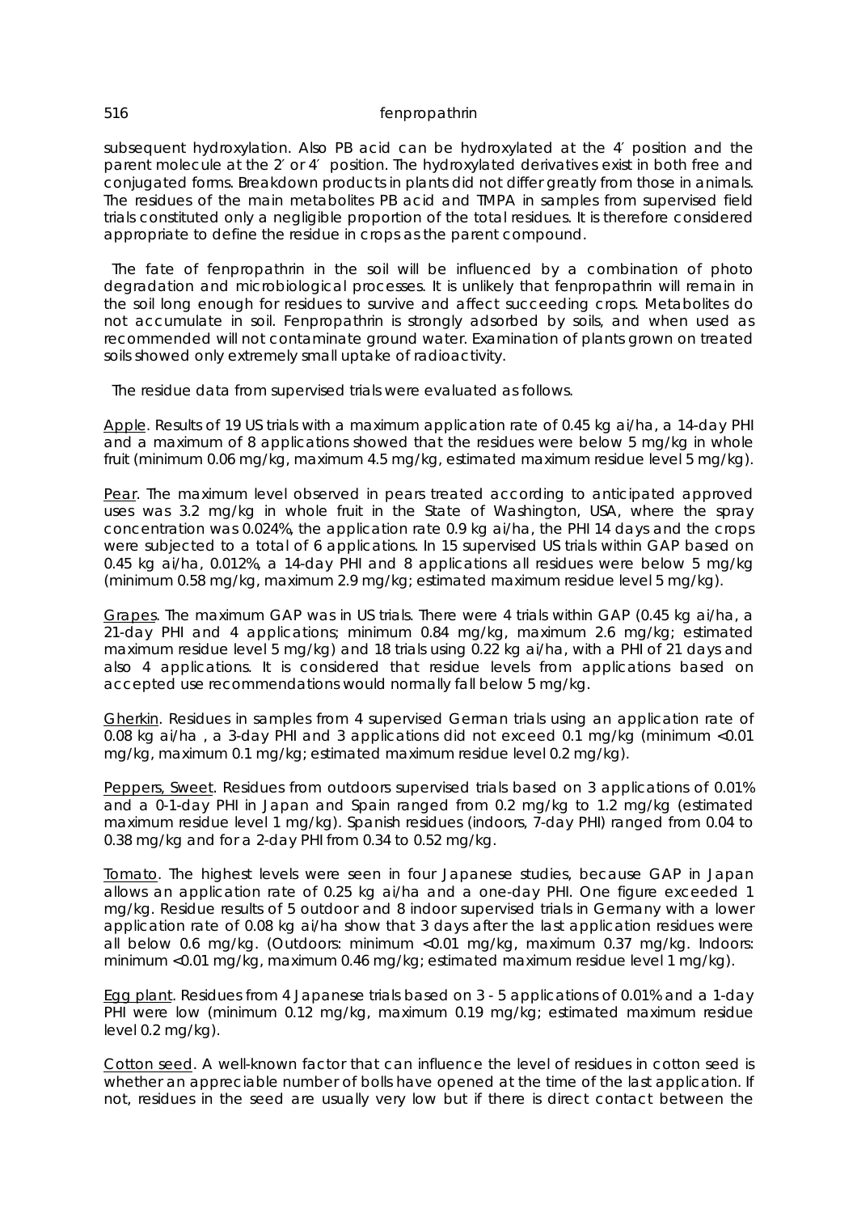subsequent hydroxylation. Also PB acid can be hydroxylated at the 4′ position and the parent molecule at the 2′ or 4′ position. The hydroxylated derivatives exist in both free and conjugated forms. Breakdown products in plants did not differ greatly from those in animals. The residues of the main metabolites PB acid and TMPA in samples from supervised field trials constituted only a negligible proportion of the total residues. It is therefore considered appropriate to define the residue in crops as the parent compound.

The fate of fenpropathrin in the soil will be influenced by a combination of photo degradation and microbiological processes. It is unlikely that fenpropathrin will remain in the soil long enough for residues to survive and affect succeeding crops. Metabolites do not accumulate in soil. Fenpropathrin is strongly adsorbed by soils, and when used as recommended will not contaminate ground water. Examination of plants grown on treated soils showed only extremely small uptake of radioactivity.

The residue data from supervised trials were evaluated as follows.

Apple. Results of 19 US trials with a maximum application rate of 0.45 kg ai/ha, a 14-day PHI and a maximum of 8 applications showed that the residues were below 5 mg/kg in whole fruit (minimum 0.06 mg/kg, maximum 4.5 mg/kg, estimated maximum residue level 5 mg/kg).

Pear. The maximum level observed in pears treated according to anticipated approved uses was 3.2 mg/kg in whole fruit in the State of Washington, USA, where the spray concentration was 0.024%, the application rate 0.9 kg ai/ha, the PHI 14 days and the crops were subjected to a total of 6 applications. In 15 supervised US trials within GAP based on 0.45 kg ai/ha, 0.012%, a 14-day PHI and 8 applications all residues were below 5 mg/kg (minimum 0.58 mg/kg, maximum 2.9 mg/kg; estimated maximum residue level 5 mg/kg).

Grapes. The maximum GAP was in US trials. There were 4 trials within GAP (0.45 kg ai/ha, a 21-day PHI and 4 applications; minimum 0.84 mg/kg, maximum 2.6 mg/kg; estimated maximum residue level 5 mg/kg) and 18 trials using 0.22 kg ai/ha, with a PHI of 21 days and also 4 applications. It is considered that residue levels from applications based on accepted use recommendations would normally fall below 5 mg/kg.

Gherkin. Residues in samples from 4 supervised German trials using an application rate of 0.08 kg ai/ha , a 3-day PHI and 3 applications did not exceed 0.1 mg/kg (minimum <0.01 mg/kg, maximum 0.1 mg/kg; estimated maximum residue level 0.2 mg/kg).

Peppers, Sweet. Residues from outdoors supervised trials based on 3 applications of 0.01% and a 0-1-day PHI in Japan and Spain ranged from 0.2 mg/kg to 1.2 mg/kg (estimated maximum residue level 1 mg/kg). Spanish residues (indoors, 7-day PHI) ranged from 0.04 to 0.38 mg/kg and for a 2-day PHI from 0.34 to 0.52 mg/kg.

Tomato. The highest levels were seen in four Japanese studies, because GAP in Japan allows an application rate of 0.25 kg ai/ha and a one-day PHI. One figure exceeded 1 mg/kg. Residue results of 5 outdoor and 8 indoor supervised trials in Germany with a lower application rate of 0.08 kg ai/ha show that 3 days after the last application residues were all below 0.6 mg/kg. (Outdoors: minimum <0.01 mg/kg, maximum 0.37 mg/kg. Indoors: minimum <0.01 mg/kg, maximum 0.46 mg/kg; estimated maximum residue level 1 mg/kg).

Egg plant. Residues from 4 Japanese trials based on 3 - 5 applications of 0.01% and a 1-day PHI were low (minimum 0.12 mg/kg, maximum 0.19 mg/kg; estimated maximum residue level 0.2 mg/kg).

Cotton seed. A well-known factor that can influence the level of residues in cotton seed is whether an appreciable number of bolls have opened at the time of the last application. If not, residues in the seed are usually very low but if there is direct contact between the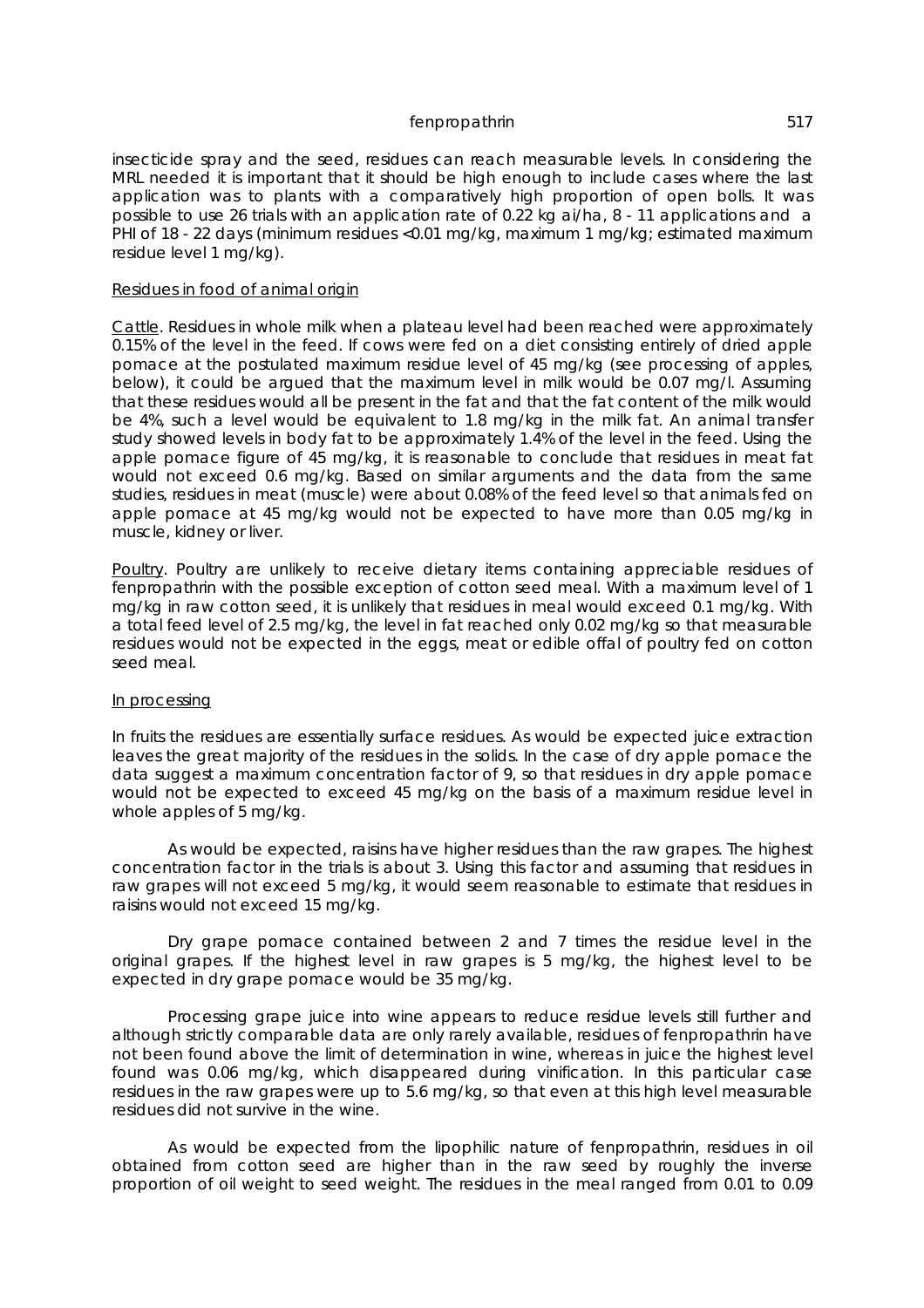insecticide spray and the seed, residues can reach measurable levels. In considering the MRL needed it is important that it should be high enough to include cases where the last application was to plants with a comparatively high proportion of open bolls. It was possible to use 26 trials with an application rate of 0.22 kg ai/ha, 8 - 11 applications and a PHI of 18 - 22 days (minimum residues <0.01 mg/kg, maximum 1 mg/kg; estimated maximum residue level 1 mg/kg).

## Residues in food of animal origin

Cattle. Residues in whole milk when a plateau level had been reached were approximately 0.15% of the level in the feed. If cows were fed on a diet consisting entirely of dried apple pomace at the postulated maximum residue level of 45 mg/kg (see processing of apples, below), it could be argued that the maximum level in milk would be 0.07 mg/l. Assuming that these residues would all be present in the fat and that the fat content of the milk would be 4%, such a level would be equivalent to 1.8 mg/kg in the milk fat. An animal transfer study showed levels in body fat to be approximately 1.4% of the level in the feed. Using the apple pomace figure of 45 mg/kg, it is reasonable to conclude that residues in meat fat would not exceed 0.6 mg/kg. Based on similar arguments and the data from the same studies, residues in meat (muscle) were about 0.08% of the feed level so that animals fed on apple pomace at 45 mg/kg would not be expected to have more than 0.05 mg/kg in muscle, kidney or liver.

Poultry. Poultry are unlikely to receive dietary items containing appreciable residues of fenpropathrin with the possible exception of cotton seed meal. With a maximum level of 1 mg/kg in raw cotton seed, it is unlikely that residues in meal would exceed 0.1 mg/kg. With a total feed level of 2.5 mg/kg, the level in fat reached only 0.02 mg/kg so that measurable residues would not be expected in the eggs, meat or edible offal of poultry fed on cotton seed meal.

## In processing

In fruits the residues are essentially surface residues. As would be expected juice extraction leaves the great majority of the residues in the solids. In the case of dry apple pomace the data suggest a maximum concentration factor of 9, so that residues in dry apple pomace would not be expected to exceed 45 mg/kg on the basis of a maximum residue level in whole apples of 5 mg/kg.

As would be expected, raisins have higher residues than the raw grapes. The highest concentration factor in the trials is about 3. Using this factor and assuming that residues in raw grapes will not exceed 5 mg/kg, it would seem reasonable to estimate that residues in raisins would not exceed 15 mg/kg.

Dry grape pomace contained between 2 and 7 times the residue level in the original grapes. If the highest level in raw grapes is 5 mg/kg, the highest level to be expected in dry grape pomace would be 35 mg/kg.

Processing grape juice into wine appears to reduce residue levels still further and although strictly comparable data are only rarely available, residues of fenpropathrin have not been found above the limit of determination in wine, whereas in juice the highest level found was 0.06 mg/kg, which disappeared during vinification. In this particular case residues in the raw grapes were up to 5.6 mg/kg, so that even at this high level measurable residues did not survive in the wine.

As would be expected from the lipophilic nature of fenpropathrin, residues in oil obtained from cotton seed are higher than in the raw seed by roughly the inverse proportion of oil weight to seed weight. The residues in the meal ranged from 0.01 to 0.09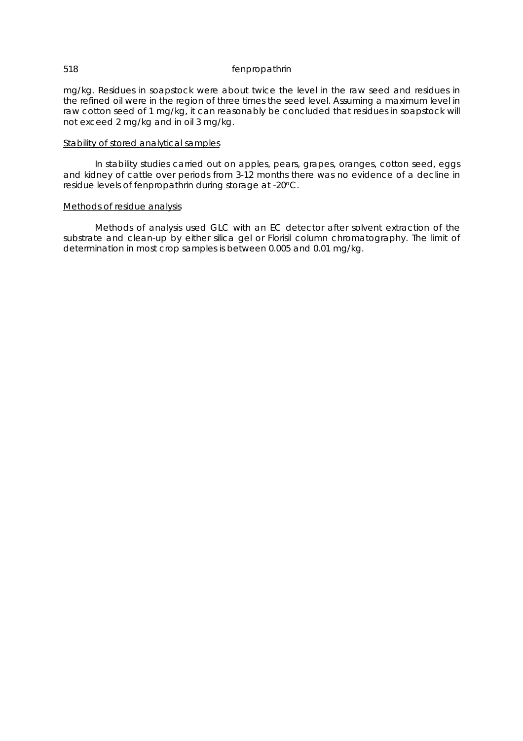mg/kg. Residues in soapstock were about twice the level in the raw seed and residues in the refined oil were in the region of three times the seed level. Assuming a maximum level in raw cotton seed of 1 mg/kg, it can reasonably be concluded that residues in soapstock will not exceed 2 mg/kg and in oil 3 mg/kg.

### Stability of stored analytical samples

In stability studies carried out on apples, pears, grapes, oranges, cotton seed, eggs and kidney of cattle over periods from 3-12 months there was no evidence of a decline in residue levels of fenpropathrin during storage at -20°C.

### Methods of residue analysis

Methods of analysis used GLC with an EC detector after solvent extraction of the substrate and clean-up by either silica gel or Florisil column chromatography. The limit of determination in most crop samples is between 0.005 and 0.01 mg/kg.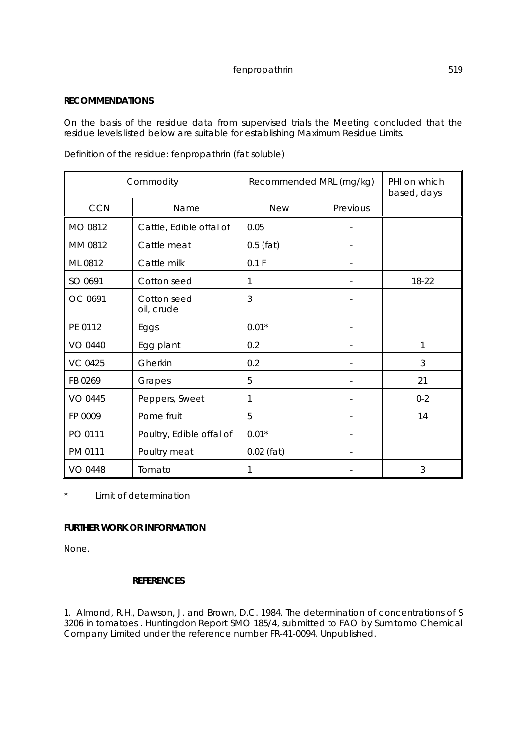## RECOMMENDATIONS

On the basis of the residue data from supervised trials the Meeting concluded that the residue levels listed below are suitable for establishing Maximum Residue Limits.

Definition of the residue: fenpropathrin (fat soluble)

| Commodity | | Recommended MRL (mg/kg) | | PHI on which based, days |
|---|---|---|---|---|
| CCN | Name | New | Previous | |
| MO 0812 | Cattle, Edible offal of | 0.05 | - | |
| MM 0812 | Cattle meat | 0.5 (fat) | - | |
| ML 0812 | Cattle milk | 0.1 F | - | |
| SO 0691 | Cotton seed | 1 | - | 18-22 |
| OC 0691 | Cotton seed oil, crude | 3 | - | |
| PE 0112 | Eggs | 0.01* | - | |
| VO 0440 | Egg plant | 0.2 | - | 1 |
| VC 0425 | Gherkin | 0.2 | - | 3 |
| FB 0269 | Grapes | 5 | - | 21 |
| VO 0445 | Peppers, Sweet | 1 | - | 0-2 |
| FP 0009 | Pome fruit | 5 | - | 14 |
| PO 0111 | Poultry, Edible offal of | 0.01* | - | |
| PM 0111 | Poultry meat | 0.02 (fat) | - | |
| VO 0448 | Tomato | 1 | - | 3 |

\* Limit of determination

## FURTHER WORK OR INFORMATION

None.

## REFERENCES

1. Almond, R.H., Dawson, J. and Brown, D.C. 1984. The determination of concentrations of S 3206 in tomatoes . Huntingdon Report SMO 185/4, submitted to FAO by Sumitomo Chemical Company Limited under the reference number FR-41-0094. Unpublished.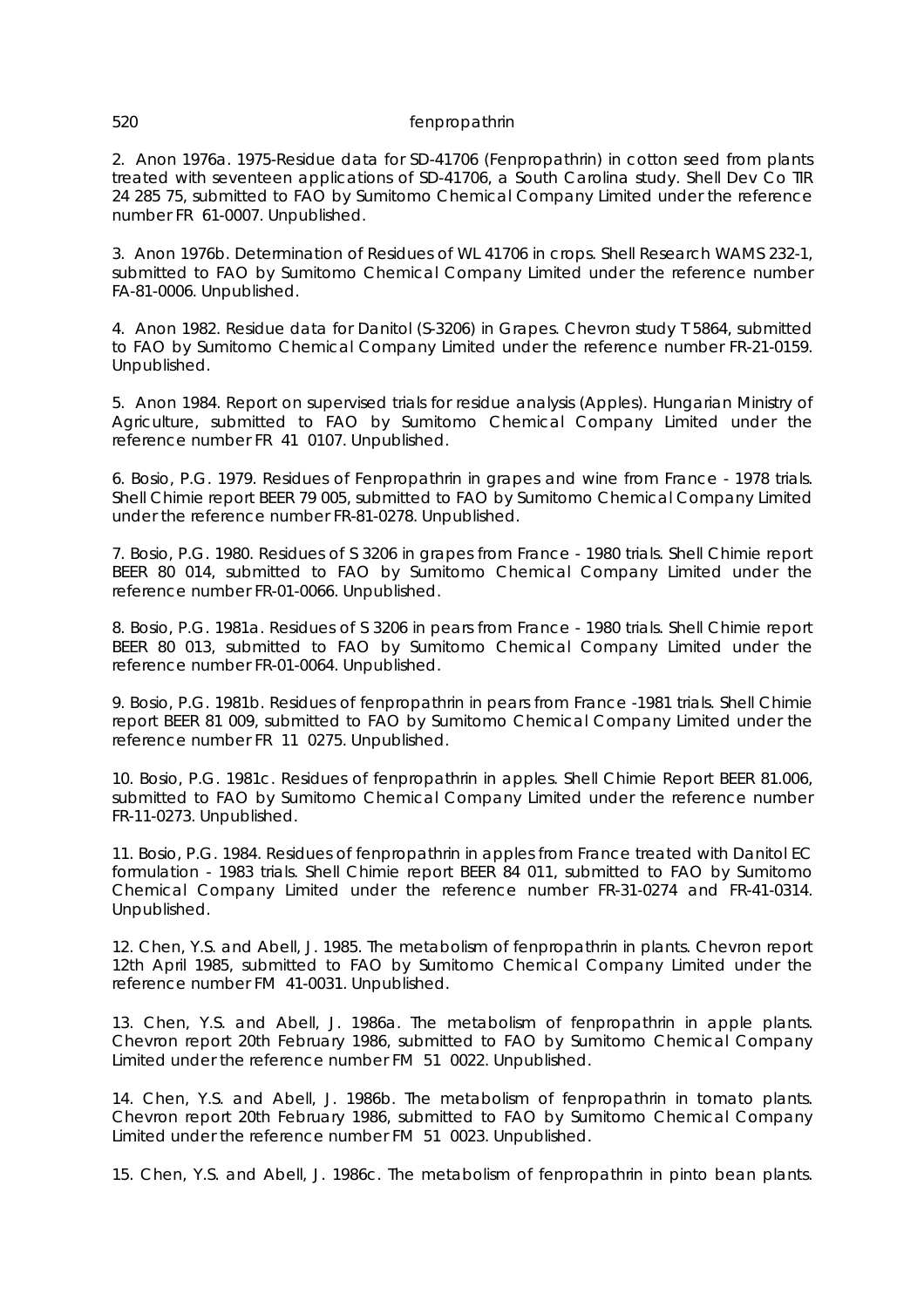2. Anon 1976a. 1975-Residue data for SD-41706 (Fenpropathrin) in cotton seed from plants treated with seventeen applications of SD-41706, a South Carolina study. Shell Dev Co TIR 24 285 75, submitted to FAO by Sumitomo Chemical Company Limited under the reference number FR 61-0007. Unpublished.

3. Anon 1976b. Determination of Residues of WL 41706 in crops. Shell Research WAMS 232-1, submitted to FAO by Sumitomo Chemical Company Limited under the reference number FA-81-0006. Unpublished.

4. Anon 1982. Residue data for Danitol (S-3206) in Grapes. Chevron study T 5864, submitted to FAO by Sumitomo Chemical Company Limited under the reference number FR-21-0159. Unpublished.

5. Anon 1984. Report on supervised trials for residue analysis (Apples). Hungarian Ministry of Agriculture, submitted to FAO by Sumitomo Chemical Company Limited under the reference number FR 41 0107. Unpublished.

6. Bosio, P.G. 1979. Residues of Fenpropathrin in grapes and wine from France - 1978 trials. Shell Chimie report BEER 79 005, submitted to FAO by Sumitomo Chemical Company Limited under the reference number FR-81-0278. Unpublished.

7. Bosio, P.G. 1980. Residues of S 3206 in grapes from France - 1980 trials. Shell Chimie report BEER 80 014, submitted to FAO by Sumitomo Chemical Company Limited under the reference number FR-01-0066. Unpublished.

8. Bosio, P.G. 1981a. Residues of S 3206 in pears from France - 1980 trials. Shell Chimie report BEER 80 013, submitted to FAO by Sumitomo Chemical Company Limited under the reference number FR-01-0064. Unpublished.

9. Bosio, P.G. 1981b. Residues of fenpropathrin in pears from France -1981 trials. Shell Chimie report BEER 81 009, submitted to FAO by Sumitomo Chemical Company Limited under the reference number FR 11 0275. Unpublished.

10. Bosio, P.G. 1981c. Residues of fenpropathrin in apples. Shell Chimie Report BEER 81.006, submitted to FAO by Sumitomo Chemical Company Limited under the reference number FR-11-0273. Unpublished.

11. Bosio, P.G. 1984. Residues of fenpropathrin in apples from France treated with Danitol EC formulation - 1983 trials. Shell Chimie report BEER 84 011, submitted to FAO by Sumitomo Chemical Company Limited under the reference number FR-31-0274 and FR-41-0314. Unpublished.

12. Chen, Y.S. and Abell, J. 1985. The metabolism of fenpropathrin in plants. Chevron report 12th April 1985, submitted to FAO by Sumitomo Chemical Company Limited under the reference number FM 41-0031. Unpublished.

13. Chen, Y.S. and Abell, J. 1986a. The metabolism of fenpropathrin in apple plants. Chevron report 20th February 1986, submitted to FAO by Sumitomo Chemical Company Limited under the reference number FM 51 0022. Unpublished.

14. Chen, Y.S. and Abell, J. 1986b. The metabolism of fenpropathrin in tomato plants. Chevron report 20th February 1986, submitted to FAO by Sumitomo Chemical Company Limited under the reference number FM 51 0023. Unpublished.

15. Chen, Y.S. and Abell, J. 1986c. The metabolism of fenpropathrin in pinto bean plants.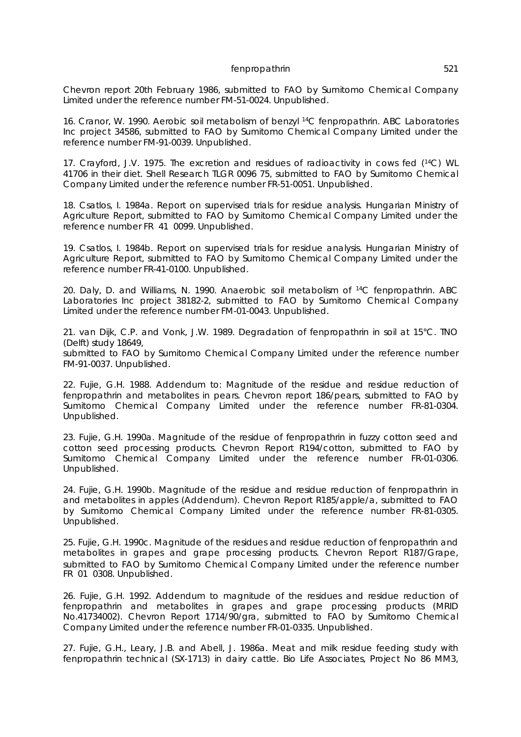Chevron report 20th February 1986, submitted to FAO by Sumitomo Chemical Company Limited under the reference number FM-51-0024. Unpublished.

16. Cranor, W. 1990. Aerobic soil metabolism of benzyl $^{14}$C fenpropathrin. ABC Laboratories Inc project 34586, submitted to FAO by Sumitomo Chemical Company Limited under the reference number FM-91-0039. Unpublished.

17. Crayford, J.V. 1975. The excretion and residues of radioactivity in cows fed ($^{14}$C) WL 41706 in their diet. Shell Research TLGR 0096 75, submitted to FAO by Sumitomo Chemical Company Limited under the reference number FR-51-0051. Unpublished.

18. Csatlos, I. 1984a. Report on supervised trials for residue analysis. Hungarian Ministry of Agriculture Report, submitted to FAO by Sumitomo Chemical Company Limited under the reference number FR 41 0099. Unpublished.

19. Csatlos, I. 1984b. Report on supervised trials for residue analysis. Hungarian Ministry of Agriculture Report, submitted to FAO by Sumitomo Chemical Company Limited under the reference number FR-41-0100. Unpublished.

20. Daly, D. and Williams, N. 1990. Anaerobic soil metabolism of $^{14}$C fenpropathrin. ABC Laboratories Inc project 38182-2, submitted to FAO by Sumitomo Chemical Company Limited under the reference number FM-01-0043. Unpublished.

21. van Dijk, C.P. and Vonk, J.W. 1989. Degradation of fenpropathrin in soil at 15°C. TNO (Delft) study 18649,
submitted to FAO by Sumitomo Chemical Company Limited under the reference number FM-91-0037. Unpublished.

22. Fujie, G.H. 1988. Addendum to: Magnitude of the residue and residue reduction of fenpropathrin and metabolites in pears. Chevron report 186/pears, submitted to FAO by Sumitomo Chemical Company Limited under the reference number FR-81-0304. Unpublished.

23. Fujie, G.H. 1990a. Magnitude of the residue of fenpropathrin in fuzzy cotton seed and cotton seed processing products. Chevron Report R194/cotton, submitted to FAO by Sumitomo Chemical Company Limited under the reference number FR-01-0306. Unpublished.

24. Fujie, G.H. 1990b. Magnitude of the residue and residue reduction of fenpropathrin in and metabolites in apples (Addendum). Chevron Report R185/apple/a, submitted to FAO by Sumitomo Chemical Company Limited under the reference number FR-81-0305. Unpublished.

25. Fujie, G.H. 1990c. Magnitude of the residues and residue reduction of fenpropathrin and metabolites in grapes and grape processing products. Chevron Report R187/Grape, submitted to FAO by Sumitomo Chemical Company Limited under the reference number FR 01 0308. Unpublished.

26. Fujie, G.H. 1992. Addendum to magnitude of the residues and residue reduction of fenpropathrin and metabolites in grapes and grape processing products (MRID No.41734002). Chevron Report 1714/90/gra, submitted to FAO by Sumitomo Chemical Company Limited under the reference number FR-01-0335. Unpublished.

27. Fujie, G.H., Leary, J.B. and Abell, J. 1986a. Meat and milk residue feeding study with fenpropathrin technical (SX-1713) in dairy cattle. Bio Life Associates, Project No 86 MM3,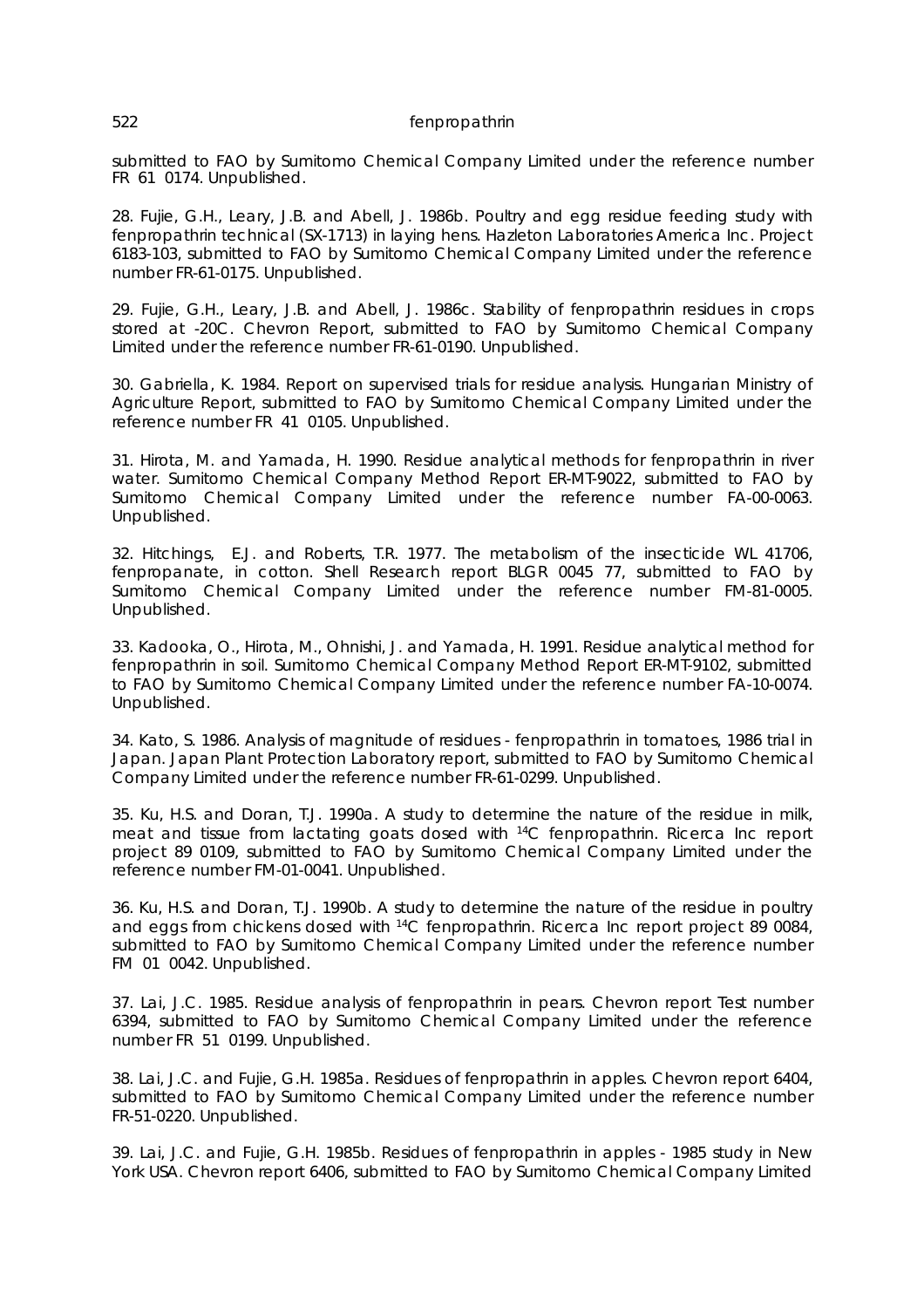submitted to FAO by Sumitomo Chemical Company Limited under the reference number FR 61 0174. Unpublished.

28. Fujie, G.H., Leary, J.B. and Abell, J. 1986b. Poultry and egg residue feeding study with fenpropathrin technical (SX-1713) in laying hens. Hazleton Laboratories America Inc. Project 6183-103, submitted to FAO by Sumitomo Chemical Company Limited under the reference number FR-61-0175. Unpublished.

29. Fujie, G.H., Leary, J.B. and Abell, J. 1986c. Stability of fenpropathrin residues in crops stored at -20C. Chevron Report, submitted to FAO by Sumitomo Chemical Company Limited under the reference number FR-61-0190. Unpublished.

30. Gabriella, K. 1984. Report on supervised trials for residue analysis. Hungarian Ministry of Agriculture Report, submitted to FAO by Sumitomo Chemical Company Limited under the reference number FR 41 0105. Unpublished.

31. Hirota, M. and Yamada, H. 1990. Residue analytical methods for fenpropathrin in river water. Sumitomo Chemical Company Method Report ER-MT-9022, submitted to FAO by Sumitomo Chemical Company Limited under the reference number FA-00-0063. Unpublished.

32. Hitchings, E.J. and Roberts, T.R. 1977. The metabolism of the insecticide WL 41706, fenpropanate, in cotton. Shell Research report BLGR 0045 77, submitted to FAO by Sumitomo Chemical Company Limited under the reference number FM-81-0005. Unpublished.

33. Kadooka, O., Hirota, M., Ohnishi, J. and Yamada, H. 1991. Residue analytical method for fenpropathrin in soil. Sumitomo Chemical Company Method Report ER-MT-9102, submitted to FAO by Sumitomo Chemical Company Limited under the reference number FA-10-0074. Unpublished.

34. Kato, S. 1986. Analysis of magnitude of residues - fenpropathrin in tomatoes, 1986 trial in Japan. Japan Plant Protection Laboratory report, submitted to FAO by Sumitomo Chemical Company Limited under the reference number FR-61-0299. Unpublished.

35. Ku, H.S. and Doran, T.J. 1990a. A study to determine the nature of the residue in milk, meat and tissue from lactating goats dosed with $^{14}C$ fenpropathrin. Ricerca Inc report project 89 0109, submitted to FAO by Sumitomo Chemical Company Limited under the reference number FM-01-0041. Unpublished.

36. Ku, H.S. and Doran, T.J. 1990b. A study to determine the nature of the residue in poultry and eggs from chickens dosed with $^{14}C$ fenpropathrin. Ricerca Inc report project 89 0084, submitted to FAO by Sumitomo Chemical Company Limited under the reference number FM 01 0042. Unpublished.

37. Lai, J.C. 1985. Residue analysis of fenpropathrin in pears. Chevron report Test number 6394, submitted to FAO by Sumitomo Chemical Company Limited under the reference number FR 51 0199. Unpublished.

38. Lai, J.C. and Fujie, G.H. 1985a. Residues of fenpropathrin in apples. Chevron report 6404, submitted to FAO by Sumitomo Chemical Company Limited under the reference number FR-51-0220. Unpublished.

39. Lai, J.C. and Fujie, G.H. 1985b. Residues of fenpropathrin in apples - 1985 study in New York USA. Chevron report 6406, submitted to FAO by Sumitomo Chemical Company Limited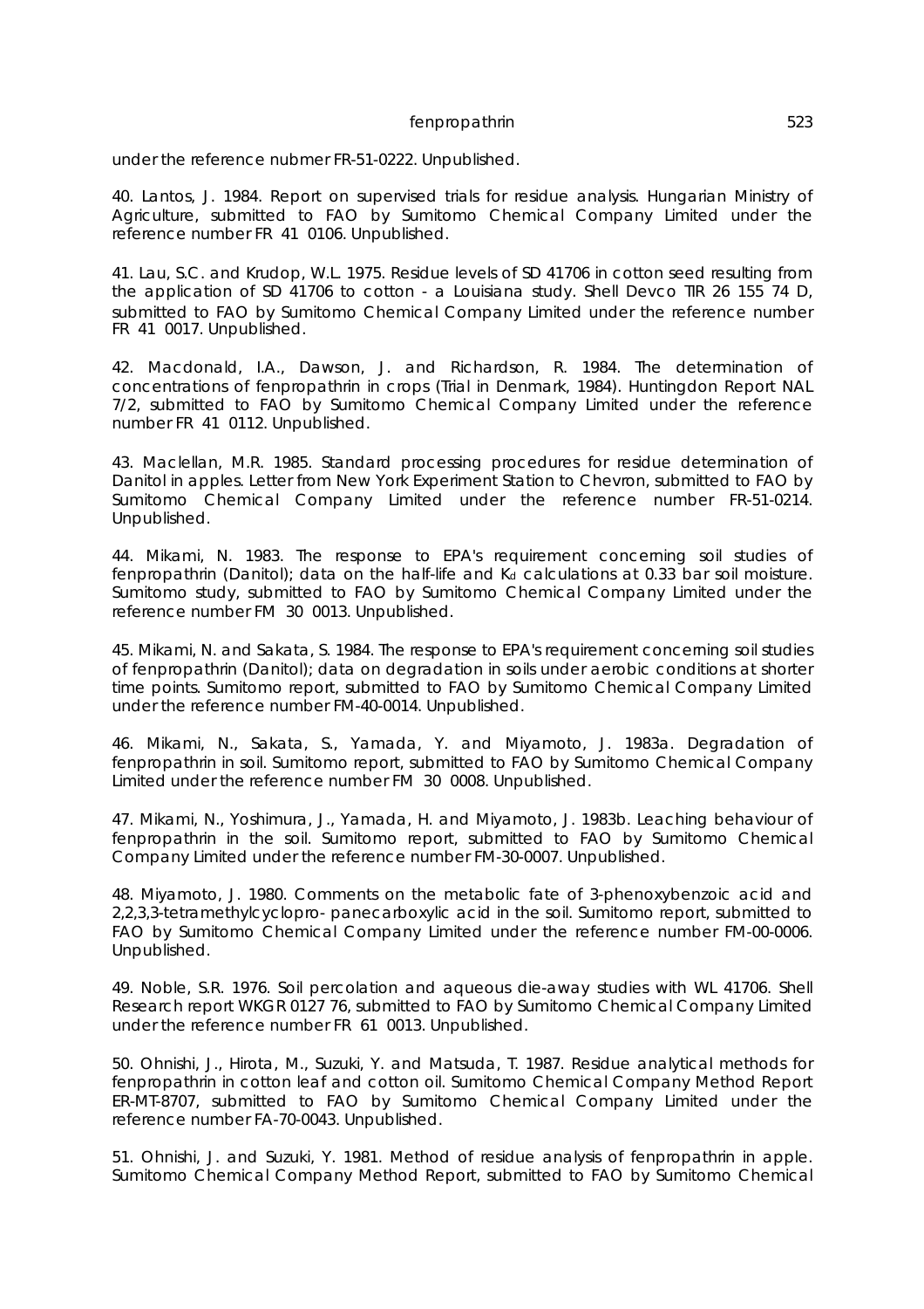under the reference nubmer FR-51-0222. Unpublished.

40. Lantos, J. 1984. Report on supervised trials for residue analysis. Hungarian Ministry of Agriculture, submitted to FAO by Sumitomo Chemical Company Limited under the reference number FR 41 0106. Unpublished.

41. Lau, S.C. and Krudop, W.L. 1975. Residue levels of SD 41706 in cotton seed resulting from the application of SD 41706 to cotton - a Louisiana study. Shell Devco TIR 26 155 74 D, submitted to FAO by Sumitomo Chemical Company Limited under the reference number FR 41 0017. Unpublished.

42. Macdonald, I.A., Dawson, J. and Richardson, R. 1984. The determination of concentrations of fenpropathrin in crops (Trial in Denmark, 1984). Huntingdon Report NAL 7/2, submitted to FAO by Sumitomo Chemical Company Limited under the reference number FR 41 0112. Unpublished.

43. Maclellan, M.R. 1985. Standard processing procedures for residue determination of Danitol in apples. Letter from New York Experiment Station to Chevron, submitted to FAO by Sumitomo Chemical Company Limited under the reference number FR-51-0214. Unpublished.

44. Mikami, N. 1983. The response to EPA's requirement concerning soil studies of fenpropathrin (Danitol); data on the half-life and $K_d$ calculations at 0.33 bar soil moisture. Sumitomo study, submitted to FAO by Sumitomo Chemical Company Limited under the reference number FM 30 0013. Unpublished.

45. Mikami, N. and Sakata, S. 1984. The response to EPA's requirement concerning soil studies of fenpropathrin (Danitol); data on degradation in soils under aerobic conditions at shorter time points. Sumitomo report, submitted to FAO by Sumitomo Chemical Company Limited under the reference number FM-40-0014. Unpublished.

46. Mikami, N., Sakata, S., Yamada, Y. and Miyamoto, J. 1983a. Degradation of fenpropathrin in soil. Sumitomo report, submitted to FAO by Sumitomo Chemical Company Limited under the reference number FM 30 0008. Unpublished.

47. Mikami, N., Yoshimura, J., Yamada, H. and Miyamoto, J. 1983b. Leaching behaviour of fenpropathrin in the soil. Sumitomo report, submitted to FAO by Sumitomo Chemical Company Limited under the reference number FM-30-0007. Unpublished.

48. Miyamoto, J. 1980. Comments on the metabolic fate of 3-phenoxybenzoic acid and 2,2,3,3-tetramethylcyclopro- panecarboxylic acid in the soil. Sumitomo report, submitted to FAO by Sumitomo Chemical Company Limited under the reference number FM-00-0006. Unpublished.

49. Noble, S.R. 1976. Soil percolation and aqueous die-away studies with WL 41706. Shell Research report WKGR 0127 76, submitted to FAO by Sumitomo Chemical Company Limited under the reference number FR 61 0013. Unpublished.

50. Ohnishi, J., Hirota, M., Suzuki, Y. and Matsuda, T. 1987. Residue analytical methods for fenpropathrin in cotton leaf and cotton oil. Sumitomo Chemical Company Method Report ER-MT-8707, submitted to FAO by Sumitomo Chemical Company Limited under the reference number FA-70-0043. Unpublished.

51. Ohnishi, J. and Suzuki, Y. 1981. Method of residue analysis of fenpropathrin in apple. Sumitomo Chemical Company Method Report, submitted to FAO by Sumitomo Chemical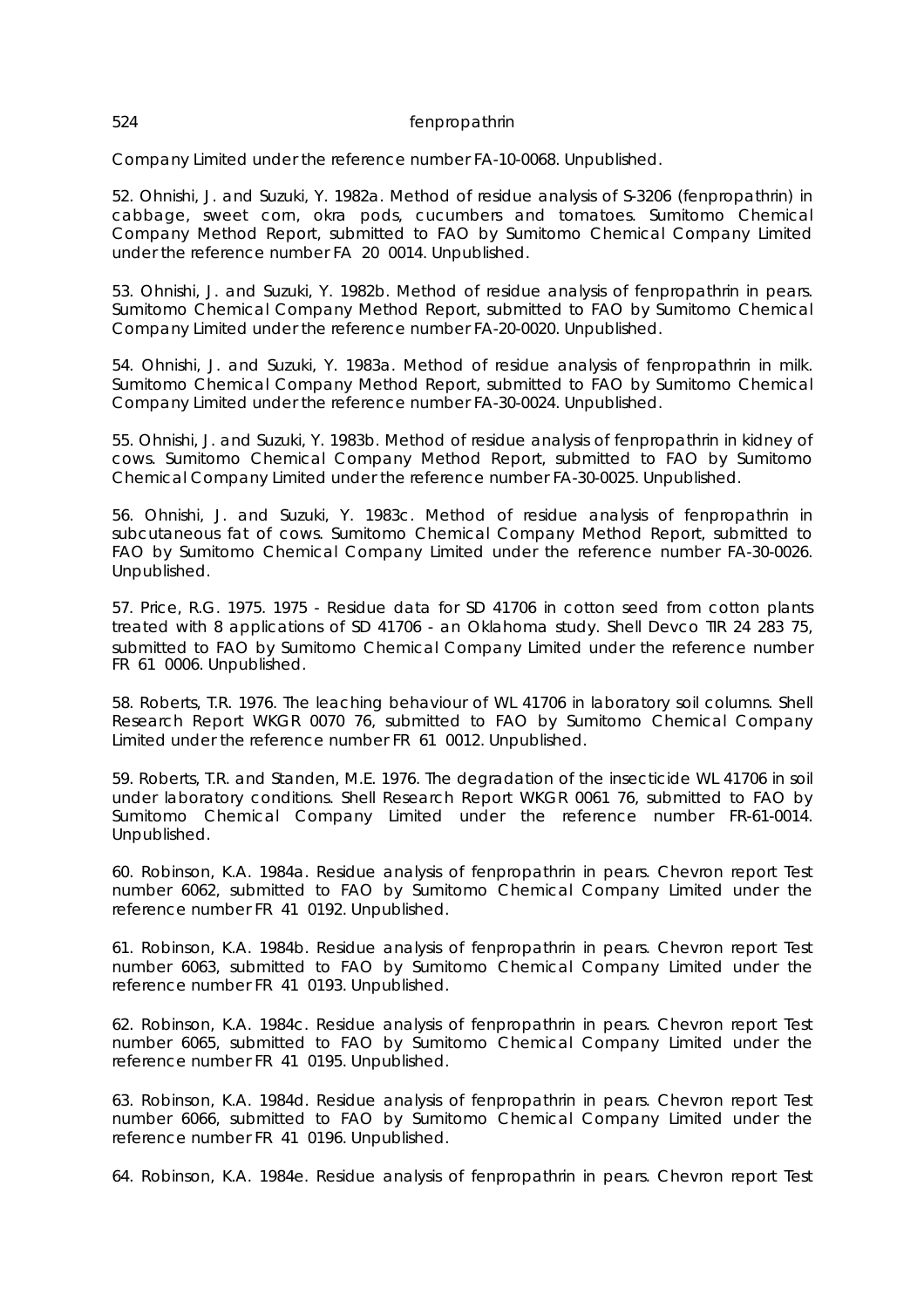Company Limited under the reference number FA-10-0068. Unpublished.

52. Ohnishi, J. and Suzuki, Y. 1982a. Method of residue analysis of S-3206 (fenpropathrin) in cabbage, sweet corn, okra pods, cucumbers and tomatoes. Sumitomo Chemical Company Method Report, submitted to FAO by Sumitomo Chemical Company Limited under the reference number FA 20 0014. Unpublished.

53. Ohnishi, J. and Suzuki, Y. 1982b. Method of residue analysis of fenpropathrin in pears. Sumitomo Chemical Company Method Report, submitted to FAO by Sumitomo Chemical Company Limited under the reference number FA-20-0020. Unpublished.

54. Ohnishi, J. and Suzuki, Y. 1983a. Method of residue analysis of fenpropathrin in milk. Sumitomo Chemical Company Method Report, submitted to FAO by Sumitomo Chemical Company Limited under the reference number FA-30-0024. Unpublished.

55. Ohnishi, J. and Suzuki, Y. 1983b. Method of residue analysis of fenpropathrin in kidney of cows. Sumitomo Chemical Company Method Report, submitted to FAO by Sumitomo Chemical Company Limited under the reference number FA-30-0025. Unpublished.

56. Ohnishi, J. and Suzuki, Y. 1983c. Method of residue analysis of fenpropathrin in subcutaneous fat of cows. Sumitomo Chemical Company Method Report, submitted to FAO by Sumitomo Chemical Company Limited under the reference number FA-30-0026. Unpublished.

57. Price, R.G. 1975. 1975 - Residue data for SD 41706 in cotton seed from cotton plants treated with 8 applications of SD 41706 - an Oklahoma study. Shell Devco TIR 24 283 75, submitted to FAO by Sumitomo Chemical Company Limited under the reference number FR 61 0006. Unpublished.

58. Roberts, T.R. 1976. The leaching behaviour of WL 41706 in laboratory soil columns. Shell Research Report WKGR 0070 76, submitted to FAO by Sumitomo Chemical Company Limited under the reference number FR 61 0012. Unpublished.

59. Roberts, T.R. and Standen, M.E. 1976. The degradation of the insecticide WL 41706 in soil under laboratory conditions. Shell Research Report WKGR 0061 76, submitted to FAO by Sumitomo Chemical Company Limited under the reference number FR-61-0014. Unpublished.

60. Robinson, K.A. 1984a. Residue analysis of fenpropathrin in pears. Chevron report Test number 6062, submitted to FAO by Sumitomo Chemical Company Limited under the reference number FR 41 0192. Unpublished.

61. Robinson, K.A. 1984b. Residue analysis of fenpropathrin in pears. Chevron report Test number 6063, submitted to FAO by Sumitomo Chemical Company Limited under the reference number FR 41 0193. Unpublished.

62. Robinson, K.A. 1984c. Residue analysis of fenpropathrin in pears. Chevron report Test number 6065, submitted to FAO by Sumitomo Chemical Company Limited under the reference number FR 41 0195. Unpublished.

63. Robinson, K.A. 1984d. Residue analysis of fenpropathrin in pears. Chevron report Test number 6066, submitted to FAO by Sumitomo Chemical Company Limited under the reference number FR 41 0196. Unpublished.

64. Robinson, K.A. 1984e. Residue analysis of fenpropathrin in pears. Chevron report Test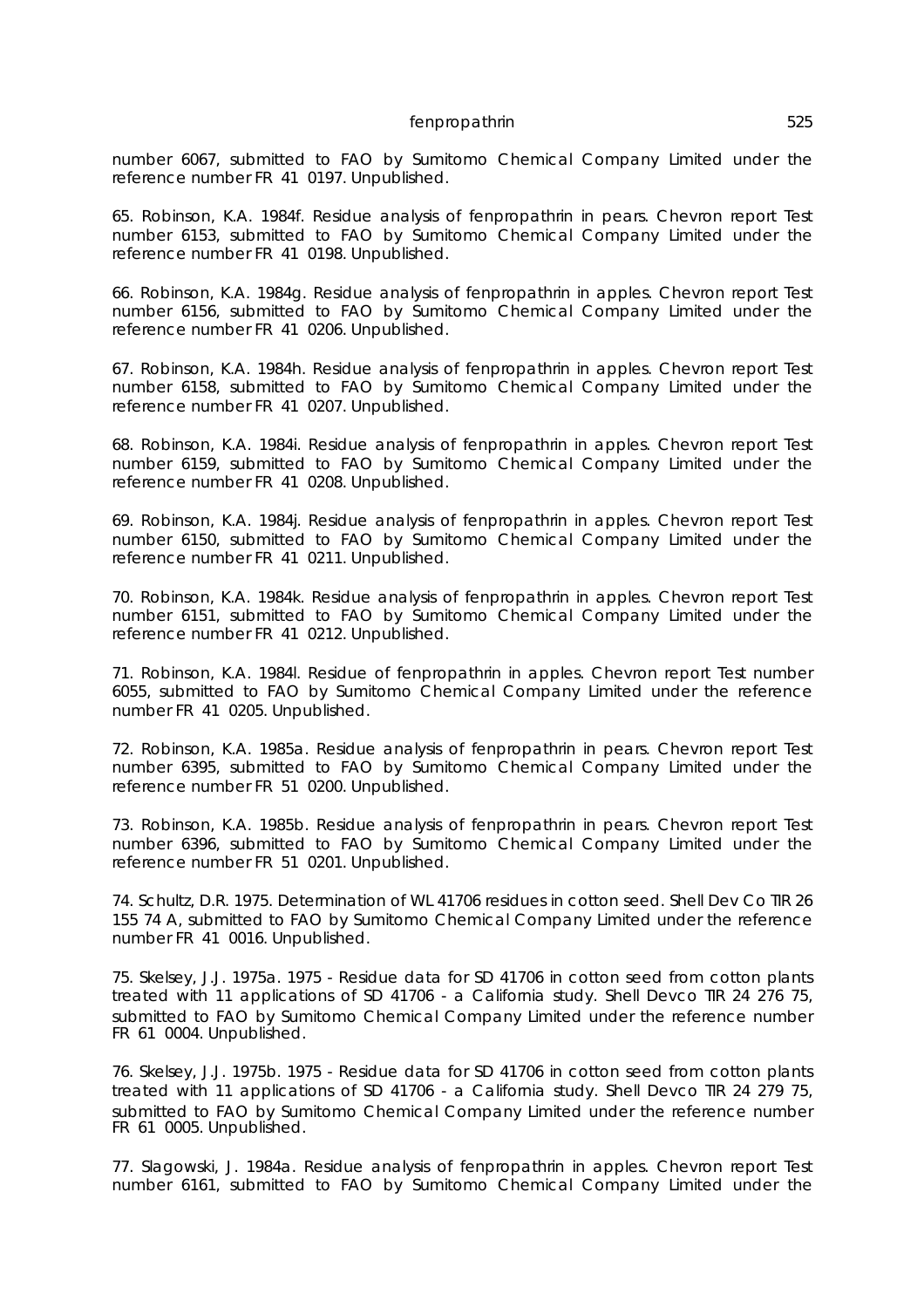number 6067, submitted to FAO by Sumitomo Chemical Company Limited under the reference number FR 41 0197. Unpublished.

65. Robinson, K.A. 1984f. Residue analysis of fenpropathrin in pears. Chevron report Test number 6153, submitted to FAO by Sumitomo Chemical Company Limited under the reference number FR 41 0198. Unpublished.

66. Robinson, K.A. 1984g. Residue analysis of fenpropathrin in apples. Chevron report Test number 6156, submitted to FAO by Sumitomo Chemical Company Limited under the reference number FR 41 0206. Unpublished.

67. Robinson, K.A. 1984h. Residue analysis of fenpropathrin in apples. Chevron report Test number 6158, submitted to FAO by Sumitomo Chemical Company Limited under the reference number FR 41 0207. Unpublished.

68. Robinson, K.A. 1984i. Residue analysis of fenpropathrin in apples. Chevron report Test number 6159, submitted to FAO by Sumitomo Chemical Company Limited under the reference number FR 41 0208. Unpublished.

69. Robinson, K.A. 1984j. Residue analysis of fenpropathrin in apples. Chevron report Test number 6150, submitted to FAO by Sumitomo Chemical Company Limited under the reference number FR 41 0211. Unpublished.

70. Robinson, K.A. 1984k. Residue analysis of fenpropathrin in apples. Chevron report Test number 6151, submitted to FAO by Sumitomo Chemical Company Limited under the reference number FR 41 0212. Unpublished.

71. Robinson, K.A. 1984l. Residue of fenpropathrin in apples. Chevron report Test number 6055, submitted to FAO by Sumitomo Chemical Company Limited under the reference number FR 41 0205. Unpublished.

72. Robinson, K.A. 1985a. Residue analysis of fenpropathrin in pears. Chevron report Test number 6395, submitted to FAO by Sumitomo Chemical Company Limited under the reference number FR 51 0200. Unpublished.

73. Robinson, K.A. 1985b. Residue analysis of fenpropathrin in pears. Chevron report Test number 6396, submitted to FAO by Sumitomo Chemical Company Limited under the reference number FR 51 0201. Unpublished.

74. Schultz, D.R. 1975. Determination of WL 41706 residues in cotton seed. Shell Dev Co TIR 26 155 74 A, submitted to FAO by Sumitomo Chemical Company Limited under the reference number FR 41 0016. Unpublished.

75. Skelsey, J.J. 1975a. 1975 - Residue data for SD 41706 in cotton seed from cotton plants treated with 11 applications of SD 41706 - a California study. Shell Devco TIR 24 276 75, submitted to FAO by Sumitomo Chemical Company Limited under the reference number FR 61 0004. Unpublished.

76. Skelsey, J.J. 1975b. 1975 - Residue data for SD 41706 in cotton seed from cotton plants treated with 11 applications of SD 41706 - a California study. Shell Devco TIR 24 279 75, submitted to FAO by Sumitomo Chemical Company Limited under the reference number FR 61 0005. Unpublished.

77. Slagowski, J. 1984a. Residue analysis of fenpropathrin in apples. Chevron report Test number 6161, submitted to FAO by Sumitomo Chemical Company Limited under the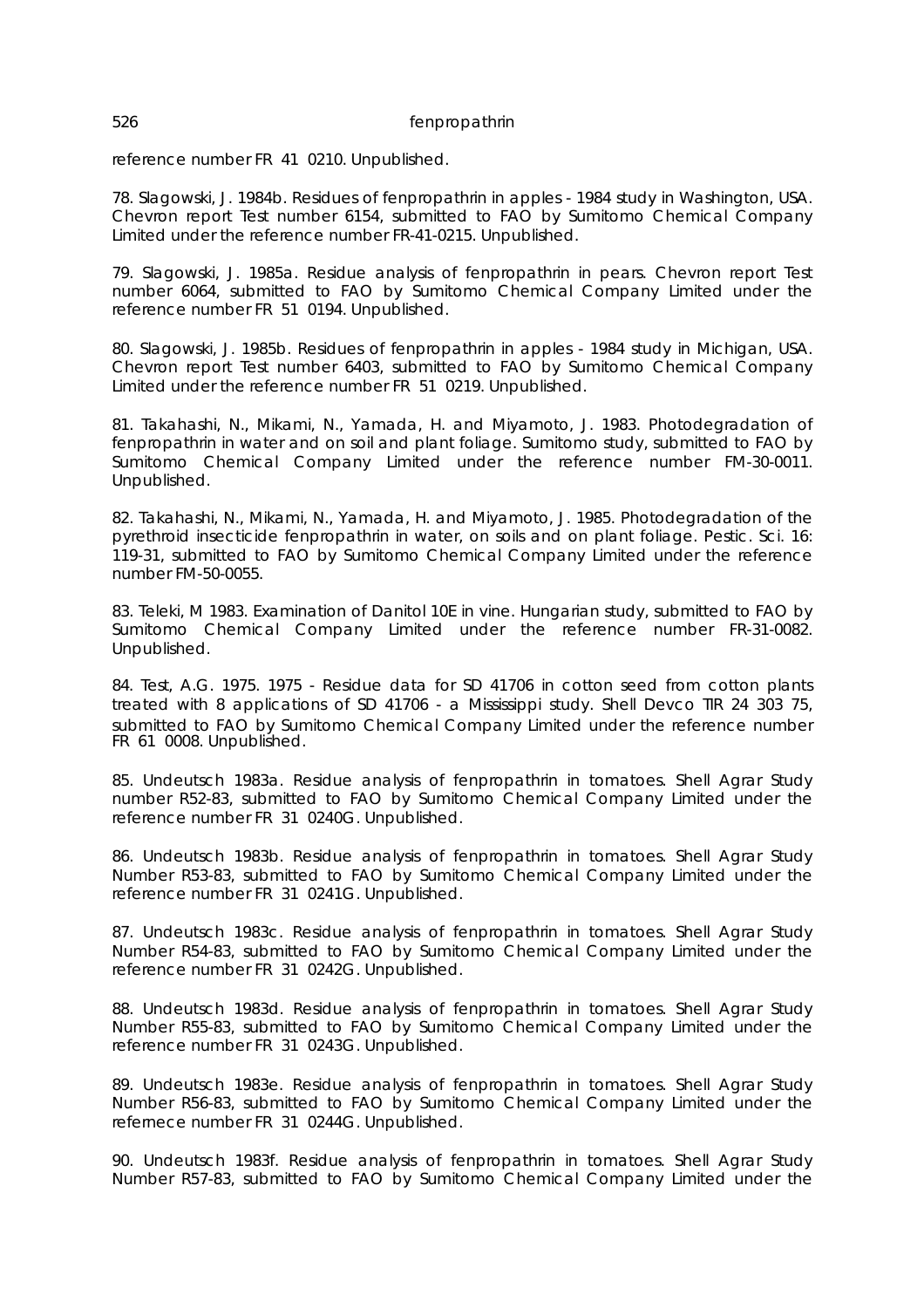reference number FR 41 0210. Unpublished.

78. Slagowski, J. 1984b. Residues of fenpropathrin in apples - 1984 study in Washington, USA. Chevron report Test number 6154, submitted to FAO by Sumitomo Chemical Company Limited under the reference number FR-41-0215. Unpublished.

79. Slagowski, J. 1985a. Residue analysis of fenpropathrin in pears. Chevron report Test number 6064, submitted to FAO by Sumitomo Chemical Company Limited under the reference number FR 51 0194. Unpublished.

80. Slagowski, J. 1985b. Residues of fenpropathrin in apples - 1984 study in Michigan, USA. Chevron report Test number 6403, submitted to FAO by Sumitomo Chemical Company Limited under the reference number FR 51 0219. Unpublished.

81. Takahashi, N., Mikami, N., Yamada, H. and Miyamoto, J. 1983. Photodegradation of fenpropathrin in water and on soil and plant foliage. Sumitomo study, submitted to FAO by Sumitomo Chemical Company Limited under the reference number FM-30-0011. Unpublished.

82. Takahashi, N., Mikami, N., Yamada, H. and Miyamoto, J. 1985. Photodegradation of the pyrethroid insecticide fenpropathrin in water, on soils and on plant foliage. Pestic. Sci. 16: 119-31, submitted to FAO by Sumitomo Chemical Company Limited under the reference number FM-50-0055.

83. Teleki, M 1983. Examination of Danitol 10E in vine. Hungarian study, submitted to FAO by Sumitomo Chemical Company Limited under the reference number FR-31-0082. Unpublished.

84. Test, A.G. 1975. 1975 - Residue data for SD 41706 in cotton seed from cotton plants treated with 8 applications of SD 41706 - a Mississippi study. Shell Devco TIR 24 303 75, submitted to FAO by Sumitomo Chemical Company Limited under the reference number FR 61 0008. Unpublished.

85. Undeutsch 1983a. Residue analysis of fenpropathrin in tomatoes. Shell Agrar Study number R52-83, submitted to FAO by Sumitomo Chemical Company Limited under the reference number FR 31 0240G. Unpublished.

86. Undeutsch 1983b. Residue analysis of fenpropathrin in tomatoes. Shell Agrar Study Number R53-83, submitted to FAO by Sumitomo Chemical Company Limited under the reference number FR 31 0241G. Unpublished.

87. Undeutsch 1983c. Residue analysis of fenpropathrin in tomatoes. Shell Agrar Study Number R54-83, submitted to FAO by Sumitomo Chemical Company Limited under the reference number FR 31 0242G. Unpublished.

88. Undeutsch 1983d. Residue analysis of fenpropathrin in tomatoes. Shell Agrar Study Number R55-83, submitted to FAO by Sumitomo Chemical Company Limited under the reference number FR 31 0243G. Unpublished.

89. Undeutsch 1983e. Residue analysis of fenpropathrin in tomatoes. Shell Agrar Study Number R56-83, submitted to FAO by Sumitomo Chemical Company Limited under the refernece number FR 31 0244G. Unpublished.

90. Undeutsch 1983f. Residue analysis of fenpropathrin in tomatoes. Shell Agrar Study Number R57-83, submitted to FAO by Sumitomo Chemical Company Limited under the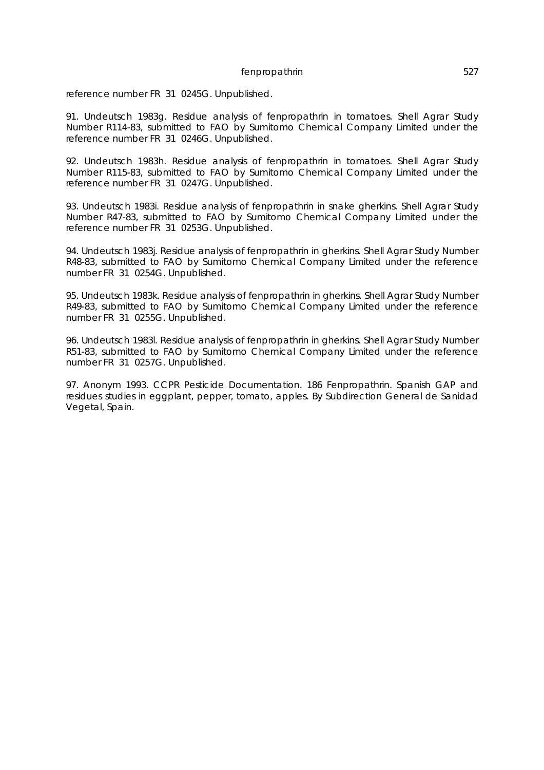reference number FR 31 0245G. Unpublished.

91. Undeutsch 1983g. Residue analysis of fenpropathrin in tomatoes. Shell Agrar Study Number R114-83, submitted to FAO by Sumitomo Chemical Company Limited under the reference number FR 31 0246G. Unpublished.

92. Undeutsch 1983h. Residue analysis of fenpropathrin in tomatoes. Shell Agrar Study Number R115-83, submitted to FAO by Sumitomo Chemical Company Limited under the reference number FR 31 0247G. Unpublished.

93. Undeutsch 1983i. Residue analysis of fenpropathrin in snake gherkins. Shell Agrar Study Number R47-83, submitted to FAO by Sumitomo Chemical Company Limited under the reference number FR 31 0253G. Unpublished.

94. Undeutsch 1983j. Residue analysis of fenpropathrin in gherkins. Shell Agrar Study Number R48-83, submitted to FAO by Sumitomo Chemical Company Limited under the reference number FR 31 0254G. Unpublished.

95. Undeutsch 1983k. Residue analysis of fenpropathrin in gherkins. Shell Agrar Study Number R49-83, submitted to FAO by Sumitomo Chemical Company Limited under the reference number FR 31 0255G. Unpublished.

96. Undeutsch 1983l. Residue analysis of fenpropathrin in gherkins. Shell Agrar Study Number R51-83, submitted to FAO by Sumitomo Chemical Company Limited under the reference number FR 31 0257G. Unpublished.

97. Anonym 1993. CCPR Pesticide Documentation. 186 Fenpropathrin. Spanish GAP and residues studies in eggplant, pepper, tomato, apples. By Subdirection General de Sanidad Vegetal, Spain.